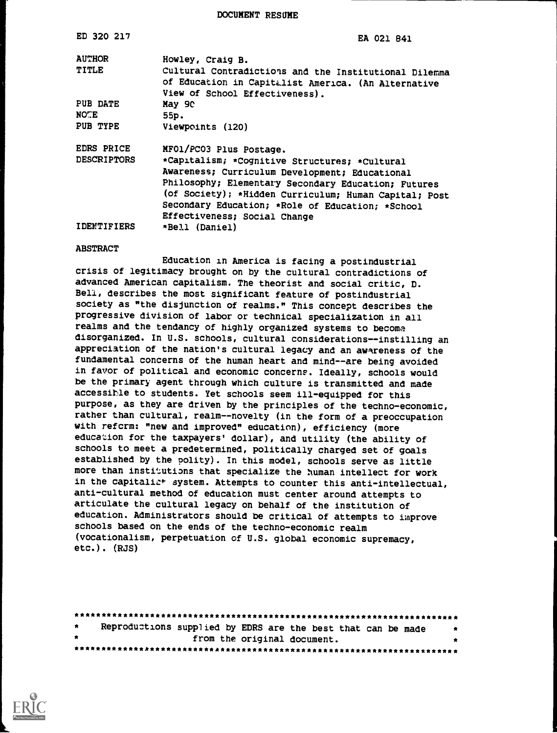DOCUMENT RESUME

| | |
|---|---|
| ED 320 217 | EA 021 841 |
| AUTHOR | Howley, Craig B. |
| TITLE | Cultural Contradictions and the Institutional Dilemma of Education in Capitalist America. (An Alternative View of School Effectiveness). |
| PUB DATE | May 90 |
| NOTE | 55p. |
| PUB TYPE | Viewpoints (120) |
| EDRS PRICE | MF01/PC03 Plus Postage. |
| DESCRIPTORS | *Capitalism; *Cognitive Structures; *Cultural Awareness; Curriculum Development; Educational Philosophy; Elementary Secondary Education; Futures (of Society); *Hidden Curriculum; Human Capital; Post Secondary Education; *Role of Education; *School Effectiveness; Social Change |
| IDENTIFIERS | *Bell (Daniel) |

ABSTRACT

Education in America is facing a postindustrial crisis of legitimacy brought on by the cultural contradictions of advanced American capitalism. The theorist and social critic, D. Bell, describes the most significant feature of postindustrial society as "the disjunction of realms." This concept describes the progressive division of labor or technical specialization in all realms and the tendancy of highly organized systems to become disorganized. In U.S. schools, cultural considerations--instilling an appreciation of the nation's cultural legacy and an awareness of the fundamental concerns of the human heart and mind--are being avoided in favor of political and economic concerns. Ideally, schools would be the primary agent through which culture is transmitted and made accessible to students. Yet schools seem ill-equipped for this purpose, as they are driven by the principles of the techno-economic, rather than cultural, realm--novelty (in the form of a preoccupation with reform: "new and improved" education), efficiency (more education for the taxpayers' dollar), and utility (the ability of schools to meet a predetermined, politically charged set of goals established by the polity). In this model, schools serve as little more than institutions that specialize the human intellect for work in the capitalist system. Attempts to counter this anti-intellectual, anti-cultural method of education must center around attempts to articulate the cultural legacy on behalf of the institution of education. Administrators should be critical of attempts to improve schools based on the ends of the techno-economic realm (vocationalism, perpetuation of U.S. global economic supremacy, etc.). (RJS)

***********************************************************************
* Reproductions supplied by EDRS are the best that can be made *
* from the original document. *
***********************************************************************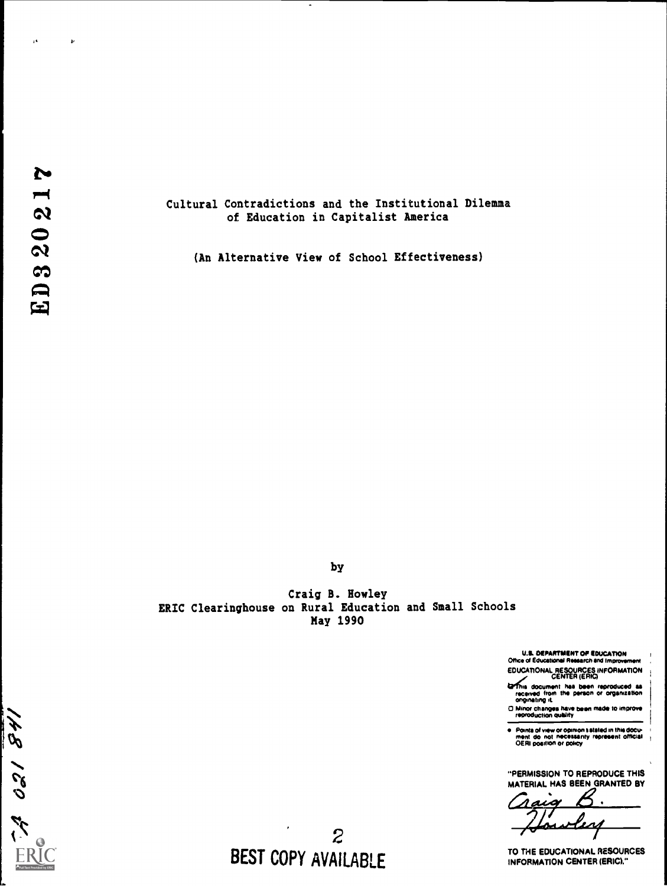# Cultural Contradictions and the Institutional Dilemma of Education in Capitalist America

(An Alternative View of School Effectiveness)

by

Craig B. Howley
ERIC Clearinghouse on Rural Education and Small Schools
May 1990

U.S. DEPARTMENT OF EDUCATION
Office of Educational Research and Improvement
EDUCATIONAL RESOURCES INFORMATION CENTER (ERIC)

☑ This document has been reproduced as received from the person or organization originating it.

☐ Minor changes have been made to improve reproduction quality

- Points of view or opinions stated in this document do not necessarily represent official OERI position or policy

"PERMISSION TO REPRODUCE THIS MATERIAL HAS BEEN GRANTED BY
Craig B. Howley
TO THE EDUCATIONAL RESOURCES INFORMATION CENTER (ERIC)."

BEST COPY AVAILABLE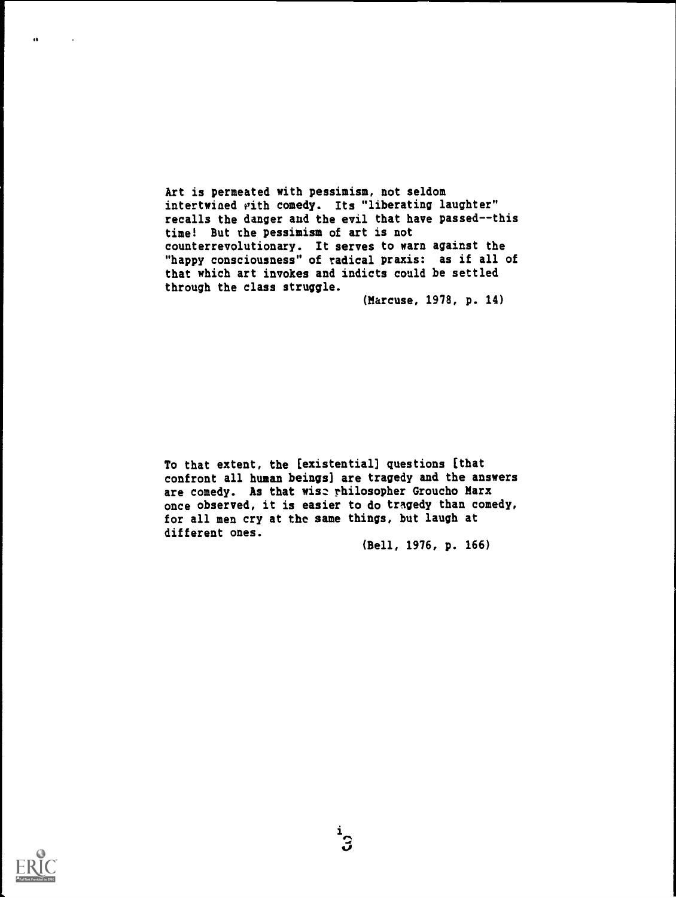> Art is permeated with pessimism, not seldom intertwined with comedy. Its "liberating laughter" recalls the danger and the evil that have passed--this time! But the pessimism of art is not counterrevolutionary. It serves to warn against the "happy consciousness" of radical praxis: as if all of that which art invokes and indicts could be settled through the class struggle.
>
> (Marcuse, 1978, p. 14)

> To that extent, the [existential] questions [that confront all human beings] are tragedy and the answers are comedy. As that wise philosopher Groucho Marx once observed, it is easier to do tragedy than comedy, for all men cry at the same things, but laugh at different ones.
>
> (Bell, 1976, p. 166)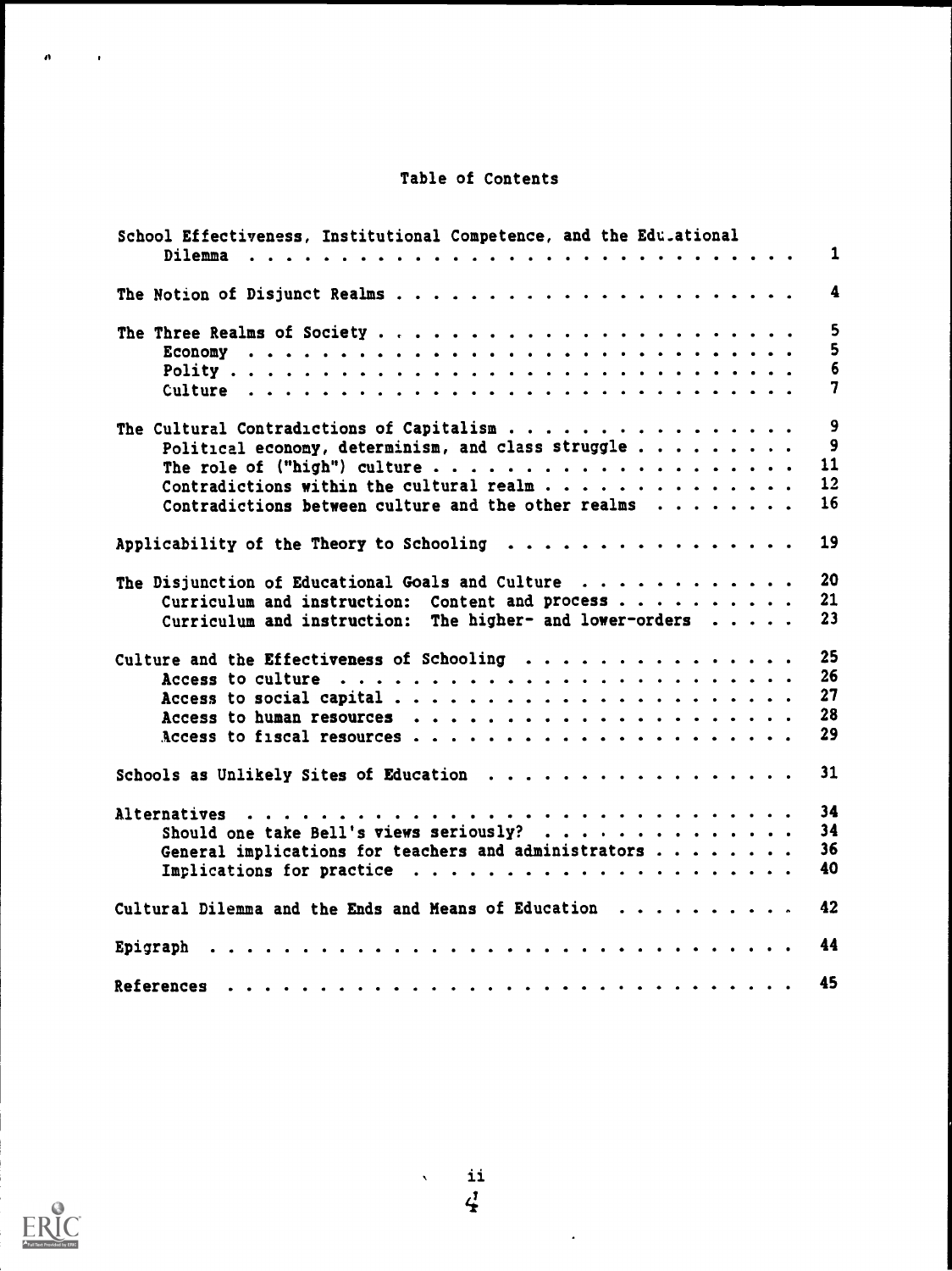# Table of Contents

School Effectiveness, Institutional Competence, and the Educational Dilemma . . . . . 1

The Notion of Disjunct Realms . . . . . 4

The Three Realms of Society . . . . . 5
- Economy . . . . . 5
- Polity . . . . . 6
- Culture . . . . . 7

The Cultural Contradictions of Capitalism . . . . . 9
- Political economy, determinism, and class struggle . . . . . 9
- The role of ("high") culture . . . . . 11
- Contradictions within the cultural realm . . . . . 12
- Contradictions between culture and the other realms . . . . . 16

Applicability of the Theory to Schooling . . . . . 19

The Disjunction of Educational Goals and Culture . . . . . 20
- Curriculum and instruction: Content and process . . . . . 21
- Curriculum and instruction: The higher- and lower-orders . . . . . 23

Culture and the Effectiveness of Schooling . . . . . 25
- Access to culture . . . . . 26
- Access to social capital . . . . . 27
- Access to human resources . . . . . 28
- Access to fiscal resources . . . . . 29

Schools as Unlikely Sites of Education . . . . . 31

Alternatives . . . . . 34
- Should one take Bell's views seriously? . . . . . 34
- General implications for teachers and administrators . . . . . 36
- Implications for practice . . . . . 40

Cultural Dilemma and the Ends and Means of Education . . . . . 42

Epigraph . . . . . 44

References . . . . . 45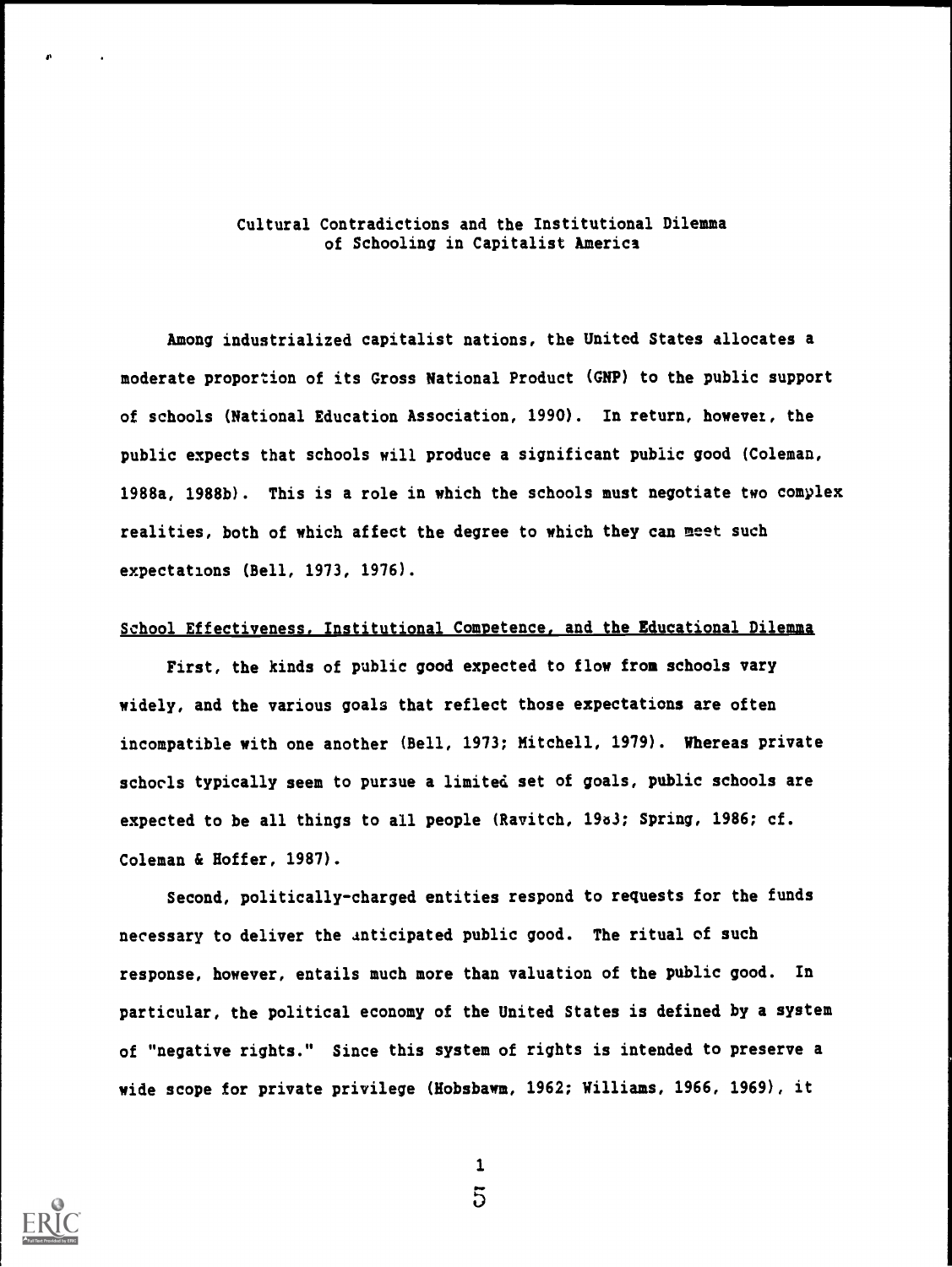# Cultural Contradictions and the Institutional Dilemma of Schooling in Capitalist America

Among industrialized capitalist nations, the United States allocates a moderate proportion of its Gross National Product (GNP) to the public support of schools (National Education Association, 1990). In return, however, the public expects that schools will produce a significant public good (Coleman, 1988a, 1988b). This is a role in which the schools must negotiate two complex realities, both of which affect the degree to which they can meet such expectations (Bell, 1973, 1976).

## School Effectiveness, Institutional Competence, and the Educational Dilemma

First, the kinds of public good expected to flow from schools vary widely, and the various goals that reflect those expectations are often incompatible with one another (Bell, 1973; Mitchell, 1979). Whereas private schools typically seem to pursue a limited set of goals, public schools are expected to be all things to all people (Ravitch, 1983; Spring, 1986; cf. Coleman & Hoffer, 1987).

Second, politically-charged entities respond to requests for the funds necessary to deliver the anticipated public good. The ritual of such response, however, entails much more than valuation of the public good. In particular, the political economy of the United States is defined by a system of "negative rights." Since this system of rights is intended to preserve a wide scope for private privilege (Hobsbawm, 1962; Williams, 1966, 1969), it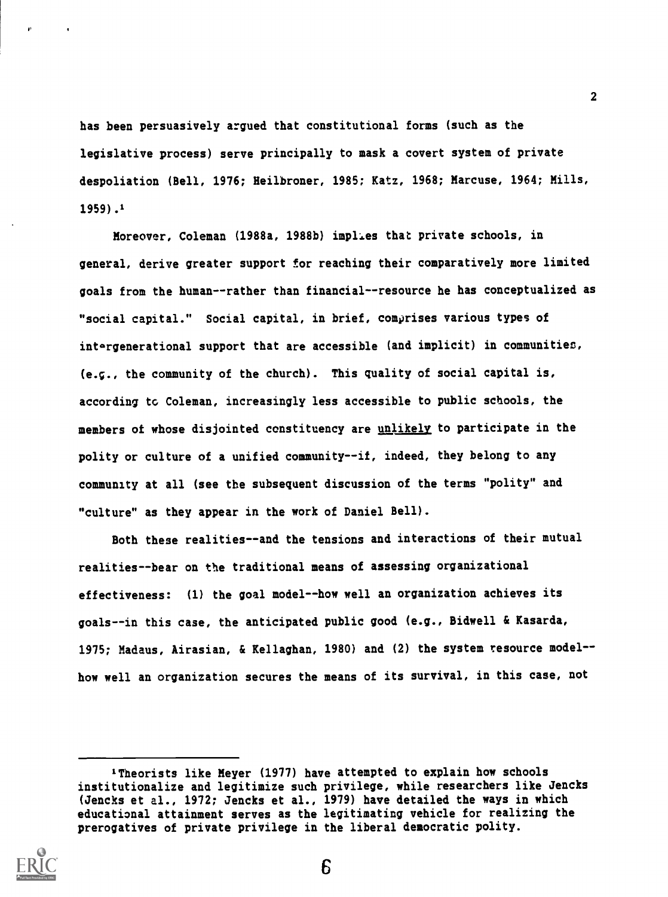has been persuasively argued that constitutional forms (such as the legislative process) serve principally to mask a covert system of private despoliation (Bell, 1976; Heilbroner, 1985; Katz, 1968; Marcuse, 1964; Mills, 1959).[1]

Moreover, Coleman (1988a, 1988b) implies that private schools, in general, derive greater support for reaching their comparatively more limited goals from the human--rather than financial--resource he has conceptualized as "social capital." Social capital, in brief, comprises various types of intergenerational support that are accessible (and implicit) in communities, (e.g., the community of the church). This quality of social capital is, according to Coleman, increasingly less accessible to public schools, the members of whose disjointed constituency are <u>unlikely</u> to participate in the polity or culture of a unified community--if, indeed, they belong to any community at all (see the subsequent discussion of the terms "polity" and "culture" as they appear in the work of Daniel Bell).

Both these realities--and the tensions and interactions of their mutual realities--bear on the traditional means of assessing organizational effectiveness: (1) the goal model--how well an organization achieves its goals--in this case, the anticipated public good (e.g., Bidwell & Kasarda, 1975; Madaus, Airasian, & Kellaghan, 1980) and (2) the system resource model--how well an organization secures the means of its survival, in this case, not

---

[1] Theorists like Meyer (1977) have attempted to explain how schools institutionalize and legitimize such privilege, while researchers like Jencks (Jencks et al., 1972; Jencks et al., 1979) have detailed the ways in which educational attainment serves as the legitimating vehicle for realizing the prerogatives of private privilege in the liberal democratic polity.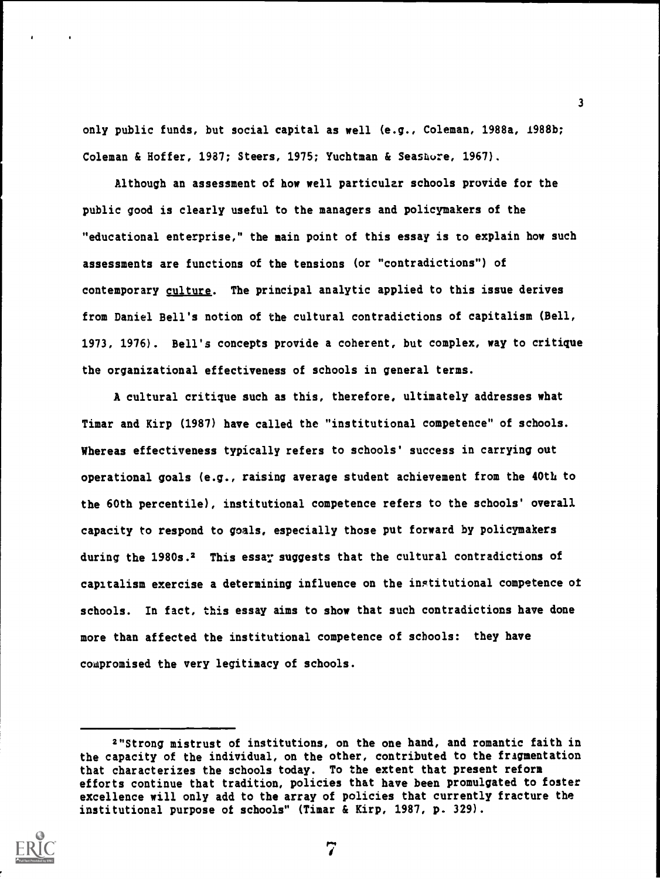only public funds, but social capital as well (e.g., Coleman, 1988a, 1988b; Coleman & Hoffer, 1987; Steers, 1975; Yuchtman & Seashore, 1967).

Although an assessment of how well particular schools provide for the public good is clearly useful to the managers and policymakers of the "educational enterprise," the main point of this essay is to explain how such assessments are functions of the tensions (or "contradictions") of contemporary <u>culture</u>. The principal analytic applied to this issue derives from Daniel Bell's notion of the cultural contradictions of capitalism (Bell, 1973, 1976). Bell's concepts provide a coherent, but complex, way to critique the organizational effectiveness of schools in general terms.

A cultural critique such as this, therefore, ultimately addresses what Timar and Kirp (1987) have called the "institutional competence" of schools. Whereas effectiveness typically refers to schools' success in carrying out operational goals (e.g., raising average student achievement from the 40th to the 60th percentile), institutional competence refers to the schools' overall capacity to respond to goals, especially those put forward by policymakers during the 1980s.[2] This essay suggests that the cultural contradictions of capitalism exercise a determining influence on the institutional competence of schools. In fact, this essay aims to show that such contradictions have done more than affected the institutional competence of schools: they have compromised the very legitimacy of schools.

---

[2] "Strong mistrust of institutions, on the one hand, and romantic faith in the capacity of the individual, on the other, contributed to the fragmentation that characterizes the schools today. To the extent that present reform efforts continue that tradition, policies that have been promulgated to foster excellence will only add to the array of policies that currently fracture the institutional purpose of schools" (Timar & Kirp, 1987, p. 329).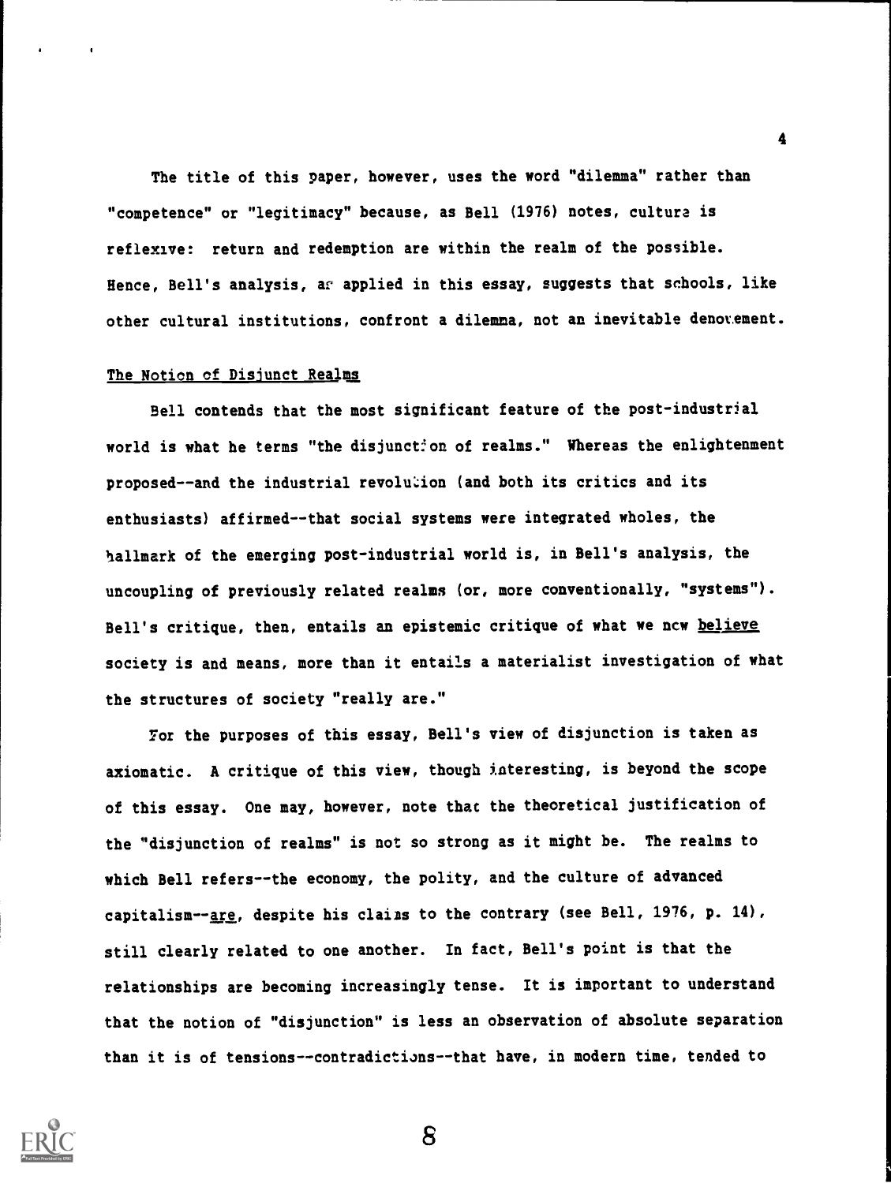The title of this paper, however, uses the word "dilemma" rather than "competence" or "legitimacy" because, as Bell (1976) notes, culture is reflexive: return and redemption are within the realm of the possible. Hence, Bell's analysis, as applied in this essay, suggests that schools, like other cultural institutions, confront a dilemma, not an inevitable denouement.

## The Notion of Disjunct Realms

Bell contends that the most significant feature of the post-industrial world is what he terms "the disjunction of realms." Whereas the enlightenment proposed--and the industrial revolution (and both its critics and its enthusiasts) affirmed--that social systems were integrated wholes, the hallmark of the emerging post-industrial world is, in Bell's analysis, the uncoupling of previously related realms (or, more conventionally, "systems"). Bell's critique, then, entails an epistemic critique of what we now *believe* society is and means, more than it entails a materialist investigation of what the structures of society "really are."

For the purposes of this essay, Bell's view of disjunction is taken as axiomatic. A critique of this view, though interesting, is beyond the scope of this essay. One may, however, note that the theoretical justification of the "disjunction of realms" is not so strong as it might be. The realms to which Bell refers--the economy, the polity, and the culture of advanced capitalism--*are*, despite his claims to the contrary (see Bell, 1976, p. 14), still clearly related to one another. In fact, Bell's point is that the relationships are becoming increasingly tense. It is important to understand that the notion of "disjunction" is less an observation of absolute separation than it is of tensions--contradictions--that have, in modern time, tended to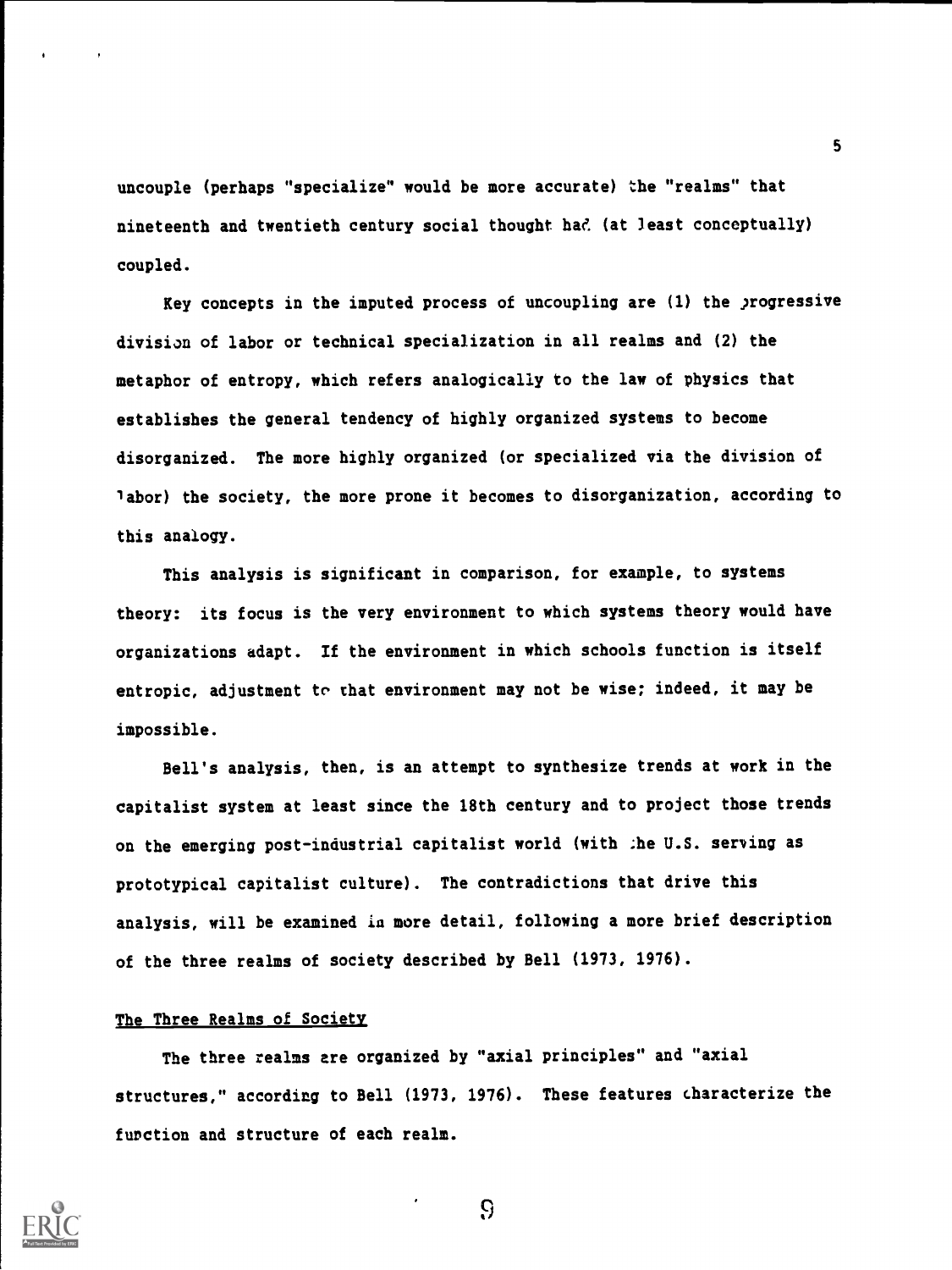uncouple (perhaps "specialize" would be more accurate) the "realms" that nineteenth and twentieth century social thought had (at least conceptually) coupled.

Key concepts in the imputed process of uncoupling are (1) the progressive division of labor or technical specialization in all realms and (2) the metaphor of entropy, which refers analogically to the law of physics that establishes the general tendency of highly organized systems to become disorganized. The more highly organized (or specialized via the division of labor) the society, the more prone it becomes to disorganization, according to this analogy.

This analysis is significant in comparison, for example, to systems theory: its focus is the very environment to which systems theory would have organizations adapt. If the environment in which schools function is itself entropic, adjustment to that environment may not be wise; indeed, it may be impossible.

Bell's analysis, then, is an attempt to synthesize trends at work in the capitalist system at least since the 18th century and to project those trends on the emerging post-industrial capitalist world (with the U.S. serving as prototypical capitalist culture). The contradictions that drive this analysis, will be examined in more detail, following a more brief description of the three realms of society described by Bell (1973, 1976).

## The Three Realms of Society

The three realms are organized by "axial principles" and "axial structures," according to Bell (1973, 1976). These features characterize the function and structure of each realm.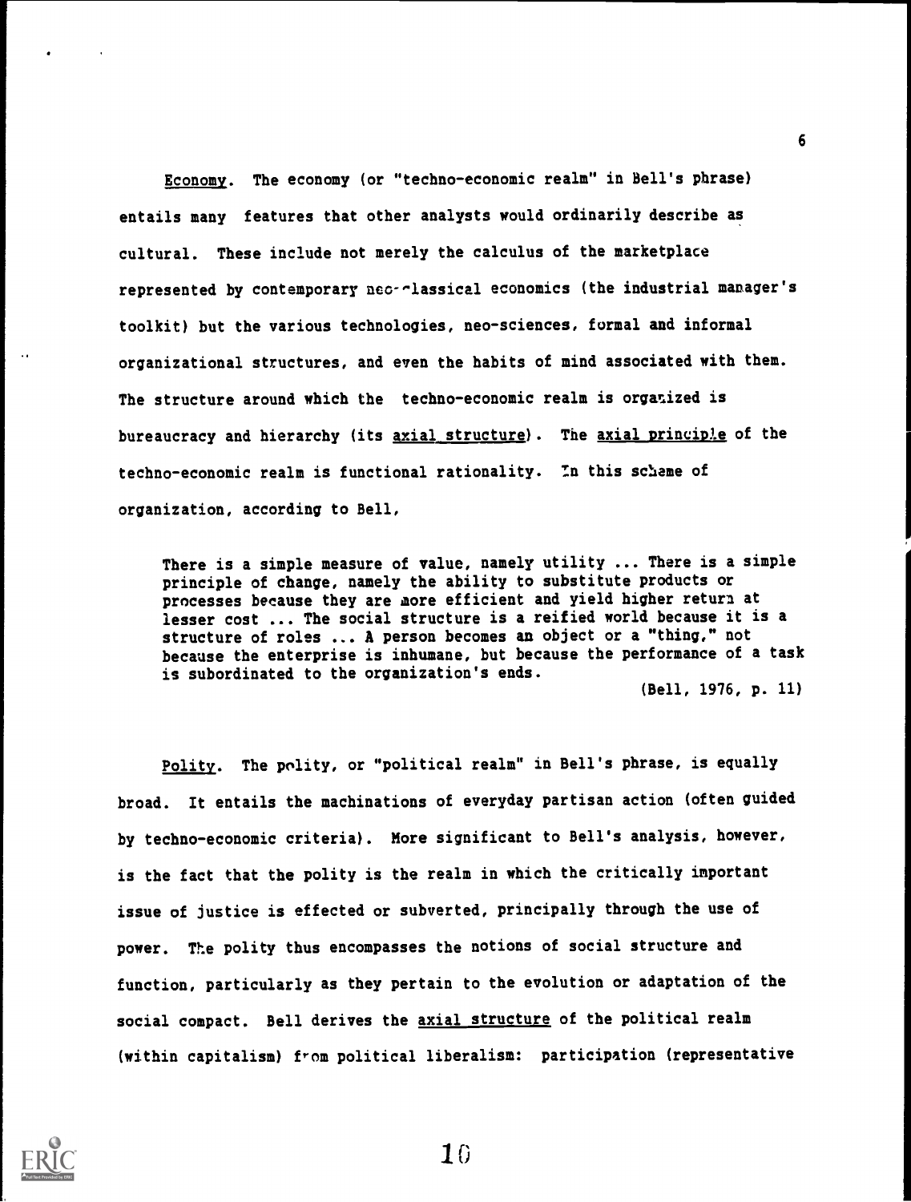Economy. The economy (or "techno-economic realm" in Bell's phrase) entails many features that other analysts would ordinarily describe as cultural. These include not merely the calculus of the marketplace represented by contemporary neo-classical economics (the industrial manager's toolkit) but the various technologies, neo-sciences, formal and informal organizational structures, and even the habits of mind associated with them. The structure around which the techno-economic realm is organized is bureaucracy and hierarchy (its _axial structure_). The _axial principle_ of the techno-economic realm is functional rationality. In this scheme of organization, according to Bell,

> There is a simple measure of value, namely utility ... There is a simple principle of change, namely the ability to substitute products or processes because they are more efficient and yield higher return at lesser cost ... The social structure is a reified world because it is a structure of roles ... A person becomes an object or a "thing," not because the enterprise is inhumane, but because the performance of a task is subordinated to the organization's ends.
>
> (Bell, 1976, p. 11)

Polity. The polity, or "political realm" in Bell's phrase, is equally broad. It entails the machinations of everyday partisan action (often guided by techno-economic criteria). More significant to Bell's analysis, however, is the fact that the polity is the realm in which the critically important issue of justice is effected or subverted, principally through the use of power. The polity thus encompasses the notions of social structure and function, particularly as they pertain to the evolution or adaptation of the social compact. Bell derives the _axial structure_ of the political realm (within capitalism) from political liberalism: participation (representative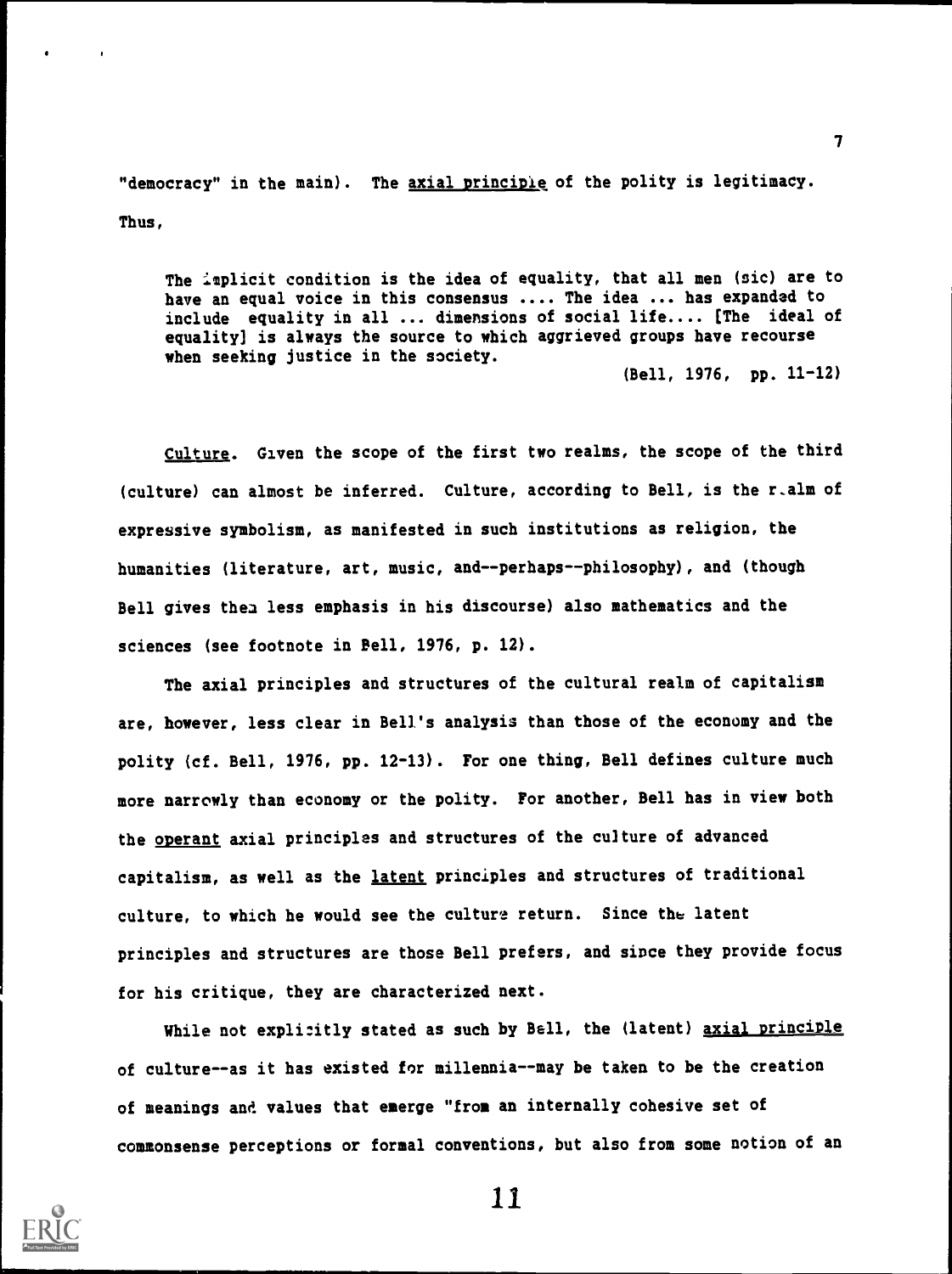"democracy" in the main). The <u>axial principle</u> of the polity is legitimacy. Thus,

> The implicit condition is the idea of equality, that all men (sic) are to have an equal voice in this consensus .... The idea ... has expanded to include equality in all ... dimensions of social life.... [The ideal of equality] is always the source to which aggrieved groups have recourse when seeking justice in the society.
>
> (Bell, 1976, pp. 11-12)

<u>Culture</u>. Given the scope of the first two realms, the scope of the third (culture) can almost be inferred. Culture, according to Bell, is the realm of expressive symbolism, as manifested in such institutions as religion, the humanities (literature, art, music, and--perhaps--philosophy), and (though Bell gives them less emphasis in his discourse) also mathematics and the sciences (see footnote in Bell, 1976, p. 12).

The axial principles and structures of the cultural realm of capitalism are, however, less clear in Bell's analysis than those of the economy and the polity (cf. Bell, 1976, pp. 12-13). For one thing, Bell defines culture much more narrowly than economy or the polity. For another, Bell has in view both the <u>operant</u> axial principles and structures of the culture of advanced capitalism, as well as the <u>latent</u> principles and structures of traditional culture, to which he would see the culture return. Since the latent principles and structures are those Bell prefers, and since they provide focus for his critique, they are characterized next.

While not explicitly stated as such by Bell, the (latent) <u>axial principle</u> of culture--as it has existed for millennia--may be taken to be the creation of meanings and values that emerge "from an internally cohesive set of commonsense perceptions or formal conventions, but also from some notion of an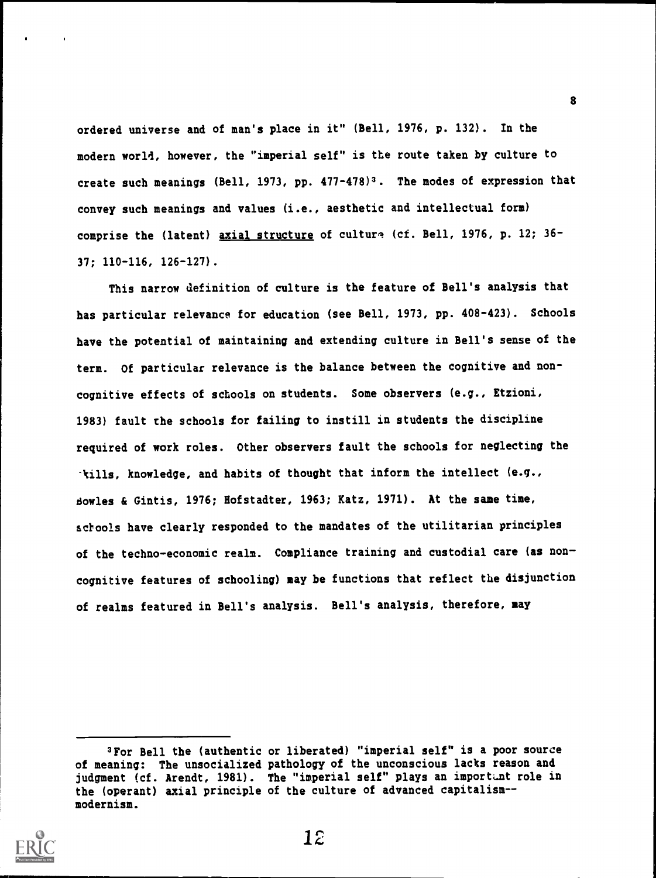ordered universe and of man's place in it" (Bell, 1976, p. 132). In the modern world, however, the "imperial self" is the route taken by culture to create such meanings (Bell, 1973, pp. 477-478)[3]. The modes of expression that convey such meanings and values (i.e., aesthetic and intellectual form) comprise the (latent) axial structure of culture (cf. Bell, 1976, p. 12; 36-37; 110-116, 126-127).

This narrow definition of culture is the feature of Bell's analysis that has particular relevance for education (see Bell, 1973, pp. 408-423). Schools have the potential of maintaining and extending culture in Bell's sense of the term. Of particular relevance is the balance between the cognitive and non-cognitive effects of schools on students. Some observers (e.g., Etzioni, 1983) fault the schools for failing to instill in students the discipline required of work roles. Other observers fault the schools for neglecting the skills, knowledge, and habits of thought that inform the intellect (e.g., Bowles & Gintis, 1976; Hofstadter, 1963; Katz, 1971). At the same time, schools have clearly responded to the mandates of the utilitarian principles of the techno-economic realm. Compliance training and custodial care (as non-cognitive features of schooling) may be functions that reflect the disjunction of realms featured in Bell's analysis. Bell's analysis, therefore, may

[3]For Bell the (authentic or liberated) "imperial self" is a poor source of meaning: The unsocialized pathology of the unconscious lacks reason and judgment (cf. Arendt, 1981). The "imperial self" plays an important role in the (operant) axial principle of the culture of advanced capitalism--modernism.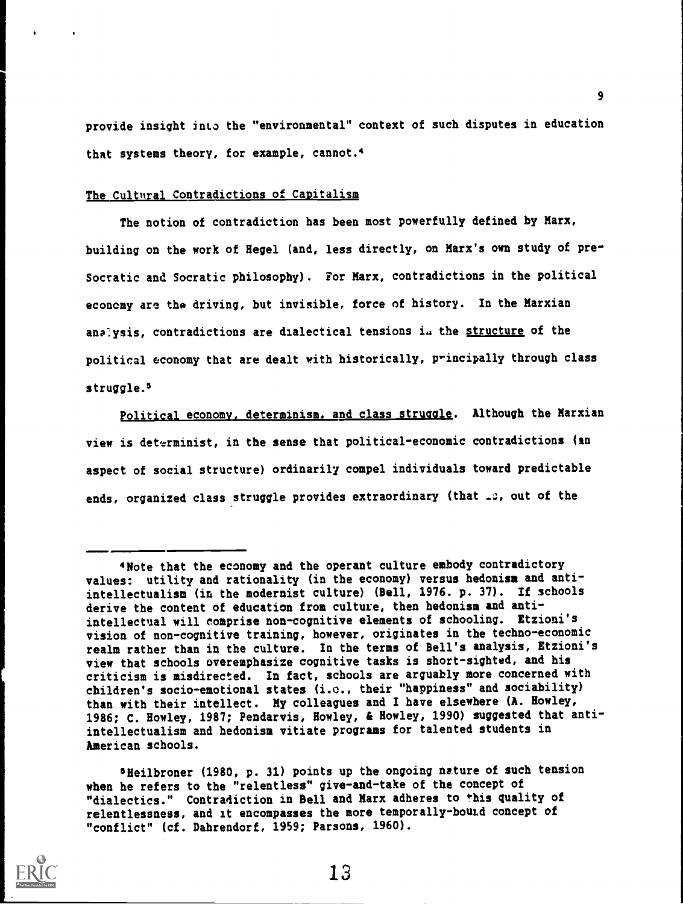provide insight into the "environmental" context of such disputes in education that systems theory, for example, cannot.[4]

## The Cultural Contradictions of Capitalism

The notion of contradiction has been most powerfully defined by Marx, building on the work of Hegel (and, less directly, on Marx's own study of pre-Socratic and Socratic philosophy). For Marx, contradictions in the political economy are the driving, but invisible, force of history. In the Marxian analysis, contradictions are dialectical tensions in the structure of the political economy that are dealt with historically, principally through class struggle.[5]

Political economy, determinism, and class struggle. Although the Marxian view is determinist, in the sense that political-economic contradictions (an aspect of social structure) ordinarily compel individuals toward predictable ends, organized class struggle provides extraordinary (that is, out of the

---

[4]Note that the economy and the operant culture embody contradictory values: utility and rationality (in the economy) versus hedonism and anti-intellectualism (in the modernist culture) (Bell, 1976. p. 37). If schools derive the content of education from culture, then hedonism and anti-intellectual will comprise non-cognitive elements of schooling. Etzioni's vision of non-cognitive training, however, originates in the techno-economic realm rather than in the culture. In the terms of Bell's analysis, Etzioni's view that schools overemphasize cognitive tasks is short-sighted, and his criticism is misdirected. In fact, schools are arguably more concerned with children's socio-emotional states (i.e., their "happiness" and sociability) than with their intellect. My colleagues and I have elsewhere (A. Howley, 1986; C. Howley, 1987; Pendarvis, Howley, & Howley, 1990) suggested that anti-intellectualism and hedonism vitiate programs for talented students in American schools.

[5]Heilbroner (1980, p. 31) points up the ongoing nature of such tension when he refers to the "relentless" give-and-take of the concept of "dialectics." Contradiction in Bell and Marx adheres to this quality of relentlessness, and it encompasses the more temporally-bound concept of "conflict" (cf. Dahrendorf, 1959; Parsons, 1960).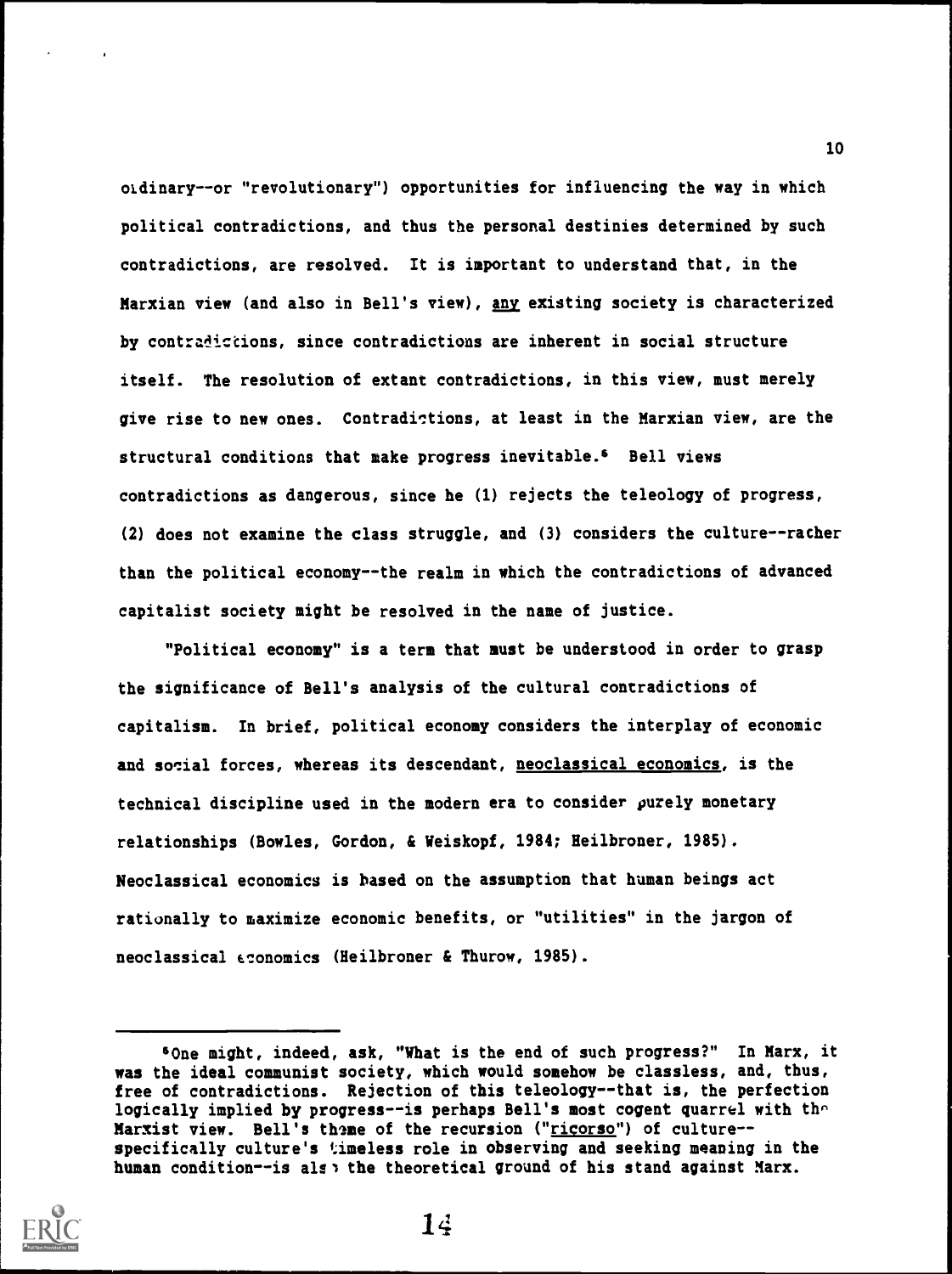ordinary--or "revolutionary") opportunities for influencing the way in which political contradictions, and thus the personal destinies determined by such contradictions, are resolved. It is important to understand that, in the Marxian view (and also in Bell's view), <u>any</u> existing society is characterized by contradictions, since contradictions are inherent in social structure itself. The resolution of extant contradictions, in this view, must merely give rise to new ones. Contradictions, at least in the Marxian view, are the structural conditions that make progress inevitable.[6] Bell views contradictions as dangerous, since he (1) rejects the teleology of progress, (2) does not examine the class struggle, and (3) considers the culture--rather than the political economy--the realm in which the contradictions of advanced capitalist society might be resolved in the name of justice.

"Political economy" is a term that must be understood in order to grasp the significance of Bell's analysis of the cultural contradictions of capitalism. In brief, political economy considers the interplay of economic and social forces, whereas its descendant, <u>neoclassical economics</u>, is the technical discipline used in the modern era to consider purely monetary relationships (Bowles, Gordon, & Weiskopf, 1984; Heilbroner, 1985). Neoclassical economics is based on the assumption that human beings act rationally to maximize economic benefits, or "utilities" in the jargon of neoclassical economics (Heilbroner & Thurow, 1985).

---

[6]One might, indeed, ask, "What is the end of such progress?" In Marx, it was the ideal communist society, which would somehow be classless, and, thus, free of contradictions. Rejection of this teleology--that is, the perfection logically implied by progress--is perhaps Bell's most cogent quarrel with the Marxist view. Bell's theme of the recursion ("<u>ricorso</u>") of culture--specifically culture's timeless role in observing and seeking meaning in the human condition--is also the theoretical ground of his stand against Marx.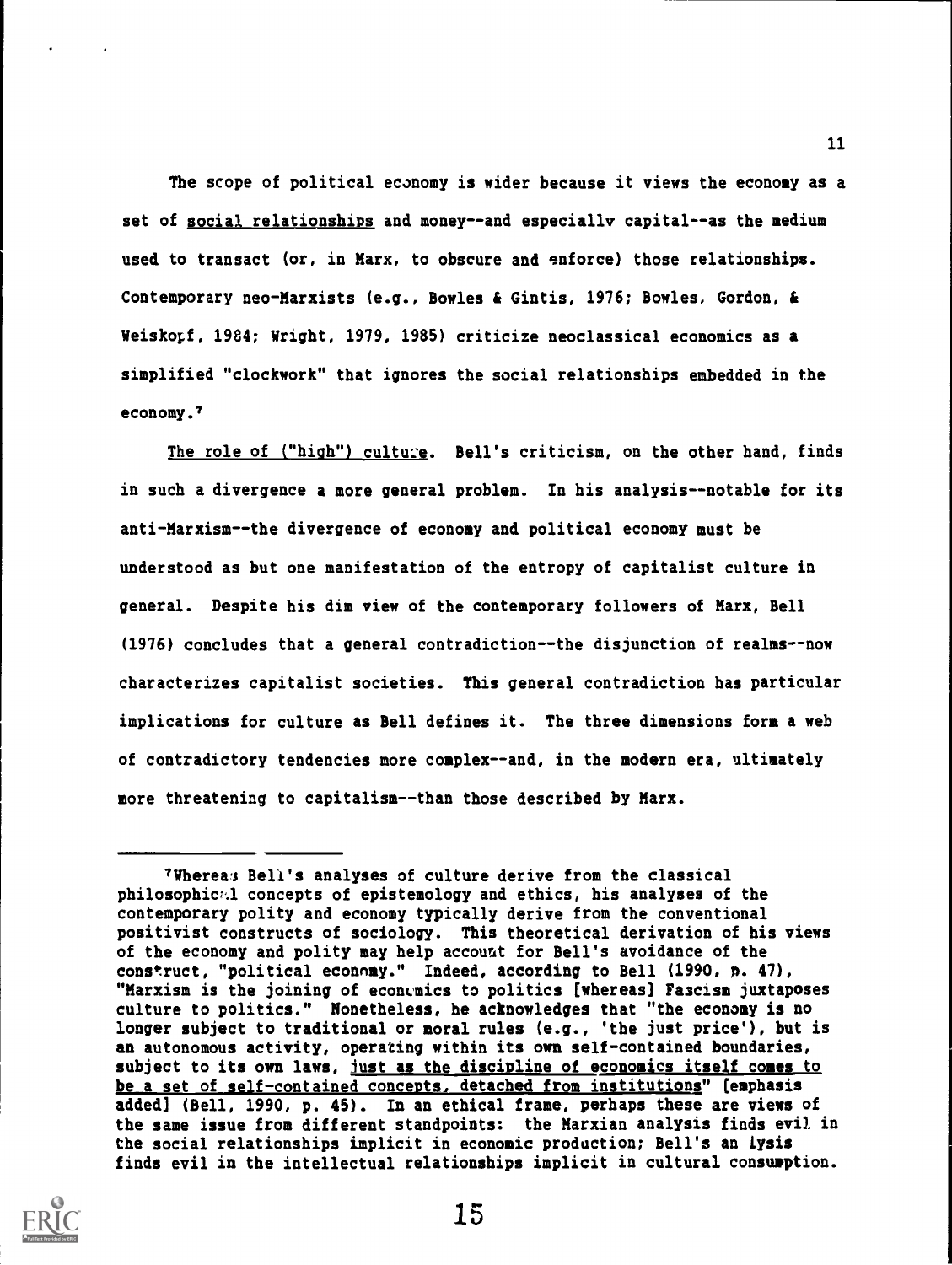The scope of political economy is wider because it views the economy as a set of <u>social relationships</u> and money--and especially capital--as the medium used to transact (or, in Marx, to obscure and enforce) those relationships. Contemporary neo-Marxists (e.g., Bowles & Gintis, 1976; Bowles, Gordon, & Weiskopf, 1984; Wright, 1979, 1985) criticize neoclassical economics as a simplified "clockwork" that ignores the social relationships embedded in the economy.[7]

<u>The role of ("high") culture</u>. Bell's criticism, on the other hand, finds in such a divergence a more general problem. In his analysis--notable for its anti-Marxism--the divergence of economy and political economy must be understood as but one manifestation of the entropy of capitalist culture in general. Despite his dim view of the contemporary followers of Marx, Bell (1976) concludes that a general contradiction--the disjunction of realms--now characterizes capitalist societies. This general contradiction has particular implications for culture as Bell defines it. The three dimensions form a web of contradictory tendencies more complex--and, in the modern era, ultimately more threatening to capitalism--than those described by Marx.

---

[7] Whereas Bell's analyses of culture derive from the classical philosophical concepts of epistemology and ethics, his analyses of the contemporary polity and economy typically derive from the conventional positivist constructs of sociology. This theoretical derivation of his views of the economy and polity may help account for Bell's avoidance of the construct, "political economy." Indeed, according to Bell (1990, p. 47), "Marxism is the joining of economics to politics [whereas] Fascism juxtaposes culture to politics." Nonetheless, he acknowledges that "the economy is no longer subject to traditional or moral rules (e.g., 'the just price'), but is an autonomous activity, operating within its own self-contained boundaries, subject to its own laws, <u>just as the discipline of economics itself comes to be a set of self-contained concepts, detached from institutions</u>" [emphasis added] (Bell, 1990, p. 45). In an ethical frame, perhaps these are views of the same issue from different standpoints: the Marxian analysis finds evil in the social relationships implicit in economic production; Bell's analysis finds evil in the intellectual relationships implicit in cultural consumption.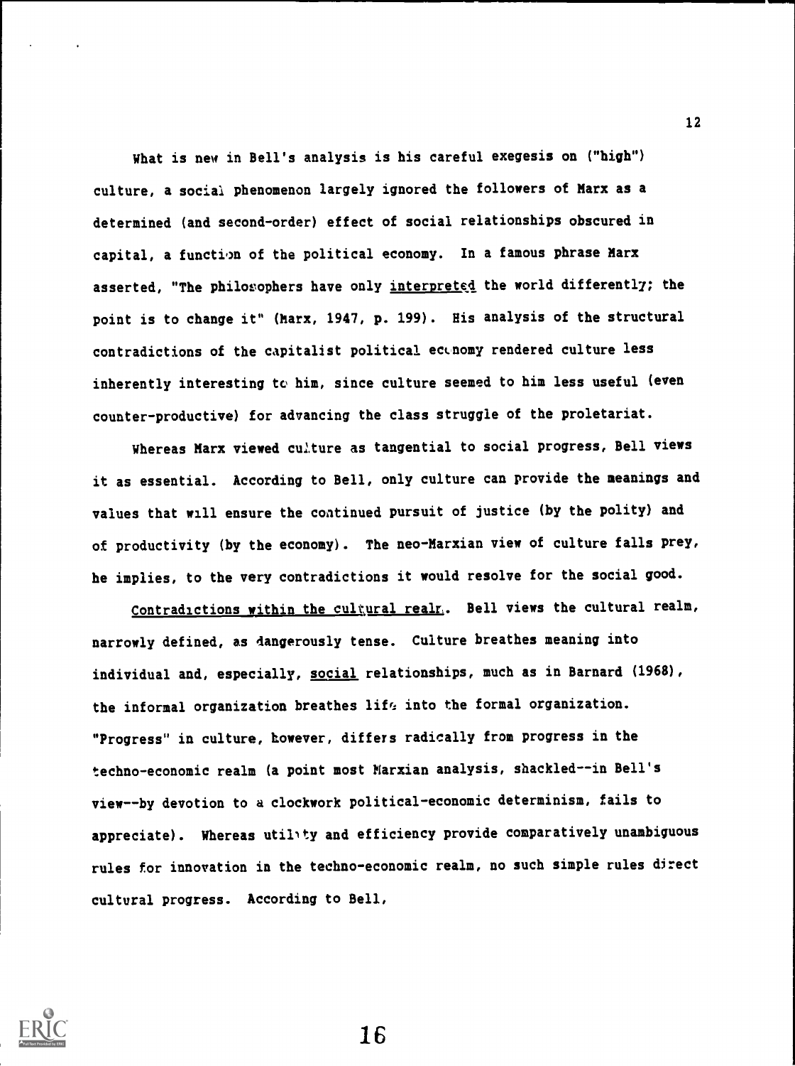What is new in Bell's analysis is his careful exegesis on ("high") culture, a social phenomenon largely ignored the followers of Marx as a determined (and second-order) effect of social relationships obscured in capital, a function of the political economy. In a famous phrase Marx asserted, "The philosophers have only interpreted the world differently; the point is to change it" (Marx, 1947, p. 199). His analysis of the structural contradictions of the capitalist political economy rendered culture less inherently interesting to him, since culture seemed to him less useful (even counter-productive) for advancing the class struggle of the proletariat.

Whereas Marx viewed culture as tangential to social progress, Bell views it as essential. According to Bell, only culture can provide the meanings and values that will ensure the continued pursuit of justice (by the polity) and of productivity (by the economy). The neo-Marxian view of culture falls prey, he implies, to the very contradictions it would resolve for the social good.

Contradictions within the cultural realm. Bell views the cultural realm, narrowly defined, as dangerously tense. Culture breathes meaning into individual and, especially, social relationships, much as in Barnard (1968), the informal organization breathes life into the formal organization. "Progress" in culture, however, differs radically from progress in the techno-economic realm (a point most Marxian analysis, shackled--in Bell's view--by devotion to a clockwork political-economic determinism, fails to appreciate). Whereas utility and efficiency provide comparatively unambiguous rules for innovation in the techno-economic realm, no such simple rules direct cultural progress. According to Bell,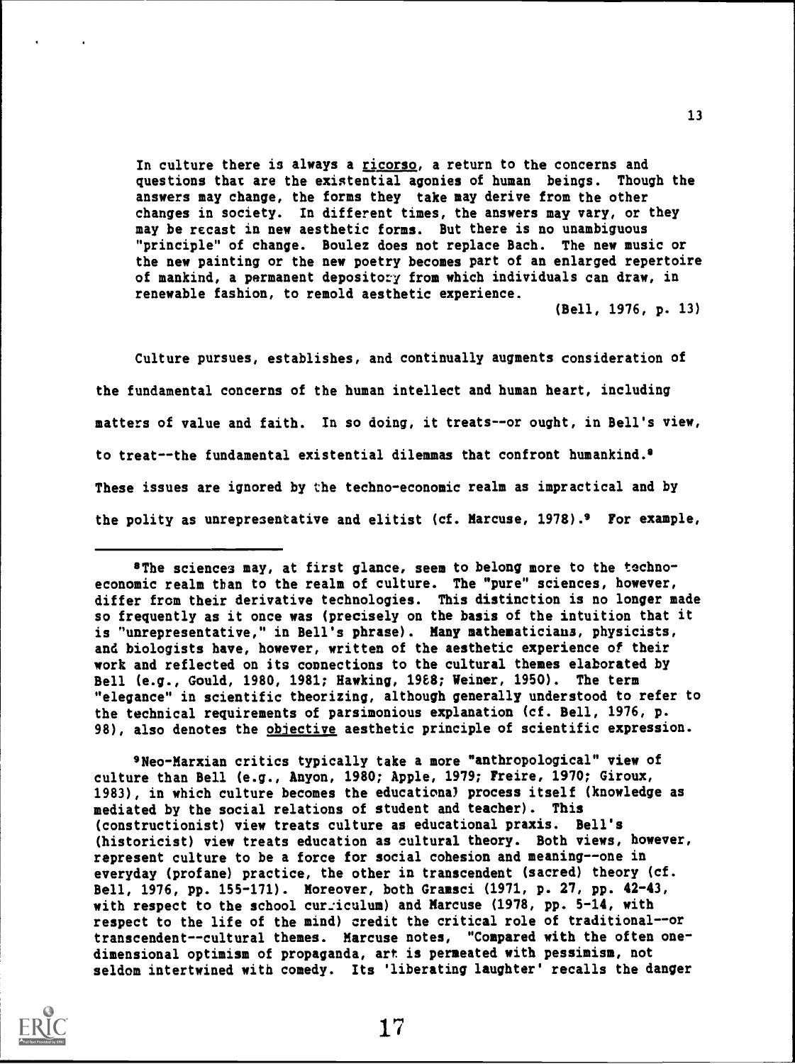> In culture there is always a <u>ricorso</u>, a return to the concerns and questions that are the existential agonies of human beings. Though the answers may change, the forms they take may derive from the other changes in society. In different times, the answers may vary, or they may be recast in new aesthetic forms. But there is no unambiguous "principle" of change. Boulez does not replace Bach. The new music or the new painting or the new poetry becomes part of an enlarged repertoire of mankind, a permanent depository from which individuals can draw, in renewable fashion, to remold aesthetic experience.
>
> (Bell, 1976, p. 13)

Culture pursues, establishes, and continually augments consideration of the fundamental concerns of the human intellect and human heart, including matters of value and faith. In so doing, it treats--or ought, in Bell's view, to treat--the fundamental existential dilemmas that confront humankind.[8] These issues are ignored by the techno-economic realm as impractical and by the polity as unrepresentative and elitist (cf. Marcuse, 1978).[9] For example,

---

[8]The sciences may, at first glance, seem to belong more to the techno-economic realm than to the realm of culture. The "pure" sciences, however, differ from their derivative technologies. This distinction is no longer made so frequently as it once was (precisely on the basis of the intuition that it is "unrepresentative," in Bell's phrase). Many mathematicians, physicists, and biologists have, however, written of the aesthetic experience of their work and reflected on its connections to the cultural themes elaborated by Bell (e.g., Gould, 1980, 1981; Hawking, 1988; Weiner, 1950). The term "elegance" in scientific theorizing, although generally understood to refer to the technical requirements of parsimonious explanation (cf. Bell, 1976, p. 98), also denotes the <u>objective</u> aesthetic principle of scientific expression.

[9]Neo-Marxian critics typically take a more "anthropological" view of culture than Bell (e.g., Anyon, 1980; Apple, 1979; Freire, 1970; Giroux, 1983), in which culture becomes the educational process itself (knowledge as mediated by the social relations of student and teacher). This (constructionist) view treats culture as educational praxis. Bell's (historicist) view treats education as cultural theory. Both views, however, represent culture to be a force for social cohesion and meaning--one in everyday (profane) practice, the other in transcendent (sacred) theory (cf. Bell, 1976, pp. 155-171). Moreover, both Gramsci (1971, p. 27, pp. 42-43, with respect to the school curriculum) and Marcuse (1978, pp. 5-14, with respect to the life of the mind) credit the critical role of traditional--or transcendent--cultural themes. Marcuse notes, "Compared with the often one-dimensional optimism of propaganda, art is permeated with pessimism, not seldom intertwined with comedy. Its 'liberating laughter' recalls the danger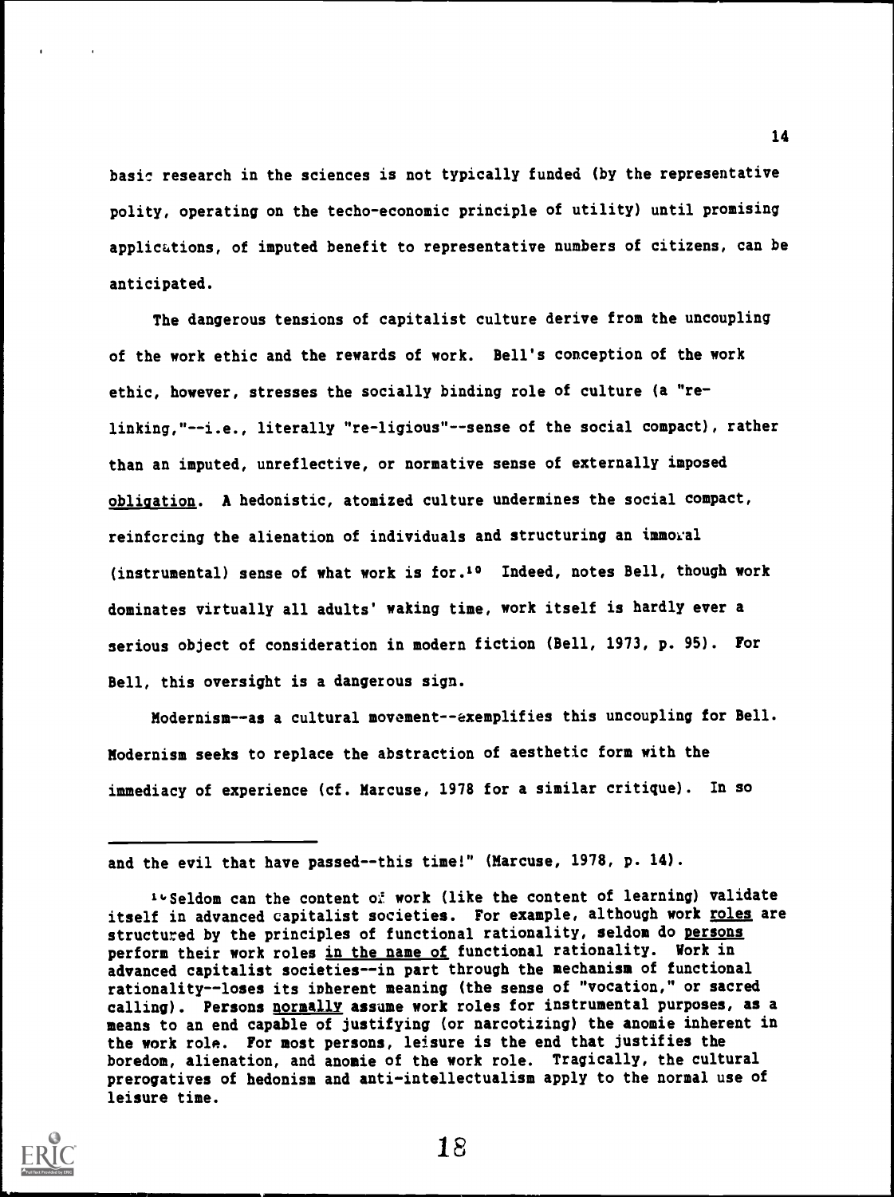basic research in the sciences is not typically funded (by the representative polity, operating on the techo-economic principle of utility) until promising applications, of imputed benefit to representative numbers of citizens, can be anticipated.

The dangerous tensions of capitalist culture derive from the uncoupling of the work ethic and the rewards of work. Bell's conception of the work ethic, however, stresses the socially binding role of culture (a "re-linking,"--i.e., literally "re-ligious"--sense of the social compact), rather than an imputed, unreflective, or normative sense of externally imposed <u>obligation</u>. A hedonistic, atomized culture undermines the social compact, reinforcing the alienation of individuals and structuring an immoral (instrumental) sense of what work is for.[10] Indeed, notes Bell, though work dominates virtually all adults' waking time, work itself is hardly ever a serious object of consideration in modern fiction (Bell, 1973, p. 95). For Bell, this oversight is a dangerous sign.

Modernism--as a cultural movement--exemplifies this uncoupling for Bell. Modernism seeks to replace the abstraction of aesthetic form with the immediacy of experience (cf. Marcuse, 1978 for a similar critique). In so

---

and the evil that have passed--this time!" (Marcuse, 1978, p. 14).

[10] Seldom can the content of work (like the content of learning) validate itself in advanced capitalist societies. For example, although work <u>roles</u> are structured by the principles of functional rationality, seldom do <u>persons</u> perform their work roles <u>in the name of</u> functional rationality. Work in advanced capitalist societies--in part through the mechanism of functional rationality--loses its inherent meaning (the sense of "vocation," or sacred calling). Persons <u>normally</u> assume work roles for instrumental purposes, as a means to an end capable of justifying (or narcotizing) the anomie inherent in the work role. For most persons, leisure is the end that justifies the boredom, alienation, and anomie of the work role. Tragically, the cultural prerogatives of hedonism and anti-intellectualism apply to the normal use of leisure time.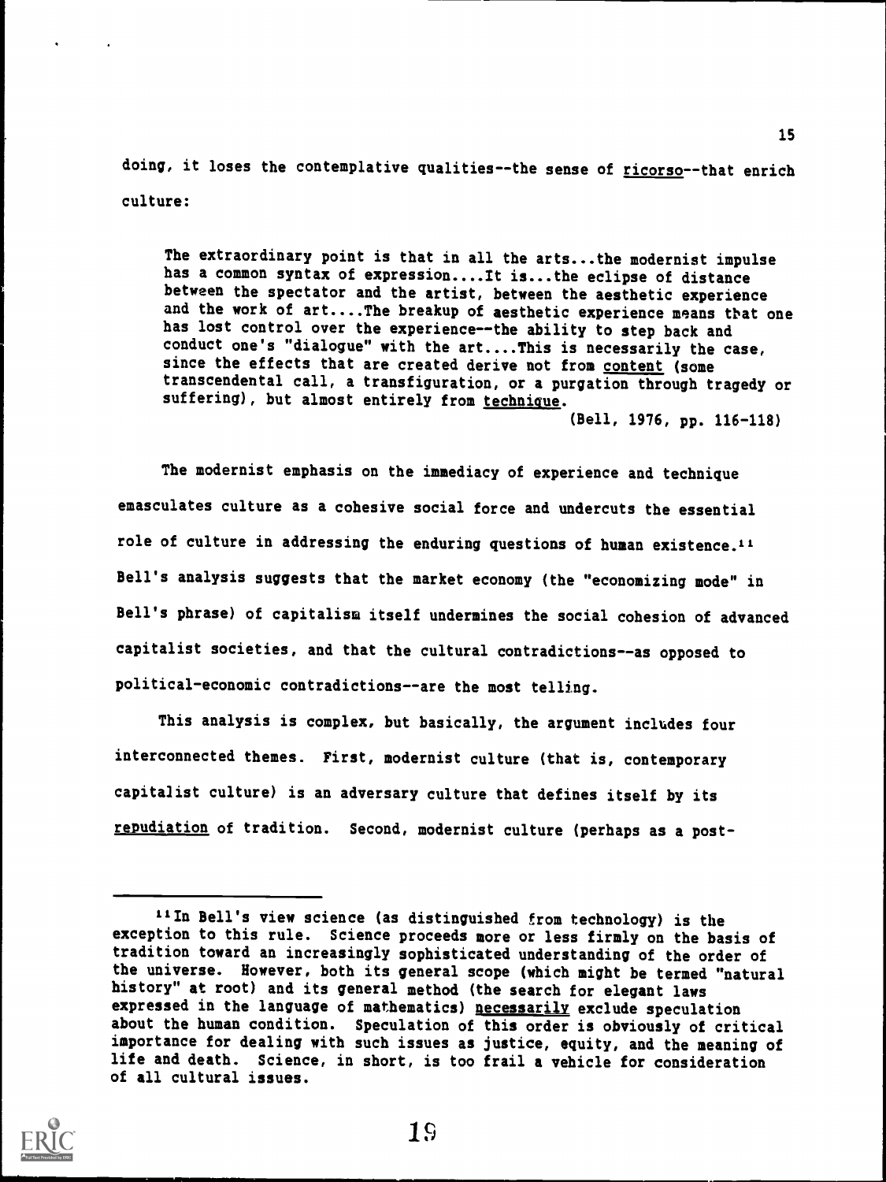doing, it loses the contemplative qualities--the sense of _ricorso_--that enrich culture:

> The extraordinary point is that in all the arts...the modernist impulse has a common syntax of expression....It is...the eclipse of distance between the spectator and the artist, between the aesthetic experience and the work of art....The breakup of aesthetic experience means that one has lost control over the experience--the ability to step back and conduct one's "dialogue" with the art....This is necessarily the case, since the effects that are created derive not from _content_ (some transcendental call, a transfiguration, or a purgation through tragedy or suffering), but almost entirely from _technique_.
>
> (Bell, 1976, pp. 116-118)

The modernist emphasis on the immediacy of experience and technique emasculates culture as a cohesive social force and undercuts the essential role of culture in addressing the enduring questions of human existence.[11] Bell's analysis suggests that the market economy (the "economizing mode" in Bell's phrase) of capitalism itself undermines the social cohesion of advanced capitalist societies, and that the cultural contradictions--as opposed to political-economic contradictions--are the most telling.

This analysis is complex, but basically, the argument includes four interconnected themes. First, modernist culture (that is, contemporary capitalist culture) is an adversary culture that defines itself by its _repudiation_ of tradition. Second, modernist culture (perhaps as a post-

---

[11] In Bell's view science (as distinguished from technology) is the exception to this rule. Science proceeds more or less firmly on the basis of tradition toward an increasingly sophisticated understanding of the order of the universe. However, both its general scope (which might be termed "natural history" at root) and its general method (the search for elegant laws expressed in the language of mathematics) _necessarily_ exclude speculation about the human condition. Speculation of this order is obviously of critical importance for dealing with such issues as justice, equity, and the meaning of life and death. Science, in short, is too frail a vehicle for consideration of all cultural issues.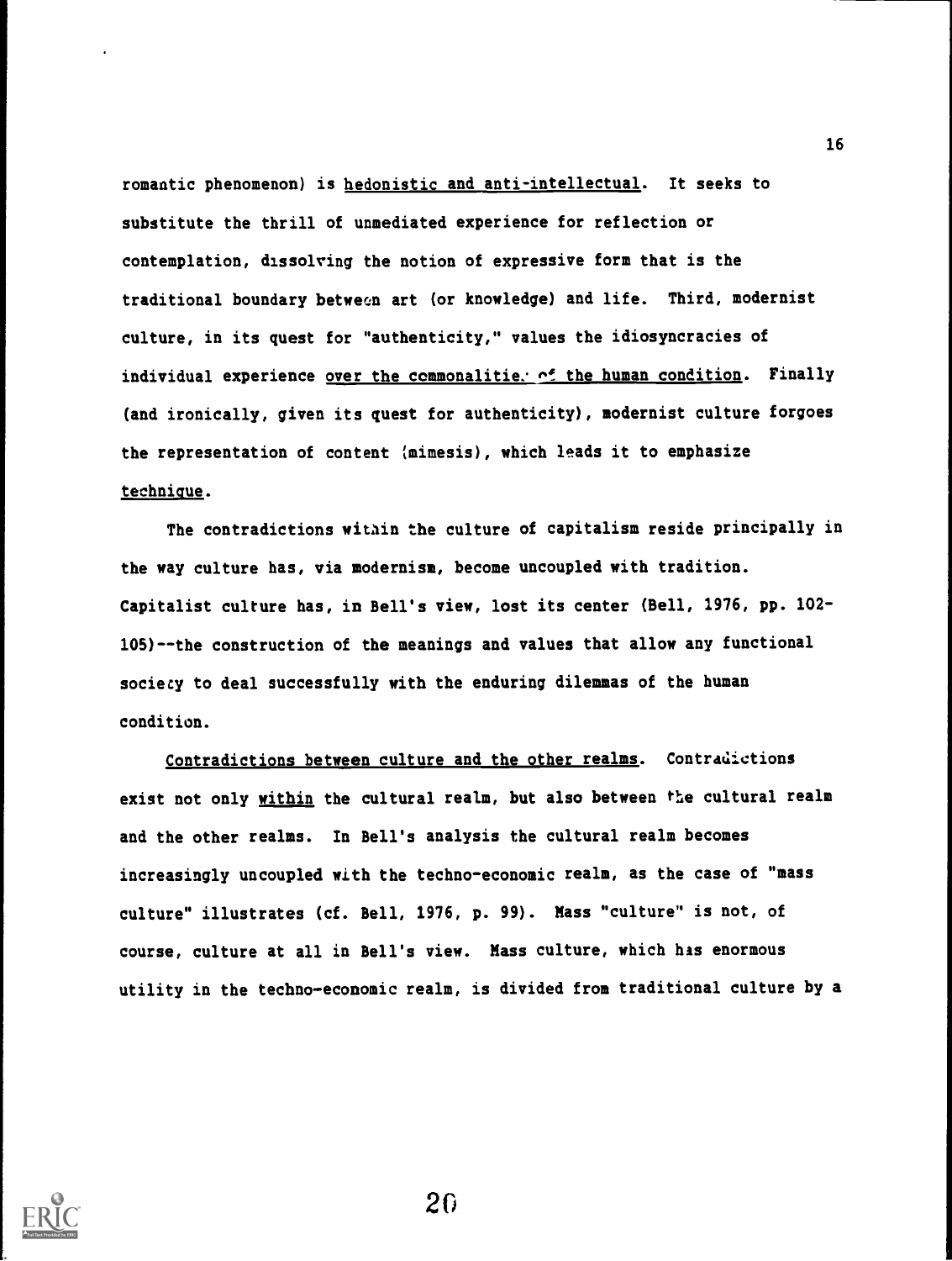romantic phenomenon) is <u>hedonistic and anti-intellectual</u>. It seeks to substitute the thrill of unmediated experience for reflection or contemplation, dissolving the notion of expressive form that is the traditional boundary between art (or knowledge) and life. Third, modernist culture, in its quest for "authenticity," values the idiosyncracies of individual experience <u>over the commonalities of the human condition</u>. Finally (and ironically, given its quest for authenticity), modernist culture forgoes the representation of content (mimesis), which leads it to emphasize <u>technique</u>.

The contradictions within the culture of capitalism reside principally in the way culture has, via modernism, become uncoupled with tradition. Capitalist culture has, in Bell's view, lost its center (Bell, 1976, pp. 102-105)--the construction of the meanings and values that allow any functional society to deal successfully with the enduring dilemmas of the human condition.

<u>Contradictions between culture and the other realms</u>. Contradictions exist not only <u>within</u> the cultural realm, but also between the cultural realm and the other realms. In Bell's analysis the cultural realm becomes increasingly uncoupled with the techno-economic realm, as the case of "mass culture" illustrates (cf. Bell, 1976, p. 99). Mass "culture" is not, of course, culture at all in Bell's view. Mass culture, which has enormous utility in the techno-economic realm, is divided from traditional culture by a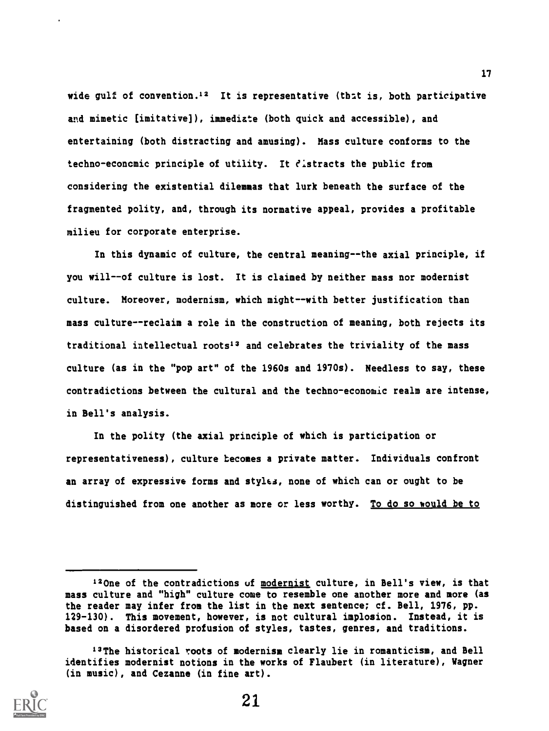wide gulf of convention.[12] It is representative (that is, both participative and mimetic [imitative]), immediate (both quick and accessible), and entertaining (both distracting and amusing). Mass culture conforms to the techno-economic principle of utility. It distracts the public from considering the existential dilemmas that lurk beneath the surface of the fragmented polity, and, through its normative appeal, provides a profitable milieu for corporate enterprise.

In this dynamic of culture, the central meaning--the axial principle, if you will--of culture is lost. It is claimed by neither mass nor modernist culture. Moreover, modernism, which might--with better justification than mass culture--reclaim a role in the construction of meaning, both rejects its traditional intellectual roots[13] and celebrates the triviality of the mass culture (as in the "pop art" of the 1960s and 1970s). Needless to say, these contradictions between the cultural and the techno-economic realm are intense, in Bell's analysis.

In the polity (the axial principle of which is participation or representativeness), culture becomes a private matter. Individuals confront an array of expressive forms and styles, none of which can or ought to be distinguished from one another as more or less worthy. <u>To do so would be to</u>

---

[12] One of the contradictions of <u>modernist</u> culture, in Bell's view, is that mass culture and "high" culture come to resemble one another more and more (as the reader may infer from the list in the next sentence; cf. Bell, 1976, pp. 129-130). This movement, however, is not cultural implosion. Instead, it is based on a disordered profusion of styles, tastes, genres, and traditions.

[13] The historical roots of modernism clearly lie in romanticism, and Bell identifies modernist notions in the works of Flaubert (in literature), Wagner (in music), and Cezanne (in fine art).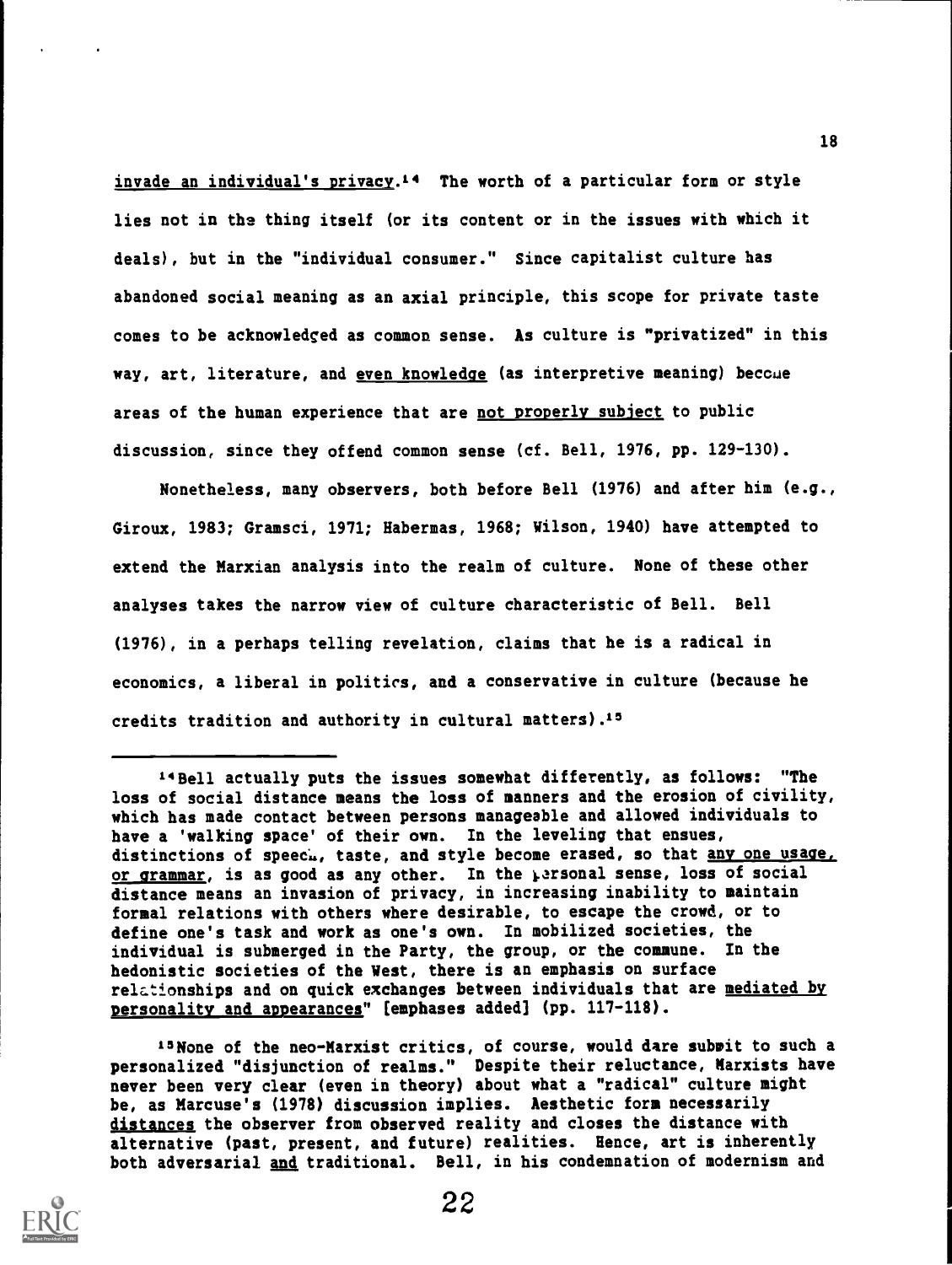invade an individual's privacy.[14] The worth of a particular form or style lies not in the thing itself (or its content or in the issues with which it deals), but in the "individual consumer." Since capitalist culture has abandoned social meaning as an axial principle, this scope for private taste comes to be acknowledged as common sense. As culture is "privatized" in this way, art, literature, and even knowledge (as interpretive meaning) become areas of the human experience that are not properly subject to public discussion, since they offend common sense (cf. Bell, 1976, pp. 129-130).

Nonetheless, many observers, both before Bell (1976) and after him (e.g., Giroux, 1983; Gramsci, 1971; Habermas, 1968; Wilson, 1940) have attempted to extend the Marxian analysis into the realm of culture. None of these other analyses takes the narrow view of culture characteristic of Bell. Bell (1976), in a perhaps telling revelation, claims that he is a radical in economics, a liberal in politics, and a conservative in culture (because he credits tradition and authority in cultural matters).[15]

---

[14] Bell actually puts the issues somewhat differently, as follows: "The loss of social distance means the loss of manners and the erosion of civility, which has made contact between persons manageable and allowed individuals to have a 'walking space' of their own. In the leveling that ensues, distinctions of speech, taste, and style become erased, so that any one usage, or grammar, is as good as any other. In the personal sense, loss of social distance means an invasion of privacy, in increasing inability to maintain formal relations with others where desirable, to escape the crowd, or to define one's task and work as one's own. In mobilized societies, the individual is submerged in the Party, the group, or the commune. In the hedonistic societies of the West, there is an emphasis on surface relationships and on quick exchanges between individuals that are mediated by personality and appearances" [emphases added] (pp. 117-118).

[15] None of the neo-Marxist critics, of course, would dare submit to such a personalized "disjunction of realms." Despite their reluctance, Marxists have never been very clear (even in theory) about what a "radical" culture might be, as Marcuse's (1978) discussion implies. Aesthetic form necessarily distances the observer from observed reality and closes the distance with alternative (past, present, and future) realities. Hence, art is inherently both adversarial and traditional. Bell, in his condemnation of modernism and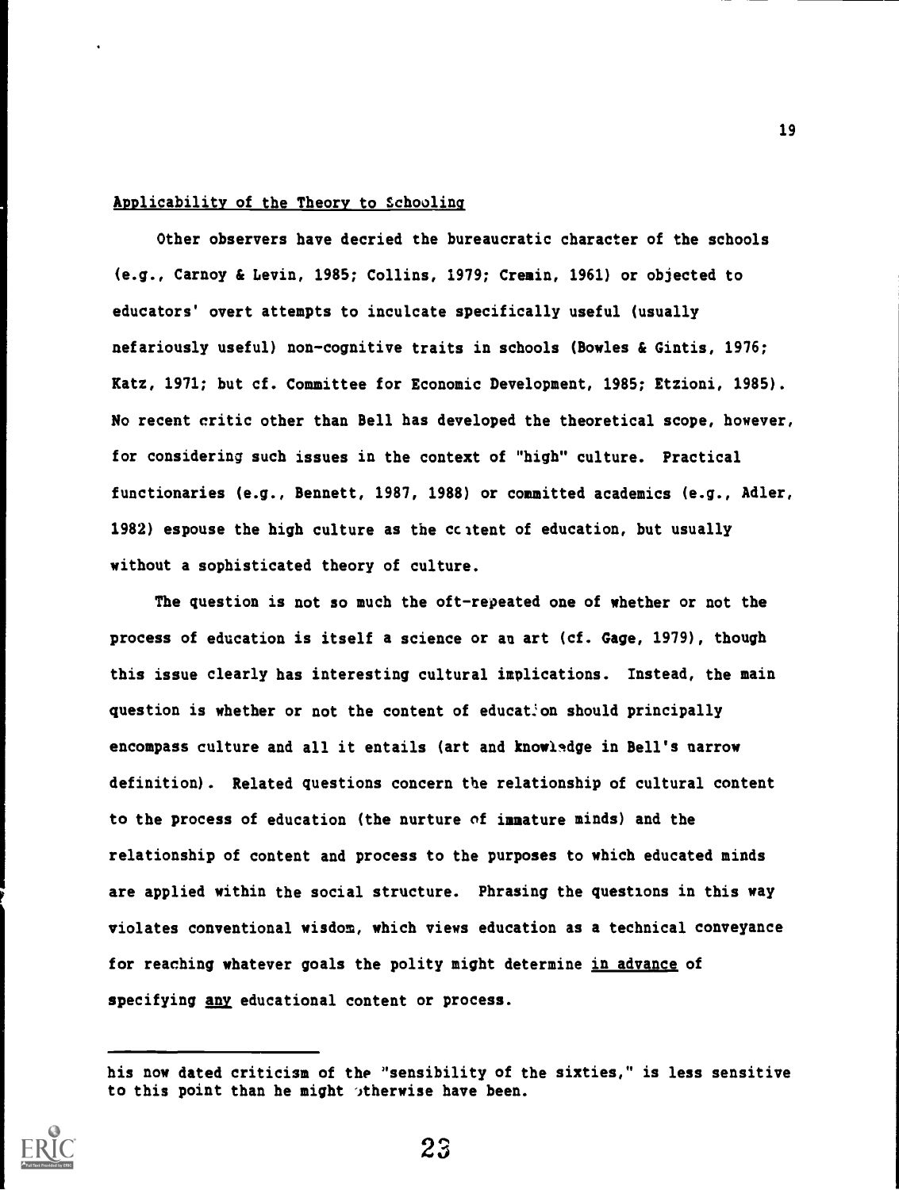## Applicability of the Theory to Schooling

Other observers have decried the bureaucratic character of the schools (e.g., Carnoy & Levin, 1985; Collins, 1979; Cremin, 1961) or objected to educators' overt attempts to inculcate specifically useful (usually nefariously useful) non-cognitive traits in schools (Bowles & Gintis, 1976; Katz, 1971; but cf. Committee for Economic Development, 1985; Etzioni, 1985). No recent critic other than Bell has developed the theoretical scope, however, for considering such issues in the context of "high" culture. Practical functionaries (e.g., Bennett, 1987, 1988) or committed academics (e.g., Adler, 1982) espouse the high culture as the content of education, but usually without a sophisticated theory of culture.

The question is not so much the oft-repeated one of whether or not the process of education is itself a science or an art (cf. Gage, 1979), though this issue clearly has interesting cultural implications. Instead, the main question is whether or not the content of education should principally encompass culture and all it entails (art and knowledge in Bell's narrow definition). Related questions concern the relationship of cultural content to the process of education (the nurture of immature minds) and the relationship of content and process to the purposes to which educated minds are applied within the social structure. Phrasing the questions in this way violates conventional wisdom, which views education as a technical conveyance for reaching whatever goals the polity might determine <u>in advance</u> of specifying <u>any</u> educational content or process.

---

his now dated criticism of the "sensibility of the sixties," is less sensitive to this point than he might otherwise have been.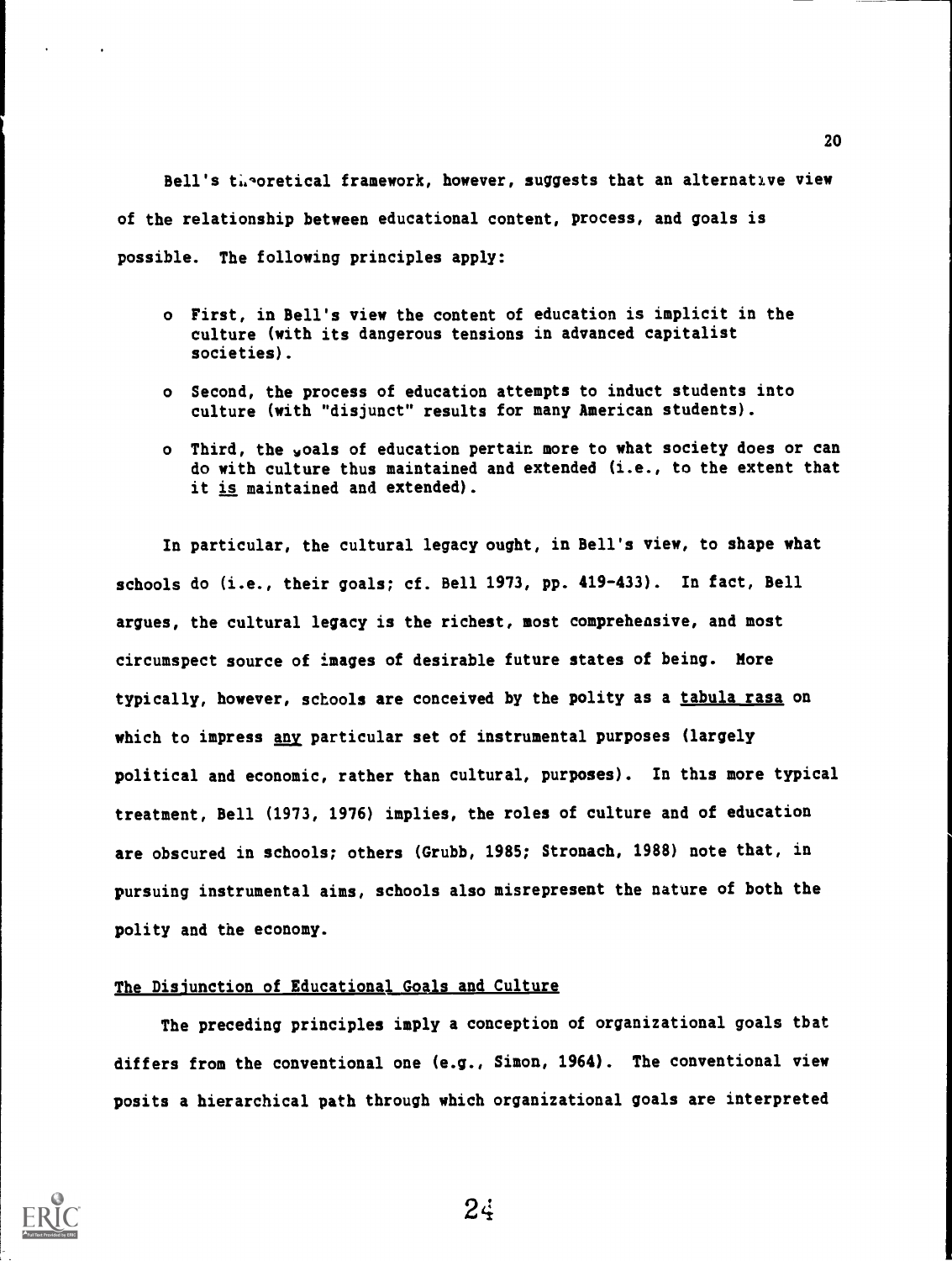Bell's theoretical framework, however, suggests that an alternative view of the relationship between educational content, process, and goals is possible. The following principles apply:

- First, in Bell's view the content of education is implicit in the culture (with its dangerous tensions in advanced capitalist societies).
- Second, the process of education attempts to induct students into culture (with "disjunct" results for many American students).
- Third, the goals of education pertain more to what society does or can do with culture thus maintained and extended (i.e., to the extent that it is maintained and extended).

In particular, the cultural legacy ought, in Bell's view, to shape what schools do (i.e., their goals; cf. Bell 1973, pp. 419-433). In fact, Bell argues, the cultural legacy is the richest, most comprehensive, and most circumspect source of images of desirable future states of being. More typically, however, schools are conceived by the polity as a tabula rasa on which to impress any particular set of instrumental purposes (largely political and economic, rather than cultural, purposes). In this more typical treatment, Bell (1973, 1976) implies, the roles of culture and of education are obscured in schools; others (Grubb, 1985; Stronach, 1988) note that, in pursuing instrumental aims, schools also misrepresent the nature of both the polity and the economy.

## The Disjunction of Educational Goals and Culture

The preceding principles imply a conception of organizational goals that differs from the conventional one (e.g., Simon, 1964). The conventional view posits a hierarchical path through which organizational goals are interpreted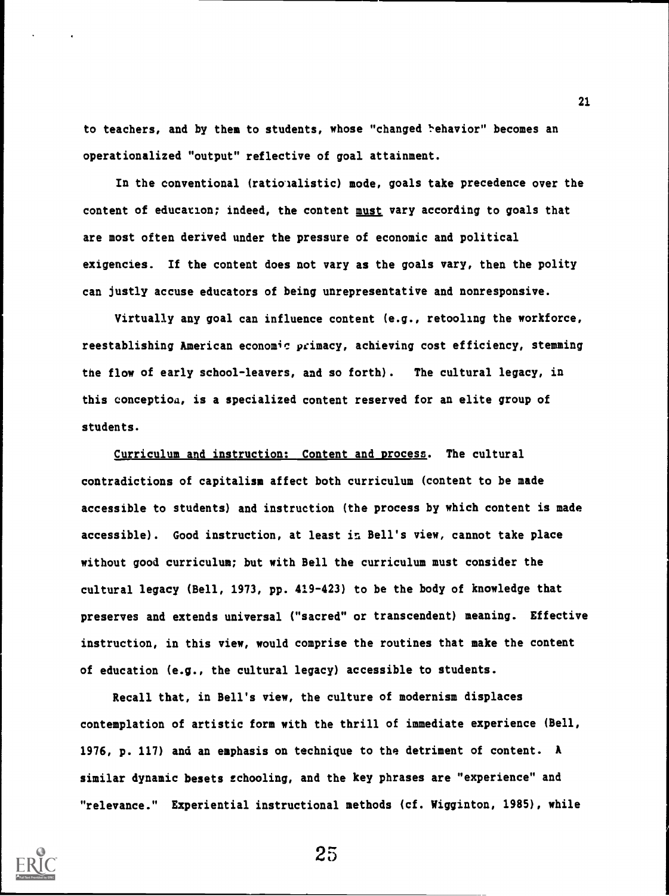to teachers, and by them to students, whose "changed behavior" becomes an operationalized "output" reflective of goal attainment.

In the conventional (rationalistic) mode, goals take precedence over the content of education; indeed, the content <u>must</u> vary according to goals that are most often derived under the pressure of economic and political exigencies. If the content does not vary as the goals vary, then the polity can justly accuse educators of being unrepresentative and nonresponsive.

Virtually any goal can influence content (e.g., retooling the workforce, reestablishing American economic primacy, achieving cost efficiency, stemming the flow of early school-leavers, and so forth). The cultural legacy, in this conception, is a specialized content reserved for an elite group of students.

<u>Curriculum and instruction: Content and process</u>. The cultural contradictions of capitalism affect both curriculum (content to be made accessible to students) and instruction (the process by which content is made accessible). Good instruction, at least in Bell's view, cannot take place without good curriculum; but with Bell the curriculum must consider the cultural legacy (Bell, 1973, pp. 419-423) to be the body of knowledge that preserves and extends universal ("sacred" or transcendent) meaning. Effective instruction, in this view, would comprise the routines that make the content of education (e.g., the cultural legacy) accessible to students.

Recall that, in Bell's view, the culture of modernism displaces contemplation of artistic form with the thrill of immediate experience (Bell, 1976, p. 117) and an emphasis on technique to the detriment of content. A similar dynamic besets schooling, and the key phrases are "experience" and "relevance." Experiential instructional methods (cf. Wigginton, 1985), while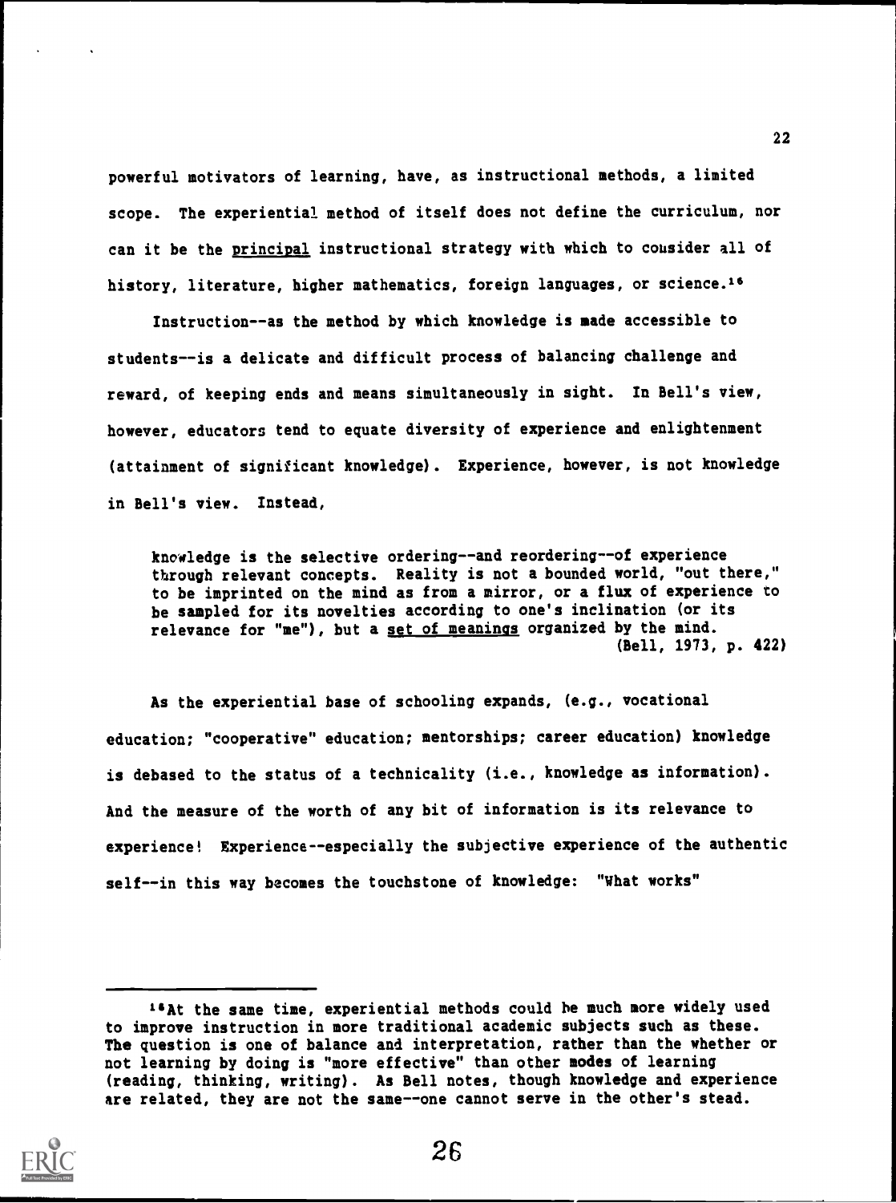powerful motivators of learning, have, as instructional methods, a limited scope. The experiential method of itself does not define the curriculum, nor can it be the _principal_ instructional strategy with which to consider all of history, literature, higher mathematics, foreign languages, or science.[16]

Instruction--as the method by which knowledge is made accessible to students--is a delicate and difficult process of balancing challenge and reward, of keeping ends and means simultaneously in sight. In Bell's view, however, educators tend to equate diversity of experience and enlightenment (attainment of significant knowledge). Experience, however, is not knowledge in Bell's view. Instead,

> knowledge is the selective ordering--and reordering--of experience through relevant concepts. Reality is not a bounded world, "out there," to be imprinted on the mind as from a mirror, or a flux of experience to be sampled for its novelties according to one's inclination (or its relevance for "me"), but a _set of meanings_ organized by the mind. (Bell, 1973, p. 422)

As the experiential base of schooling expands, (e.g., vocational education; "cooperative" education; mentorships; career education) knowledge is debased to the status of a technicality (i.e., knowledge as information). And the measure of the worth of any bit of information is its relevance to experience! Experience--especially the subjective experience of the authentic self--in this way becomes the touchstone of knowledge: "What works"

---

[16] At the same time, experiential methods could be much more widely used to improve instruction in more traditional academic subjects such as these. The question is one of balance and interpretation, rather than the whether or not learning by doing is "more effective" than other modes of learning (reading, thinking, writing). As Bell notes, though knowledge and experience are related, they are not the same--one cannot serve in the other's stead.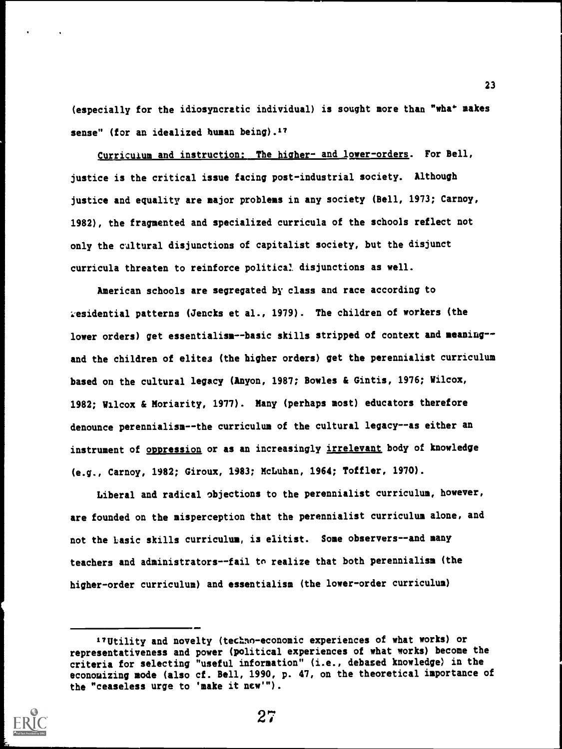(especially for the idiosyncratic individual) is sought more than "what makes sense" (for an idealized human being).[17]

Curriculum and instruction: The higher- and lower-orders. For Bell, justice is the critical issue facing post-industrial society. Although justice and equality are major problems in any society (Bell, 1973; Carnoy, 1982), the fragmented and specialized curricula of the schools reflect not only the cultural disjunctions of capitalist society, but the disjunct curricula threaten to reinforce political disjunctions as well.

American schools are segregated by class and race according to residential patterns (Jencks et al., 1979). The children of workers (the lower orders) get essentialism--basic skills stripped of context and meaning--and the children of elites (the higher orders) get the perennialist curriculum based on the cultural legacy (Anyon, 1987; Bowles & Gintis, 1976; Wilcox, 1982; Wilcox & Moriarity, 1977). Many (perhaps most) educators therefore denounce perennialism--the curriculum of the cultural legacy--as either an instrument of oppression or as an increasingly irrelevant body of knowledge (e.g., Carnoy, 1982; Giroux, 1983; McLuhan, 1964; Toffler, 1970).

Liberal and radical objections to the perennialist curriculum, however, are founded on the misperception that the perennialist curriculum alone, and not the basic skills curriculum, is elitist. Some observers--and many teachers and administrators--fail to realize that both perennialism (the higher-order curriculum) and essentialism (the lower-order curriculum)

---

[17] Utility and novelty (techno-economic experiences of what works) or representativeness and power (political experiences of what works) become the criteria for selecting "useful information" (i.e., debased knowledge) in the economizing mode (also cf. Bell, 1990, p. 47, on the theoretical importance of the "ceaseless urge to 'make it new'").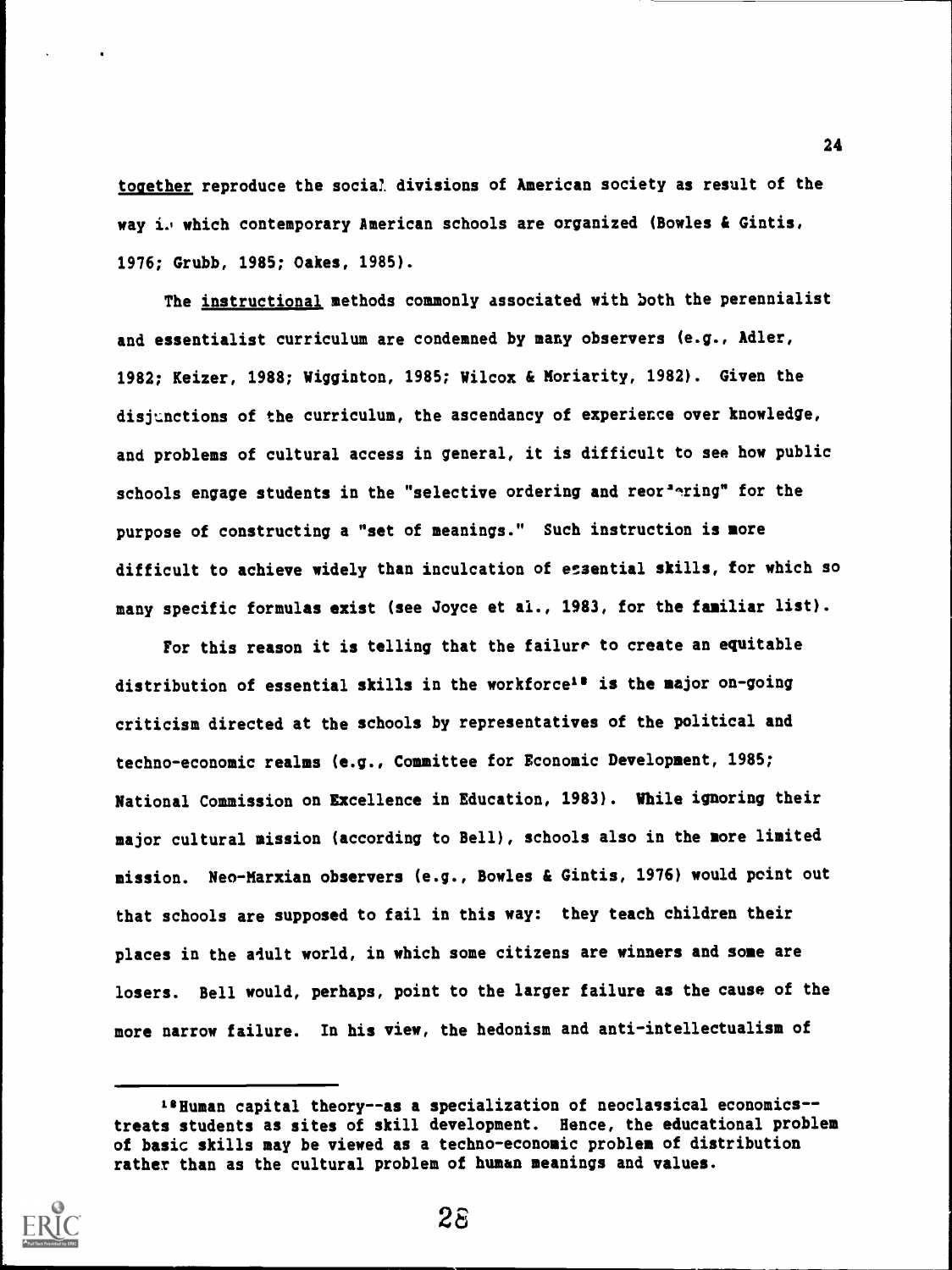together reproduce the social divisions of American society as result of the way in which contemporary American schools are organized (Bowles & Gintis, 1976; Grubb, 1985; Oakes, 1985).

The instructional methods commonly associated with both the perennialist and essentialist curriculum are condemned by many observers (e.g., Adler, 1982; Keizer, 1988; Wigginton, 1985; Wilcox & Moriarity, 1982). Given the disjunctions of the curriculum, the ascendancy of experience over knowledge, and problems of cultural access in general, it is difficult to see how public schools engage students in the "selective ordering and reordering" for the purpose of constructing a "set of meanings." Such instruction is more difficult to achieve widely than inculcation of essential skills, for which so many specific formulas exist (see Joyce et al., 1983, for the familiar list).

For this reason it is telling that the failure to create an equitable distribution of essential skills in the workforce[18] is the major on-going criticism directed at the schools by representatives of the political and techno-economic realms (e.g., Committee for Economic Development, 1985; National Commission on Excellence in Education, 1983). While ignoring their major cultural mission (according to Bell), schools also in the more limited mission. Neo-Marxian observers (e.g., Bowles & Gintis, 1976) would point out that schools are supposed to fail in this way: they teach children their places in the adult world, in which some citizens are winners and some are losers. Bell would, perhaps, point to the larger failure as the cause of the more narrow failure. In his view, the hedonism and anti-intellectualism of

[18] Human capital theory--as a specialization of neoclassical economics--treats students as sites of skill development. Hence, the educational problem of basic skills may be viewed as a techno-economic problem of distribution rather than as the cultural problem of human meanings and values.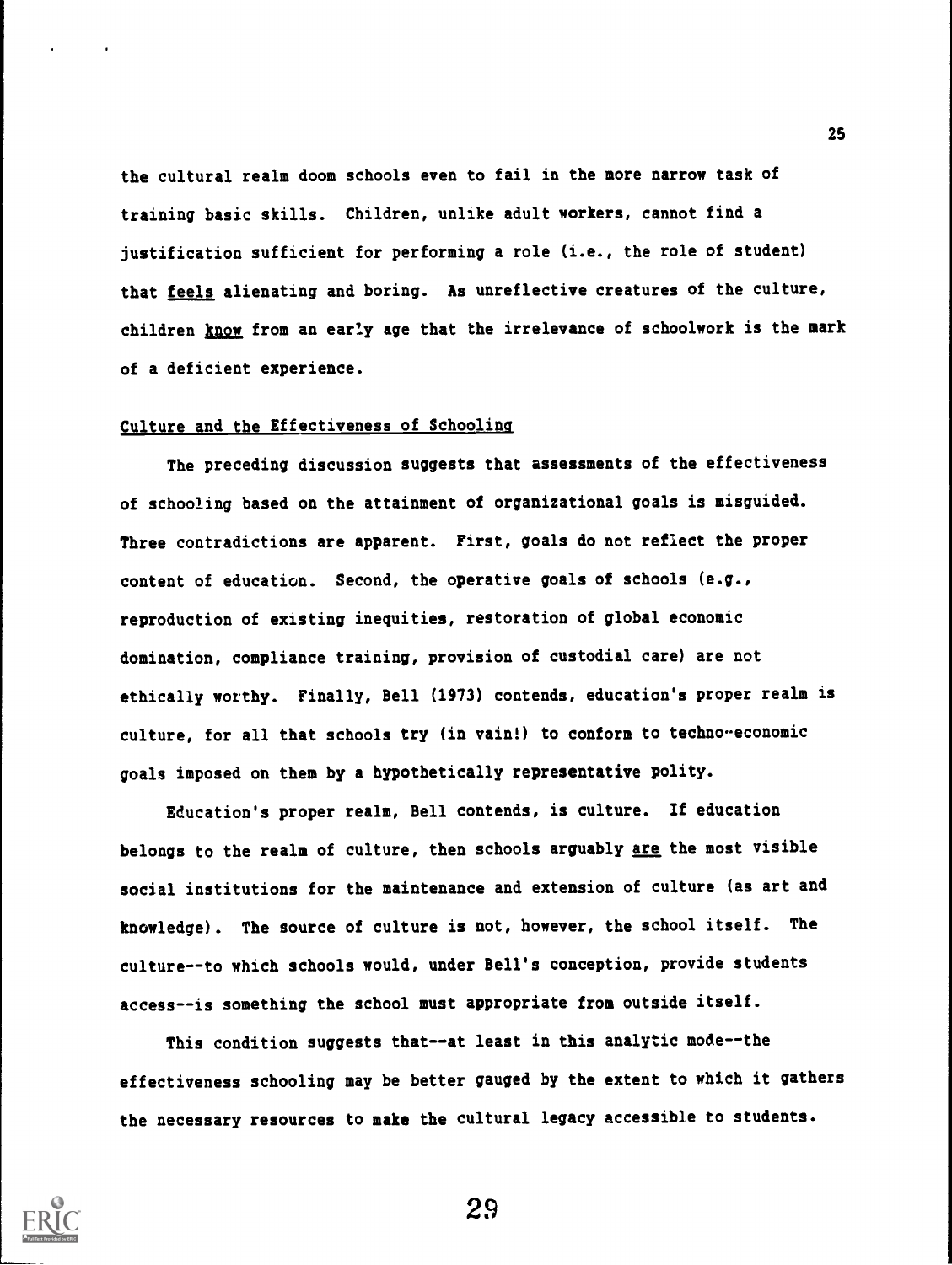the cultural realm doom schools even to fail in the more narrow task of training basic skills. Children, unlike adult workers, cannot find a justification sufficient for performing a role (i.e., the role of student) that _feels_ alienating and boring. As unreflective creatures of the culture, children _know_ from an early age that the irrelevance of schoolwork is the mark of a deficient experience.

## Culture and the Effectiveness of Schooling

The preceding discussion suggests that assessments of the effectiveness of schooling based on the attainment of organizational goals is misguided. Three contradictions are apparent. First, goals do not reflect the proper content of education. Second, the operative goals of schools (e.g., reproduction of existing inequities, restoration of global economic domination, compliance training, provision of custodial care) are not ethically worthy. Finally, Bell (1973) contends, education's proper realm is culture, for all that schools try (in vain!) to conform to techno-economic goals imposed on them by a hypothetically representative polity.

Education's proper realm, Bell contends, is culture. If education belongs to the realm of culture, then schools arguably _are_ the most visible social institutions for the maintenance and extension of culture (as art and knowledge). The source of culture is not, however, the school itself. The culture--to which schools would, under Bell's conception, provide students access--is something the school must appropriate from outside itself.

This condition suggests that--at least in this analytic mode--the effectiveness schooling may be better gauged by the extent to which it gathers the necessary resources to make the cultural legacy accessible to students.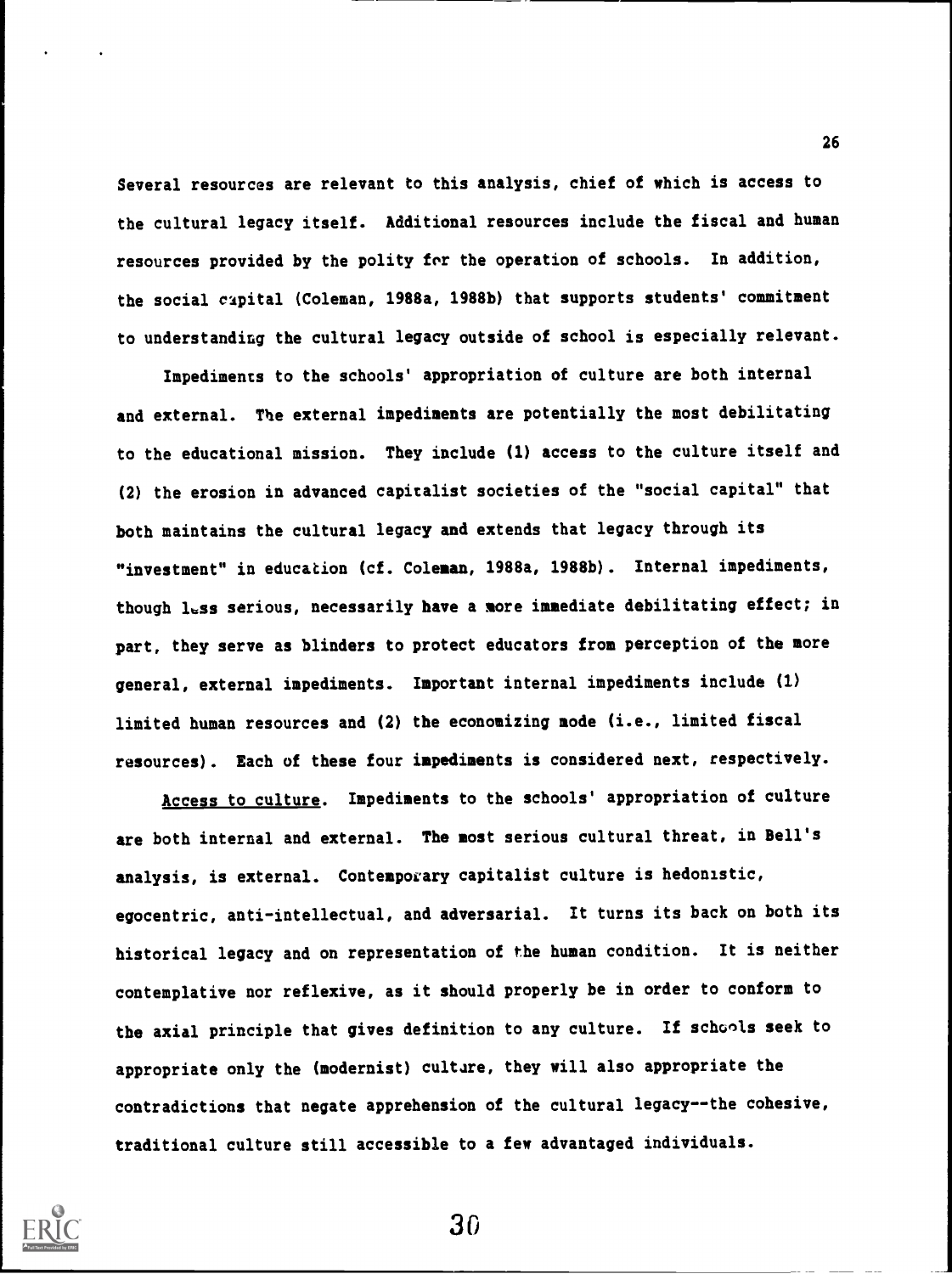Several resources are relevant to this analysis, chief of which is access to the cultural legacy itself. Additional resources include the fiscal and human resources provided by the polity for the operation of schools. In addition, the social capital (Coleman, 1988a, 1988b) that supports students' commitment to understanding the cultural legacy outside of school is especially relevant.

Impediments to the schools' appropriation of culture are both internal and external. The external impediments are potentially the most debilitating to the educational mission. They include (1) access to the culture itself and (2) the erosion in advanced capitalist societies of the "social capital" that both maintains the cultural legacy and extends that legacy through its "investment" in education (cf. Coleman, 1988a, 1988b). Internal impediments, though less serious, necessarily have a more immediate debilitating effect; in part, they serve as blinders to protect educators from perception of the more general, external impediments. Important internal impediments include (1) limited human resources and (2) the economizing mode (i.e., limited fiscal resources). Each of these four impediments is considered next, respectively.

Access to culture. Impediments to the schools' appropriation of culture are both internal and external. The most serious cultural threat, in Bell's analysis, is external. Contemporary capitalist culture is hedonistic, egocentric, anti-intellectual, and adversarial. It turns its back on both its historical legacy and on representation of the human condition. It is neither contemplative nor reflexive, as it should properly be in order to conform to the axial principle that gives definition to any culture. If schools seek to appropriate only the (modernist) culture, they will also appropriate the contradictions that negate apprehension of the cultural legacy--the cohesive, traditional culture still accessible to a few advantaged individuals.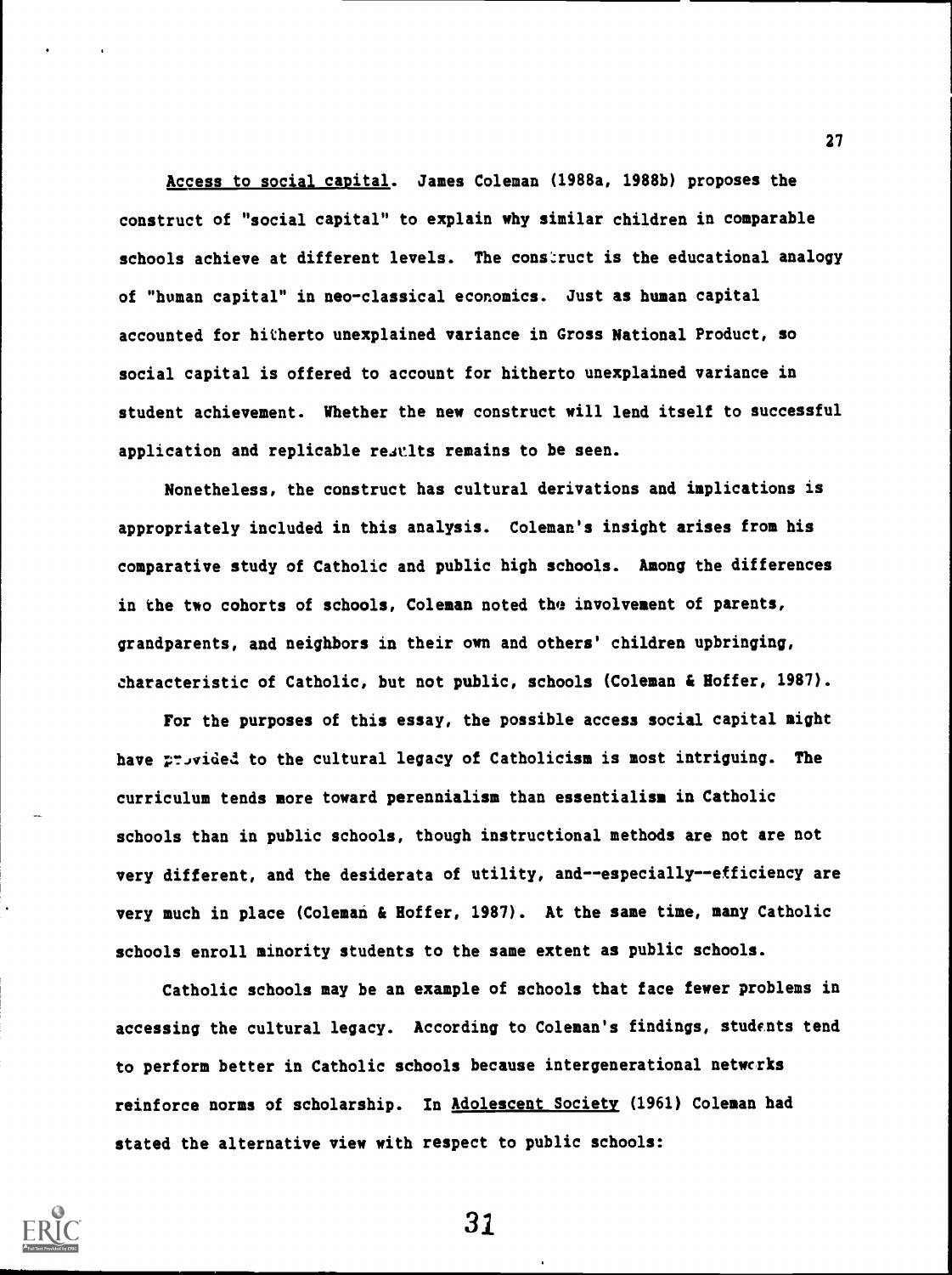Access to social capital. James Coleman (1988a, 1988b) proposes the construct of "social capital" to explain why similar children in comparable schools achieve at different levels. The construct is the educational analogy of "human capital" in neo-classical economics. Just as human capital accounted for hitherto unexplained variance in Gross National Product, so social capital is offered to account for hitherto unexplained variance in student achievement. Whether the new construct will lend itself to successful application and replicable results remains to be seen.

Nonetheless, the construct has cultural derivations and implications is appropriately included in this analysis. Coleman's insight arises from his comparative study of Catholic and public high schools. Among the differences in the two cohorts of schools, Coleman noted the involvement of parents, grandparents, and neighbors in their own and others' children upbringing, characteristic of Catholic, but not public, schools (Coleman & Hoffer, 1987).

For the purposes of this essay, the possible access social capital might have provided to the cultural legacy of Catholicism is most intriguing. The curriculum tends more toward perennialism than essentialism in Catholic schools than in public schools, though instructional methods are not are not very different, and the desiderata of utility, and--especially--efficiency are very much in place (Coleman & Hoffer, 1987). At the same time, many Catholic schools enroll minority students to the same extent as public schools.

Catholic schools may be an example of schools that face fewer problems in accessing the cultural legacy. According to Coleman's findings, students tend to perform better in Catholic schools because intergenerational networks reinforce norms of scholarship. In Adolescent Society (1961) Coleman had stated the alternative view with respect to public schools: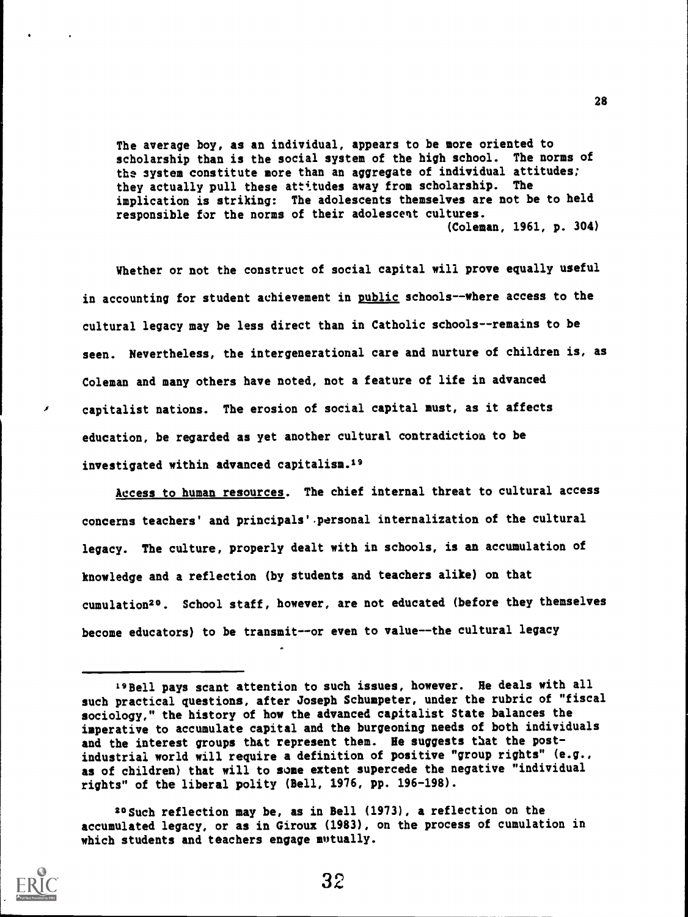> The average boy, as an individual, appears to be more oriented to scholarship than is the social system of the high school. The norms of the system constitute more than an aggregate of individual attitudes; they actually pull these attitudes away from scholarship. The implication is striking: The adolescents themselves are not be to held responsible for the norms of their adolescent cultures.
> (Coleman, 1961, p. 304)

Whether or not the construct of social capital will prove equally useful in accounting for student achievement in public schools--where access to the cultural legacy may be less direct than in Catholic schools--remains to be seen. Nevertheless, the intergenerational care and nurture of children is, as Coleman and many others have noted, not a feature of life in advanced capitalist nations. The erosion of social capital must, as it affects education, be regarded as yet another cultural contradiction to be investigated within advanced capitalism.[19]

Access to human resources. The chief internal threat to cultural access concerns teachers' and principals' personal internalization of the cultural legacy. The culture, properly dealt with in schools, is an accumulation of knowledge and a reflection (by students and teachers alike) on that cumulation[20]. School staff, however, are not educated (before they themselves become educators) to be transmit--or even to value--the cultural legacy

---

[19] Bell pays scant attention to such issues, however. He deals with all such practical questions, after Joseph Schumpeter, under the rubric of "fiscal sociology," the history of how the advanced capitalist State balances the imperative to accumulate capital and the burgeoning needs of both individuals and the interest groups that represent them. He suggests that the post-industrial world will require a definition of positive "group rights" (e.g., as of children) that will to some extent supercede the negative "individual rights" of the liberal polity (Bell, 1976, pp. 196-198).

[20] Such reflection may be, as in Bell (1973), a reflection on the accumulated legacy, or as in Giroux (1983), on the process of cumulation in which students and teachers engage mutually.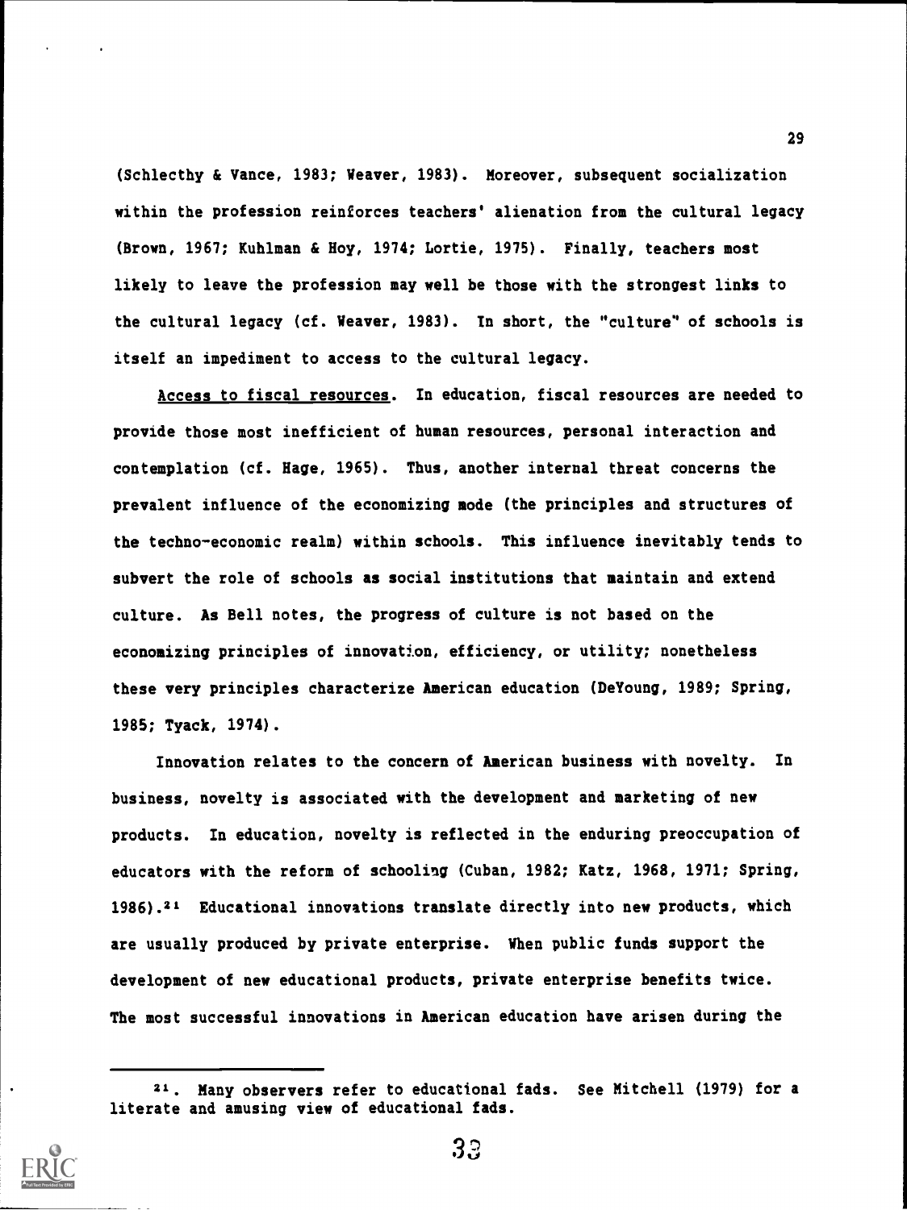(Schlecthy & Vance, 1983; Weaver, 1983). Moreover, subsequent socialization within the profession reinforces teachers' alienation from the cultural legacy (Brown, 1967; Kuhlman & Hoy, 1974; Lortie, 1975). Finally, teachers most likely to leave the profession may well be those with the strongest links to the cultural legacy (cf. Weaver, 1983). In short, the "culture" of schools is itself an impediment to access to the cultural legacy.

Access to fiscal resources. In education, fiscal resources are needed to provide those most inefficient of human resources, personal interaction and contemplation (cf. Hage, 1965). Thus, another internal threat concerns the prevalent influence of the economizing mode (the principles and structures of the techno-economic realm) within schools. This influence inevitably tends to subvert the role of schools as social institutions that maintain and extend culture. As Bell notes, the progress of culture is not based on the economizing principles of innovation, efficiency, or utility; nonetheless these very principles characterize American education (DeYoung, 1989; Spring, 1985; Tyack, 1974).

Innovation relates to the concern of American business with novelty. In business, novelty is associated with the development and marketing of new products. In education, novelty is reflected in the enduring preoccupation of educators with the reform of schooling (Cuban, 1982; Katz, 1968, 1971; Spring, 1986).[21] Educational innovations translate directly into new products, which are usually produced by private enterprise. When public funds support the development of new educational products, private enterprise benefits twice. The most successful innovations in American education have arisen during the

---

[21]. Many observers refer to educational fads. See Mitchell (1979) for a literate and amusing view of educational fads.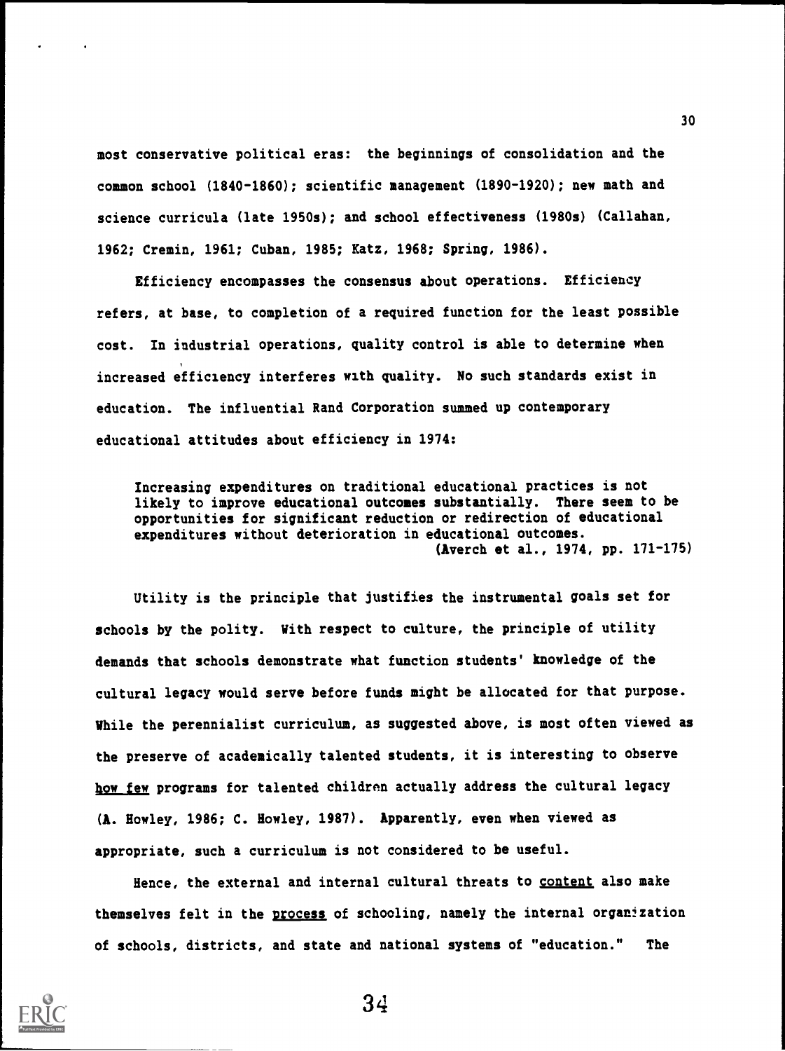most conservative political eras: the beginnings of consolidation and the common school (1840-1860); scientific management (1890-1920); new math and science curricula (late 1950s); and school effectiveness (1980s) (Callahan, 1962; Cremin, 1961; Cuban, 1985; Katz, 1968; Spring, 1986).

Efficiency encompasses the consensus about operations. Efficiency refers, at base, to completion of a required function for the least possible cost. In industrial operations, quality control is able to determine when increased efficiency interferes with quality. No such standards exist in education. The influential Rand Corporation summed up contemporary educational attitudes about efficiency in 1974:

> Increasing expenditures on traditional educational practices is not likely to improve educational outcomes substantially. There seem to be opportunities for significant reduction or redirection of educational expenditures without deterioration in educational outcomes.
> (Averch et al., 1974, pp. 171-175)

Utility is the principle that justifies the instrumental goals set for schools by the polity. With respect to culture, the principle of utility demands that schools demonstrate what function students' knowledge of the cultural legacy would serve before funds might be allocated for that purpose. While the perennialist curriculum, as suggested above, is most often viewed as the preserve of academically talented students, it is interesting to observe <u>how few</u> programs for talented children actually address the cultural legacy (A. Howley, 1986; C. Howley, 1987). Apparently, even when viewed as appropriate, such a curriculum is not considered to be useful.

Hence, the external and internal cultural threats to <u>content</u> also make themselves felt in the <u>process</u> of schooling, namely the internal organization of schools, districts, and state and national systems of "education." The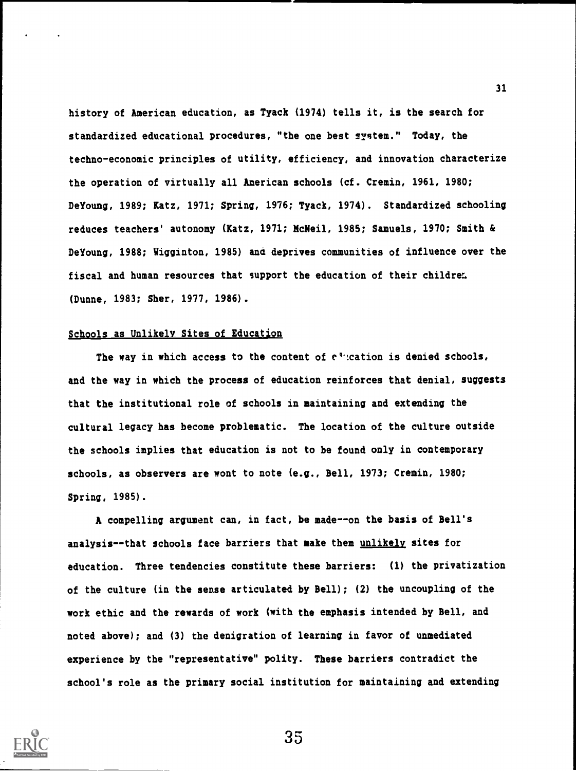history of American education, as Tyack (1974) tells it, is the search for standardized educational procedures, "the one best system." Today, the techno-economic principles of utility, efficiency, and innovation characterize the operation of virtually all American schools (cf. Cremin, 1961, 1980; DeYoung, 1989; Katz, 1971; Spring, 1976; Tyack, 1974). Standardized schooling reduces teachers' autonomy (Katz, 1971; McNeil, 1985; Samuels, 1970; Smith & DeYoung, 1988; Wigginton, 1985) and deprives communities of influence over the fiscal and human resources that support the education of their children (Dunne, 1983; Sher, 1977, 1986).

## Schools as Unlikely Sites of Education

The way in which access to the content of education is denied schools, and the way in which the process of education reinforces that denial, suggests that the institutional role of schools in maintaining and extending the cultural legacy has become problematic. The location of the culture outside the schools implies that education is not to be found only in contemporary schools, as observers are wont to note (e.g., Bell, 1973; Cremin, 1980; Spring, 1985).

A compelling argument can, in fact, be made--on the basis of Bell's analysis--that schools face barriers that make them *unlikely* sites for education. Three tendencies constitute these barriers: (1) the privatization of the culture (in the sense articulated by Bell); (2) the uncoupling of the work ethic and the rewards of work (with the emphasis intended by Bell, and noted above); and (3) the denigration of learning in favor of unmediated experience by the "representative" polity. These barriers contradict the school's role as the primary social institution for maintaining and extending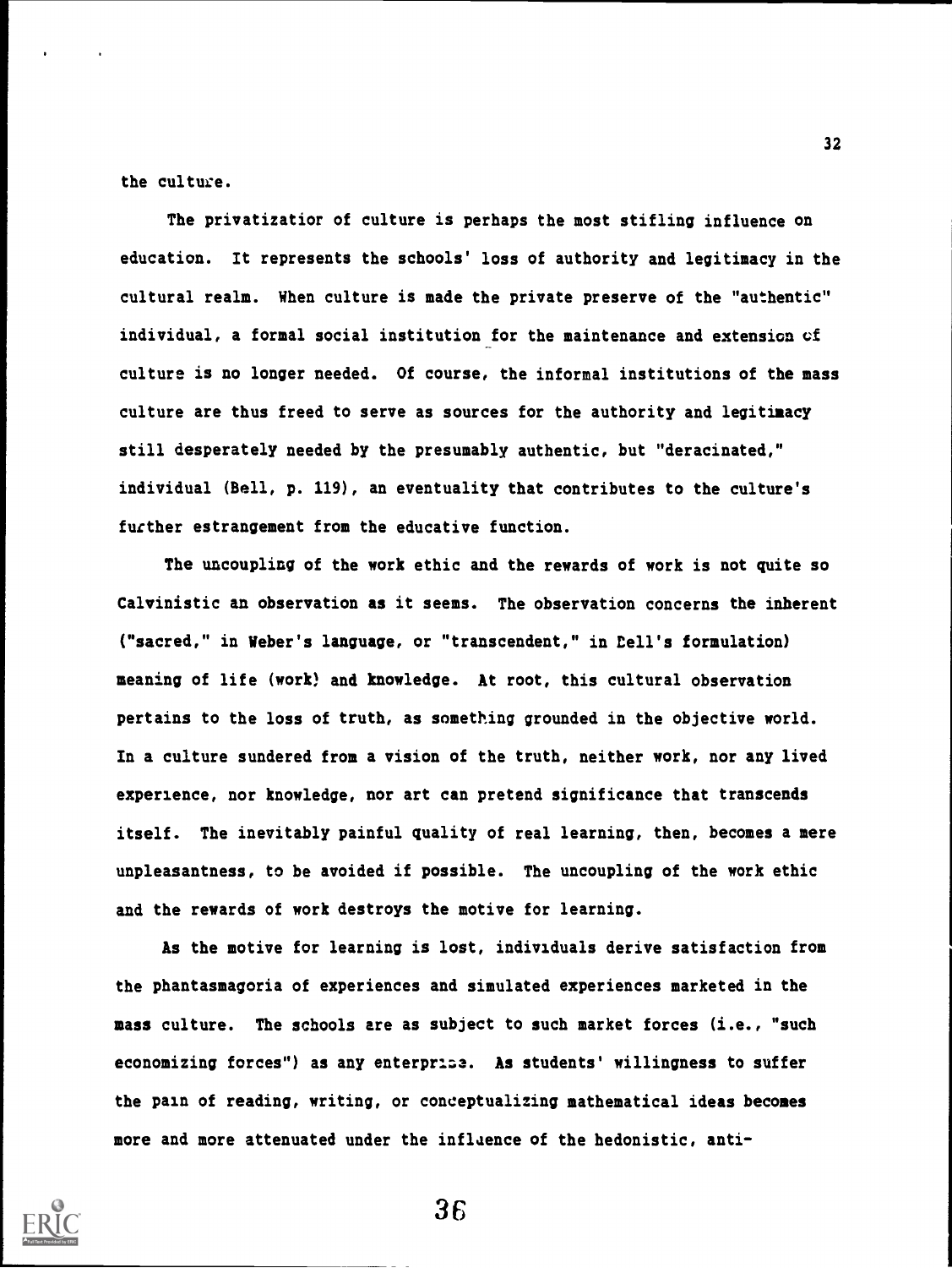the culture.

The privatizatior of culture is perhaps the most stifling influence on education. It represents the schools' loss of authority and legitimacy in the cultural realm. When culture is made the private preserve of the "authentic" individual, a formal social institution for the maintenance and extension of culture is no longer needed. Of course, the informal institutions of the mass culture are thus freed to serve as sources for the authority and legitimacy still desperately needed by the presumably authentic, but "deracinated," individual (Bell, p. 119), an eventuality that contributes to the culture's further estrangement from the educative function.

The uncoupling of the work ethic and the rewards of work is not quite so Calvinistic an observation as it seems. The observation concerns the inherent ("sacred," in Weber's language, or "transcendent," in Bell's formulation) meaning of life (work) and knowledge. At root, this cultural observation pertains to the loss of truth, as something grounded in the objective world. In a culture sundered from a vision of the truth, neither work, nor any lived experience, nor knowledge, nor art can pretend significance that transcends itself. The inevitably painful quality of real learning, then, becomes a mere unpleasantness, to be avoided if possible. The uncoupling of the work ethic and the rewards of work destroys the motive for learning.

As the motive for learning is lost, individuals derive satisfaction from the phantasmagoria of experiences and simulated experiences marketed in the mass culture. The schools are as subject to such market forces (i.e., "such economizing forces") as any enterprise. As students' willingness to suffer the pain of reading, writing, or conceptualizing mathematical ideas becomes more and more attenuated under the influence of the hedonistic, anti-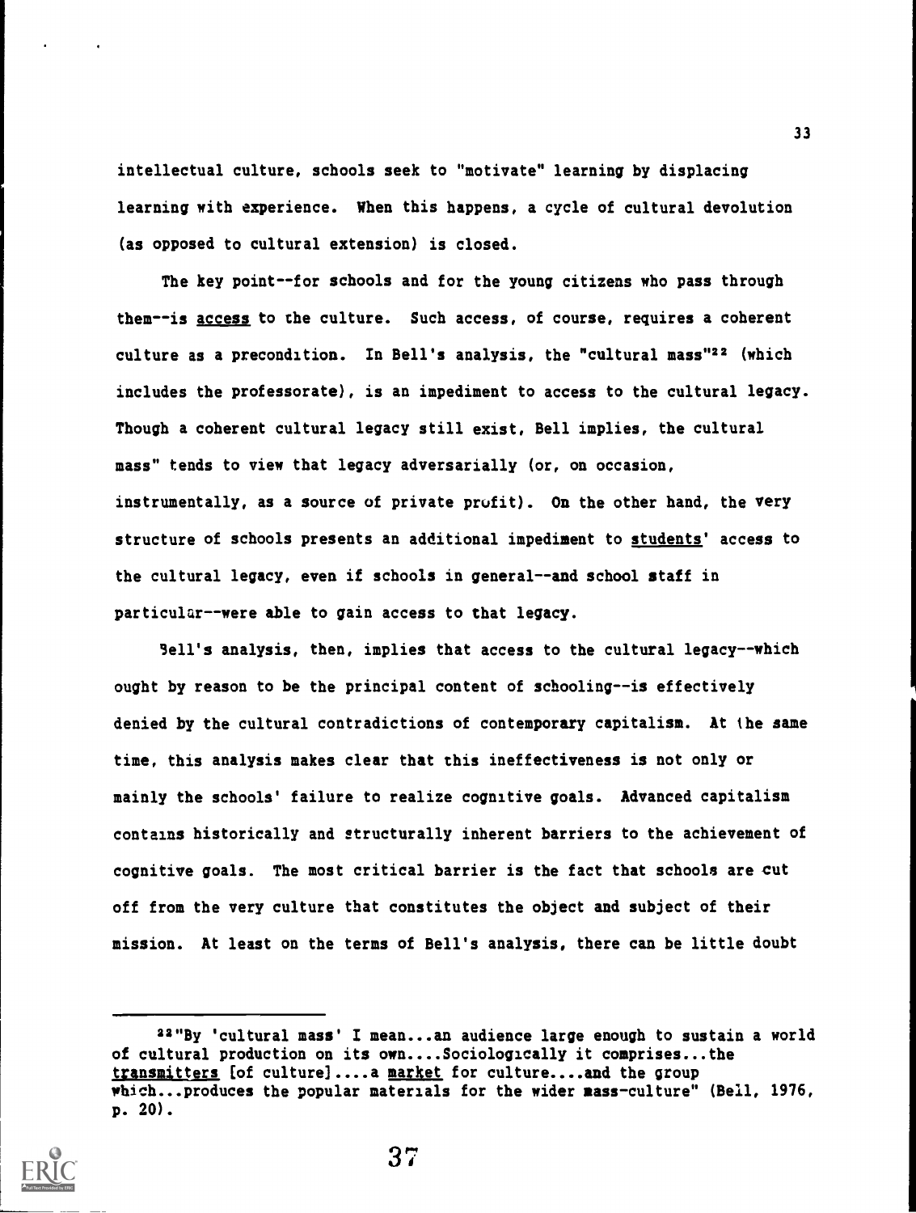intellectual culture, schools seek to "motivate" learning by displacing learning with experience. When this happens, a cycle of cultural devolution (as opposed to cultural extension) is closed.

The key point--for schools and for the young citizens who pass through them--is _access_ to the culture. Such access, of course, requires a coherent culture as a precondition. In Bell's analysis, the "cultural mass"[22] (which includes the professorate), is an impediment to access to the cultural legacy. Though a coherent cultural legacy still exist, Bell implies, the cultural mass" tends to view that legacy adversarially (or, on occasion, instrumentally, as a source of private profit). On the other hand, the very structure of schools presents an additional impediment to _students'_ access to the cultural legacy, even if schools in general--and school staff in particular--were able to gain access to that legacy.

Bell's analysis, then, implies that access to the cultural legacy--which ought by reason to be the principal content of schooling--is effectively denied by the cultural contradictions of contemporary capitalism. At the same time, this analysis makes clear that this ineffectiveness is not only or mainly the schools' failure to realize cognitive goals. Advanced capitalism contains historically and structurally inherent barriers to the achievement of cognitive goals. The most critical barrier is the fact that schools are cut off from the very culture that constitutes the object and subject of their mission. At least on the terms of Bell's analysis, there can be little doubt

---

[22] "By 'cultural mass' I mean...an audience large enough to sustain a world of cultural production on its own....Sociologically it comprises...the _transmitters_ [of culture]....a _market_ for culture....and the group which...produces the popular materials for the wider mass-culture" (Bell, 1976, p. 20).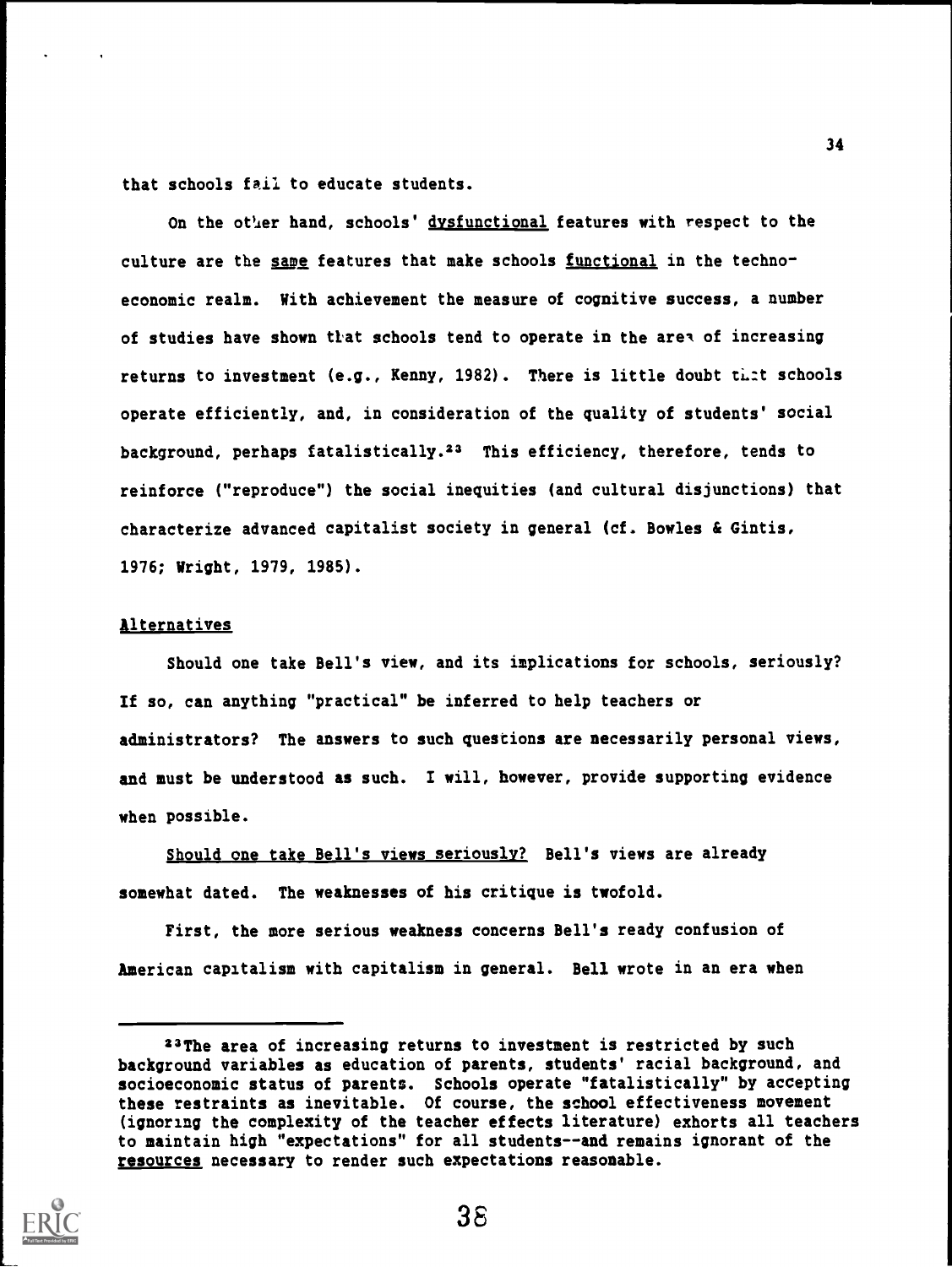that schools fail to educate students.

On the other hand, schools' <u>dysfunctional</u> features with respect to the culture are the <u>same</u> features that make schools <u>functional</u> in the techno-economic realm. With achievement the measure of cognitive success, a number of studies have shown that schools tend to operate in the area of increasing returns to investment (e.g., Kenny, 1982). There is little doubt that schools operate efficiently, and, in consideration of the quality of students' social background, perhaps fatalistically.[23] This efficiency, therefore, tends to reinforce ("reproduce") the social inequities (and cultural disjunctions) that characterize advanced capitalist society in general (cf. Bowles & Gintis, 1976; Wright, 1979, 1985).

## <u>Alternatives</u>

Should one take Bell's view, and its implications for schools, seriously? If so, can anything "practical" be inferred to help teachers or administrators? The answers to such questions are necessarily personal views, and must be understood as such. I will, however, provide supporting evidence when possible.

<u>Should one take Bell's views seriously?</u> Bell's views are already somewhat dated. The weaknesses of his critique is twofold.

First, the more serious weakness concerns Bell's ready confusion of American capitalism with capitalism in general. Bell wrote in an era when

---

[23]The area of increasing returns to investment is restricted by such background variables as education of parents, students' racial background, and socioeconomic status of parents. Schools operate "fatalistically" by accepting these restraints as inevitable. Of course, the school effectiveness movement (ignoring the complexity of the teacher effects literature) exhorts all teachers to maintain high "expectations" for all students--and remains ignorant of the <u>resources</u> necessary to render such expectations reasonable.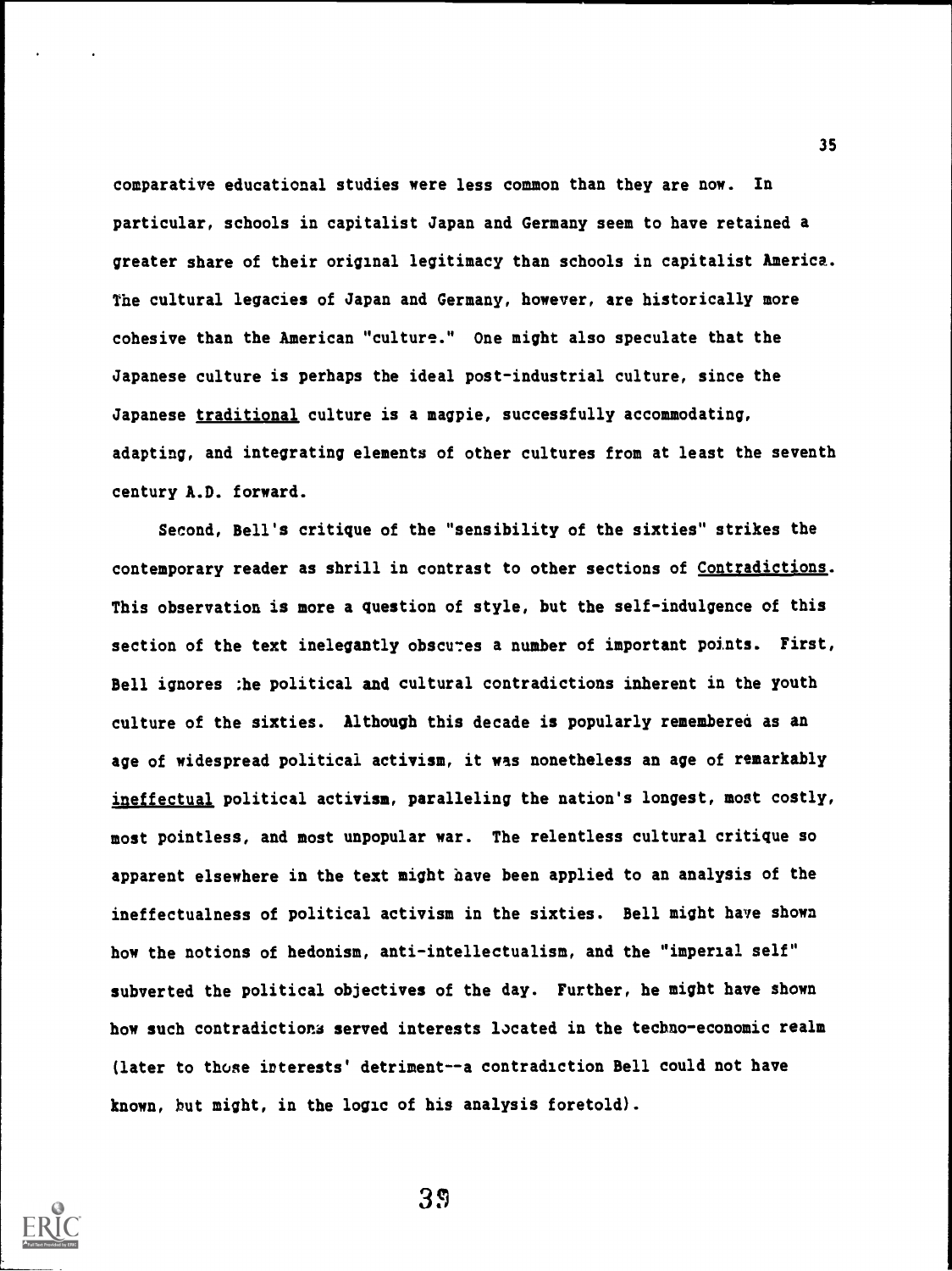comparative educational studies were less common than they are now. In particular, schools in capitalist Japan and Germany seem to have retained a greater share of their original legitimacy than schools in capitalist America. The cultural legacies of Japan and Germany, however, are historically more cohesive than the American "culture." One might also speculate that the Japanese culture is perhaps the ideal post-industrial culture, since the Japanese _traditional_ culture is a magpie, successfully accommodating, adapting, and integrating elements of other cultures from at least the seventh century A.D. forward.

Second, Bell's critique of the "sensibility of the sixties" strikes the contemporary reader as shrill in contrast to other sections of _Contradictions_. This observation is more a question of style, but the self-indulgence of this section of the text inelegantly obscures a number of important points. First, Bell ignores the political and cultural contradictions inherent in the youth culture of the sixties. Although this decade is popularly remembered as an age of widespread political activism, it was nonetheless an age of remarkably _ineffectual_ political activism, paralleling the nation's longest, most costly, most pointless, and most unpopular war. The relentless cultural critique so apparent elsewhere in the text might have been applied to an analysis of the ineffectualness of political activism in the sixties. Bell might have shown how the notions of hedonism, anti-intellectualism, and the "imperial self" subverted the political objectives of the day. Further, he might have shown how such contradictions served interests located in the techno-economic realm (later to those interests' detriment--a contradiction Bell could not have known, but might, in the logic of his analysis foretold).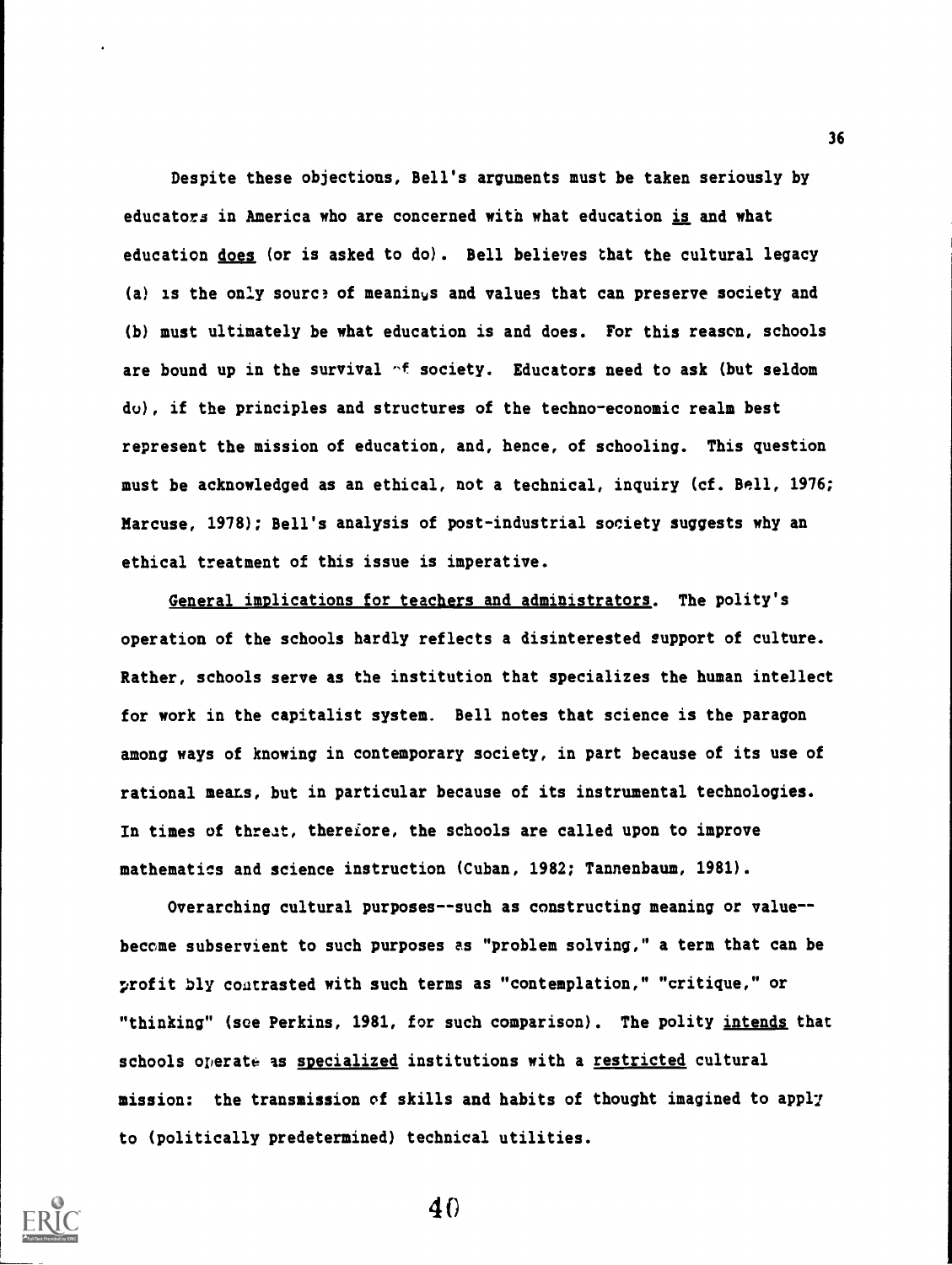Despite these objections, Bell's arguments must be taken seriously by educators in America who are concerned with what education _is_ and what education _does_ (or is asked to do). Bell believes that the cultural legacy (a) is the only source of meanings and values that can preserve society and (b) must ultimately be what education is and does. For this reason, schools are bound up in the survival of society. Educators need to ask (but seldom do), if the principles and structures of the techno-economic realm best represent the mission of education, and, hence, of schooling. This question must be acknowledged as an ethical, not a technical, inquiry (cf. Bell, 1976; Marcuse, 1978); Bell's analysis of post-industrial society suggests why an ethical treatment of this issue is imperative.

_General implications for teachers and administrators_. The polity's operation of the schools hardly reflects a disinterested support of culture. Rather, schools serve as the institution that specializes the human intellect for work in the capitalist system. Bell notes that science is the paragon among ways of knowing in contemporary society, in part because of its use of rational means, but in particular because of its instrumental technologies. In times of threat, therefore, the schools are called upon to improve mathematics and science instruction (Cuban, 1982; Tannenbaum, 1981).

Overarching cultural purposes--such as constructing meaning or value--become subservient to such purposes as "problem solving," a term that can be profitably contrasted with such terms as "contemplation," "critique," or "thinking" (see Perkins, 1981, for such comparison). The polity _intends_ that schools operate as _specialized_ institutions with a _restricted_ cultural mission: the transmission of skills and habits of thought imagined to apply to (politically predetermined) technical utilities.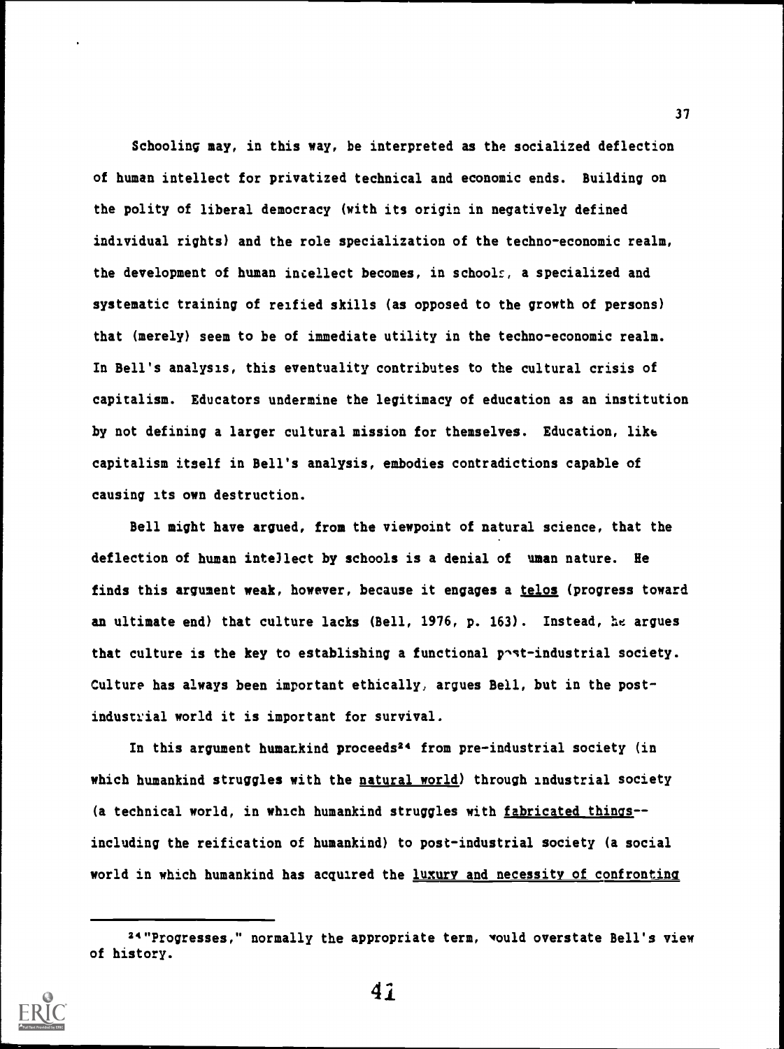Schooling may, in this way, be interpreted as the socialized deflection of human intellect for privatized technical and economic ends. Building on the polity of liberal democracy (with its origin in negatively defined individual rights) and the role specialization of the techno-economic realm, the development of human intellect becomes, in schools, a specialized and systematic training of reified skills (as opposed to the growth of persons) that (merely) seem to be of immediate utility in the techno-economic realm. In Bell's analysis, this eventuality contributes to the cultural crisis of capitalism. Educators undermine the legitimacy of education as an institution by not defining a larger cultural mission for themselves. Education, like capitalism itself in Bell's analysis, embodies contradictions capable of causing its own destruction.

Bell might have argued, from the viewpoint of natural science, that the deflection of human intellect by schools is a denial of human nature. He finds this argument weak, however, because it engages a _telos_ (progress toward an ultimate end) that culture lacks (Bell, 1976, p. 163). Instead, he argues that culture is the key to establishing a functional post-industrial society. Culture has always been important ethically, argues Bell, but in the post-industrial world it is important for survival.

In this argument humankind proceeds[24] from pre-industrial society (in which humankind struggles with the _natural world_) through industrial society (a technical world, in which humankind struggles with _fabricated things_--including the reification of humankind) to post-industrial society (a social world in which humankind has acquired the _luxury and necessity of confronting_

[24] "Progresses," normally the appropriate term, would overstate Bell's view of history.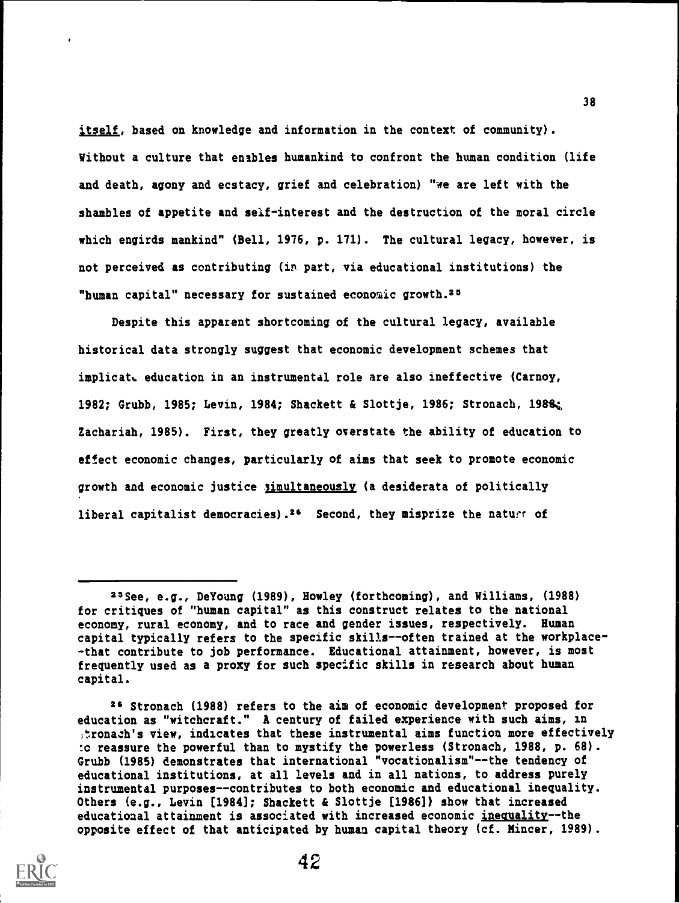_itself_, based on knowledge and information in the context of community). Without a culture that enables humankind to confront the human condition (life and death, agony and ecstacy, grief and celebration) "we are left with the shambles of appetite and self-interest and the destruction of the moral circle which engirds mankind" (Bell, 1976, p. 171). The cultural legacy, however, is not perceived as contributing (in part, via educational institutions) the "human capital" necessary for sustained economic growth.[25]

Despite this apparent shortcoming of the cultural legacy, available historical data strongly suggest that economic development schemes that implicate education in an instrumental role are also ineffective (Carnoy, 1982; Grubb, 1985; Levin, 1984; Shackett & Slottje, 1986; Stronach, 1988; Zachariah, 1985). First, they greatly overstate the ability of education to effect economic changes, particularly of aims that seek to promote economic growth and economic justice _simultaneously_ (a desiderata of politically liberal capitalist democracies).[26] Second, they misprize the nature of

---

[25] See, e.g., DeYoung (1989), Howley (forthcoming), and Williams, (1988) for critiques of "human capital" as this construct relates to the national economy, rural economy, and to race and gender issues, respectively. Human capital typically refers to the specific skills--often trained at the workplace--that contribute to job performance. Educational attainment, however, is most frequently used as a proxy for such specific skills in research about human capital.

[26] Stronach (1988) refers to the aim of economic development proposed for education as "witchcraft." A century of failed experience with such aims, in Stronach's view, indicates that these instrumental aims function more effectively to reassure the powerful than to mystify the powerless (Stronach, 1988, p. 68). Grubb (1985) demonstrates that international "vocationalism"--the tendency of educational institutions, at all levels and in all nations, to address purely instrumental purposes--contributes to both economic and educational inequality. Others (e.g., Levin [1984]; Shackett & Slottje [1986]) show that increased educational attainment is associated with increased economic _inequality_--the opposite effect of that anticipated by human capital theory (cf. Mincer, 1989).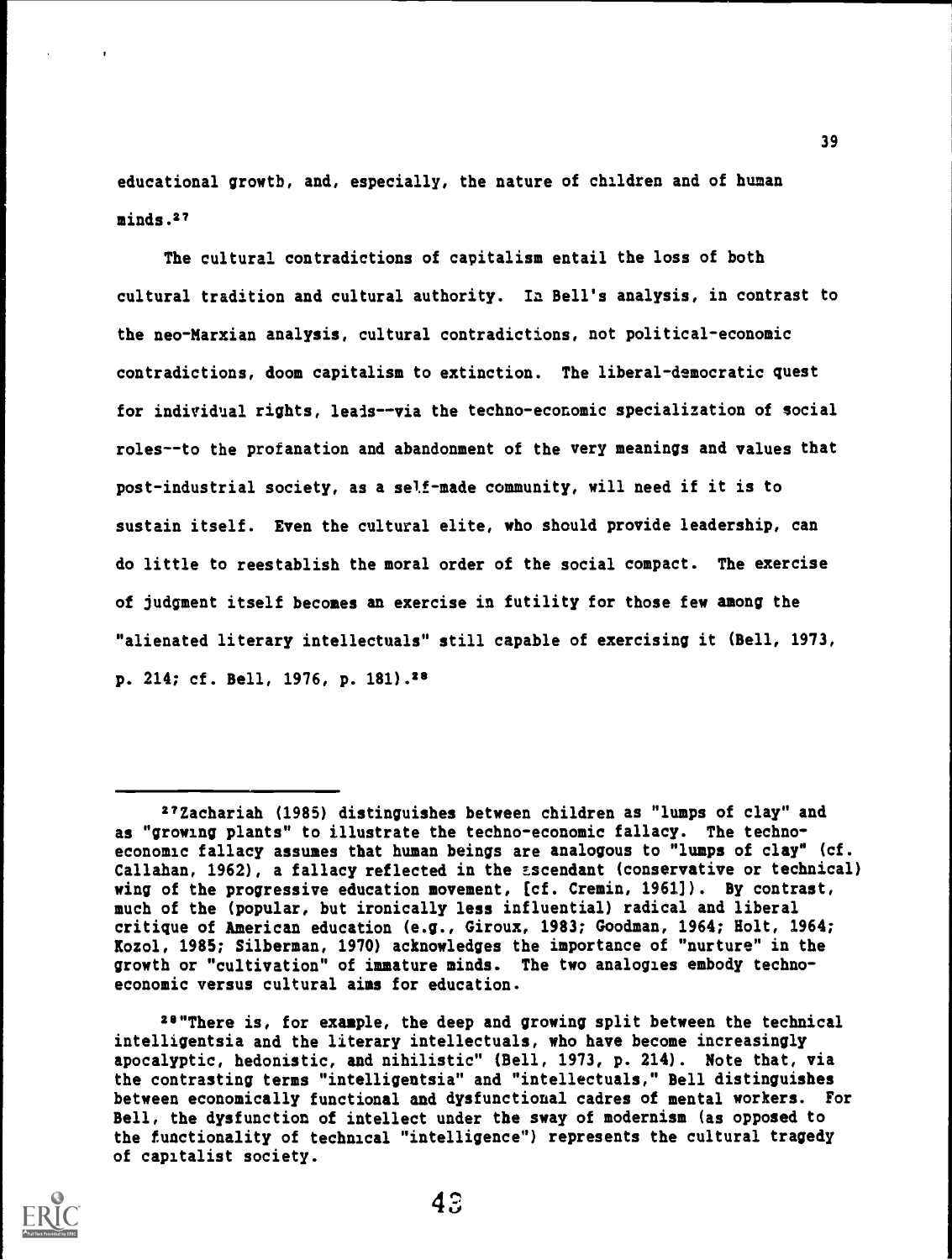educational growth, and, especially, the nature of children and of human minds.[27]

The cultural contradictions of capitalism entail the loss of both cultural tradition and cultural authority. In Bell's analysis, in contrast to the neo-Marxian analysis, cultural contradictions, not political-economic contradictions, doom capitalism to extinction. The liberal-democratic quest for individual rights, leads--via the techno-economic specialization of social roles--to the profanation and abandonment of the very meanings and values that post-industrial society, as a self-made community, will need if it is to sustain itself. Even the cultural elite, who should provide leadership, can do little to reestablish the moral order of the social compact. The exercise of judgment itself becomes an exercise in futility for those few among the "alienated literary intellectuals" still capable of exercising it (Bell, 1973, p. 214; cf. Bell, 1976, p. 181).[28]

---

[27] Zachariah (1985) distinguishes between children as "lumps of clay" and as "growing plants" to illustrate the techno-economic fallacy. The techno-economic fallacy assumes that human beings are analogous to "lumps of clay" (cf. Callahan, 1962), a fallacy reflected in the ascendant (conservative or technical) wing of the progressive education movement, [cf. Cremin, 1961]). By contrast, much of the (popular, but ironically less influential) radical and liberal critique of American education (e.g., Giroux, 1983; Goodman, 1964; Holt, 1964; Kozol, 1985; Silberman, 1970) acknowledges the importance of "nurture" in the growth or "cultivation" of immature minds. The two analogies embody techno-economic versus cultural aims for education.

[28] "There is, for example, the deep and growing split between the technical intelligentsia and the literary intellectuals, who have become increasingly apocalyptic, hedonistic, and nihilistic" (Bell, 1973, p. 214). Note that, via the contrasting terms "intelligentsia" and "intellectuals," Bell distinguishes between economically functional and dysfunctional cadres of mental workers. For Bell, the dysfunction of intellect under the sway of modernism (as opposed to the functionality of technical "intelligence") represents the cultural tragedy of capitalist society.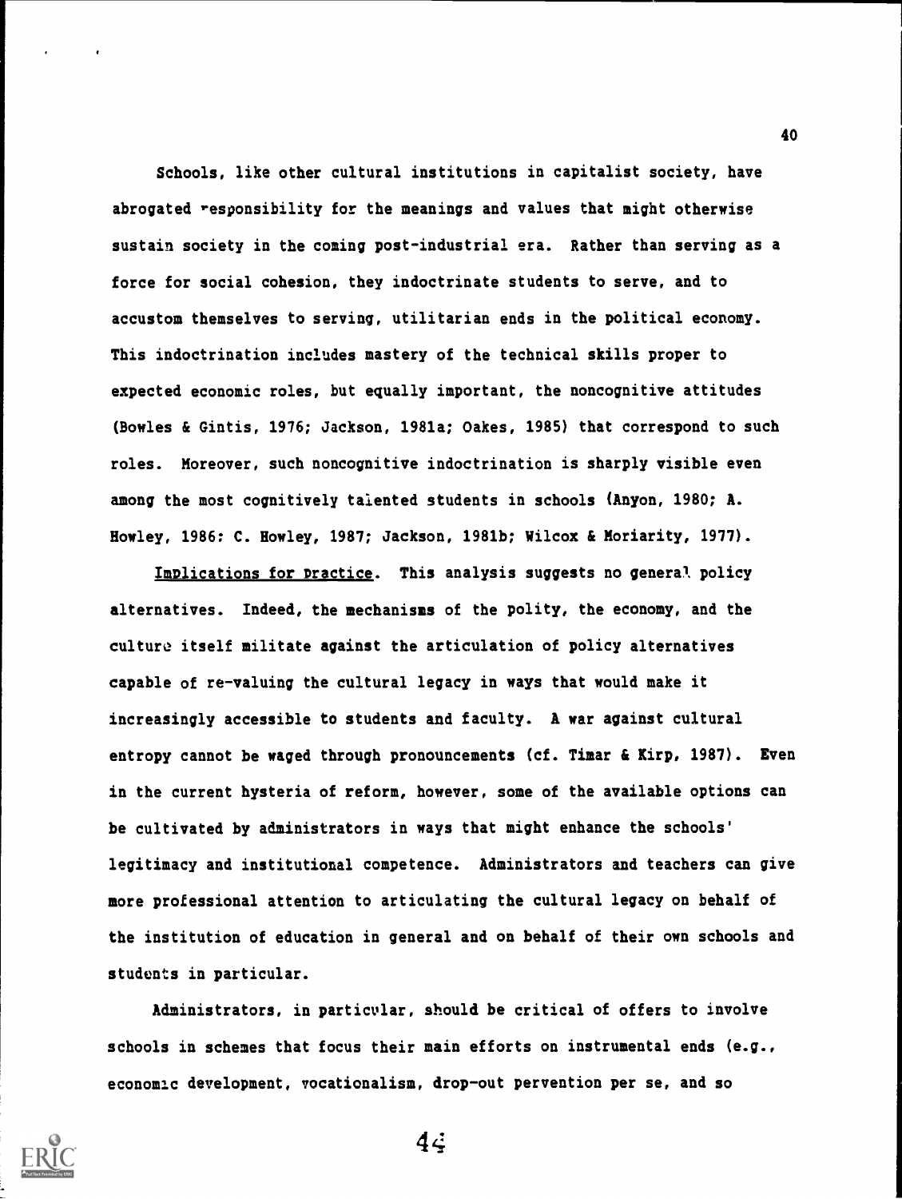Schools, like other cultural institutions in capitalist society, have abrogated responsibility for the meanings and values that might otherwise sustain society in the coming post-industrial era. Rather than serving as a force for social cohesion, they indoctrinate students to serve, and to accustom themselves to serving, utilitarian ends in the political economy. This indoctrination includes mastery of the technical skills proper to expected economic roles, but equally important, the noncognitive attitudes (Bowles & Gintis, 1976; Jackson, 1981a; Oakes, 1985) that correspond to such roles. Moreover, such noncognitive indoctrination is sharply visible even among the most cognitively talented students in schools (Anyon, 1980; A. Howley, 1986; C. Howley, 1987; Jackson, 1981b; Wilcox & Moriarity, 1977).

Implications for practice. This analysis suggests no general policy alternatives. Indeed, the mechanisms of the polity, the economy, and the culture itself militate against the articulation of policy alternatives capable of re-valuing the cultural legacy in ways that would make it increasingly accessible to students and faculty. A war against cultural entropy cannot be waged through pronouncements (cf. Timar & Kirp, 1987). Even in the current hysteria of reform, however, some of the available options can be cultivated by administrators in ways that might enhance the schools' legitimacy and institutional competence. Administrators and teachers can give more professional attention to articulating the cultural legacy on behalf of the institution of education in general and on behalf of their own schools and students in particular.

Administrators, in particular, should be critical of offers to involve schools in schemes that focus their main efforts on instrumental ends (e.g., economic development, vocationalism, drop-out pervention per se, and so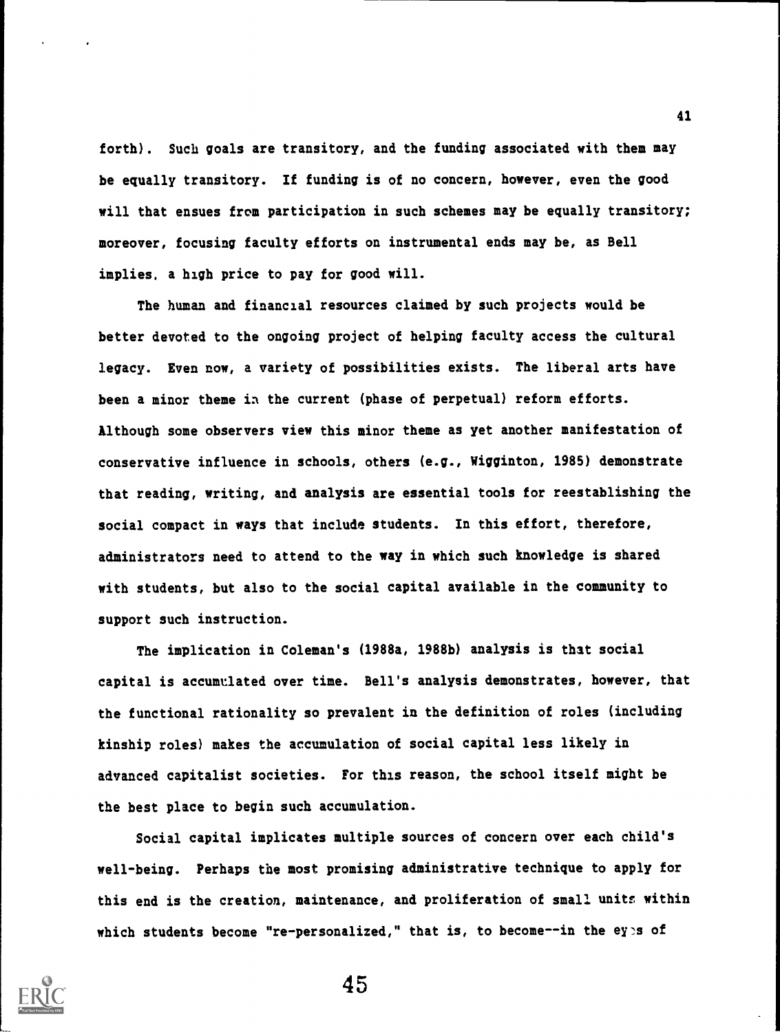forth). Such goals are transitory, and the funding associated with them may be equally transitory. If funding is of no concern, however, even the good will that ensues from participation in such schemes may be equally transitory; moreover, focusing faculty efforts on instrumental ends may be, as Bell implies, a high price to pay for good will.

The human and financial resources claimed by such projects would be better devoted to the ongoing project of helping faculty access the cultural legacy. Even now, a variety of possibilities exists. The liberal arts have been a minor theme in the current (phase of perpetual) reform efforts. Although some observers view this minor theme as yet another manifestation of conservative influence in schools, others (e.g., Wigginton, 1985) demonstrate that reading, writing, and analysis are essential tools for reestablishing the social compact in ways that include students. In this effort, therefore, administrators need to attend to the way in which such knowledge is shared with students, but also to the social capital available in the community to support such instruction.

The implication in Coleman's (1988a, 1988b) analysis is that social capital is accumulated over time. Bell's analysis demonstrates, however, that the functional rationality so prevalent in the definition of roles (including kinship roles) makes the accumulation of social capital less likely in advanced capitalist societies. For this reason, the school itself might be the best place to begin such accumulation.

Social capital implicates multiple sources of concern over each child's well-being. Perhaps the most promising administrative technique to apply for this end is the creation, maintenance, and proliferation of small units within which students become "re-personalized," that is, to become--in the eyes of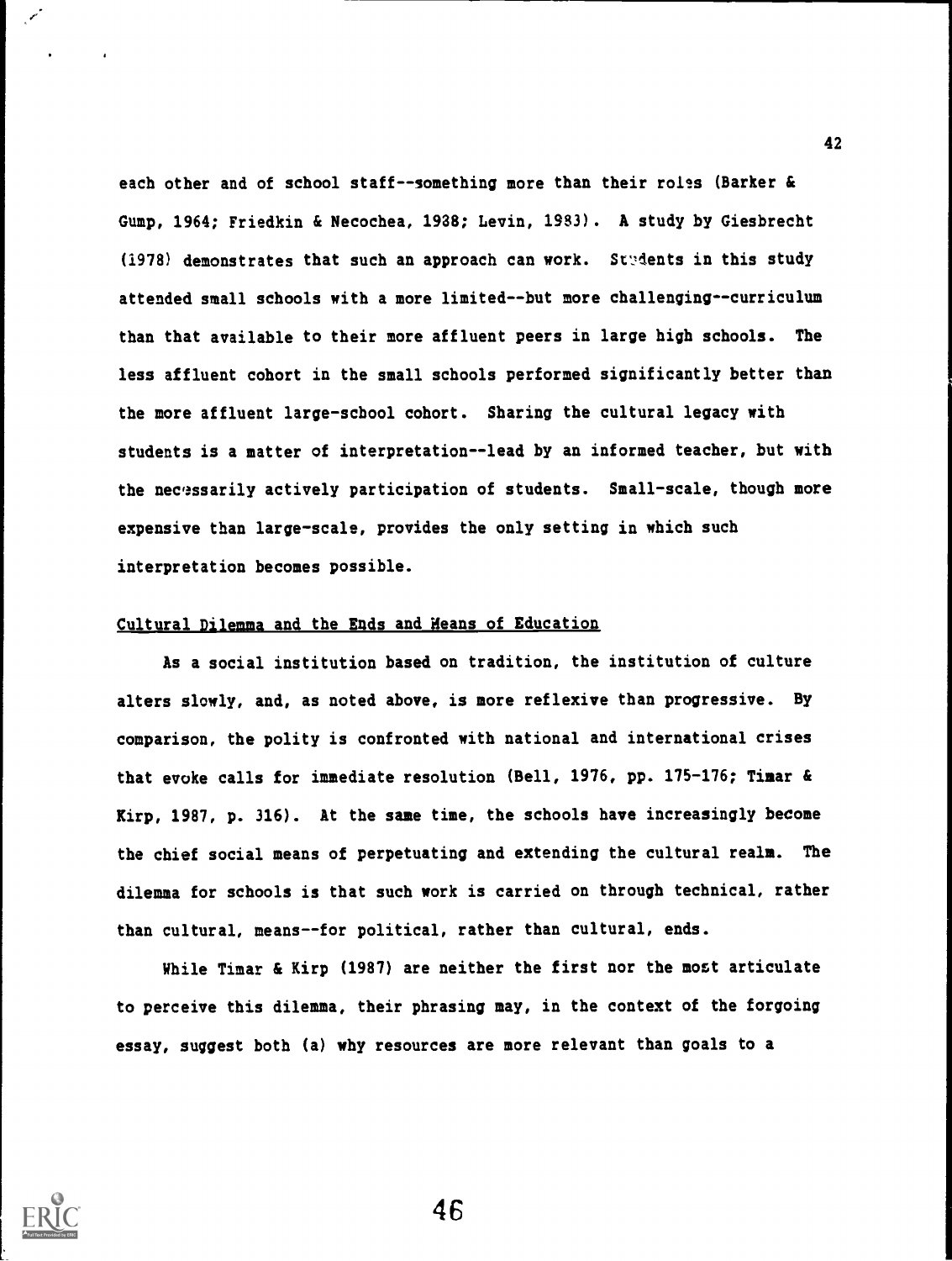each other and of school staff--something more than their roles (Barker & Gump, 1964; Friedkin & Necochea, 1988; Levin, 1983). A study by Giesbrecht (1978) demonstrates that such an approach can work. Students in this study attended small schools with a more limited--but more challenging--curriculum than that available to their more affluent peers in large high schools. The less affluent cohort in the small schools performed significantly better than the more affluent large-school cohort. Sharing the cultural legacy with students is a matter of interpretation--lead by an informed teacher, but with the necessarily actively participation of students. Small-scale, though more expensive than large-scale, provides the only setting in which such interpretation becomes possible.

## Cultural Dilemma and the Ends and Means of Education

As a social institution based on tradition, the institution of culture alters slowly, and, as noted above, is more reflexive than progressive. By comparison, the polity is confronted with national and international crises that evoke calls for immediate resolution (Bell, 1976, pp. 175-176; Timar & Kirp, 1987, p. 316). At the same time, the schools have increasingly become the chief social means of perpetuating and extending the cultural realm. The dilemma for schools is that such work is carried on through technical, rather than cultural, means--for political, rather than cultural, ends.

While Timar & Kirp (1987) are neither the first nor the most articulate to perceive this dilemma, their phrasing may, in the context of the forgoing essay, suggest both (a) why resources are more relevant than goals to a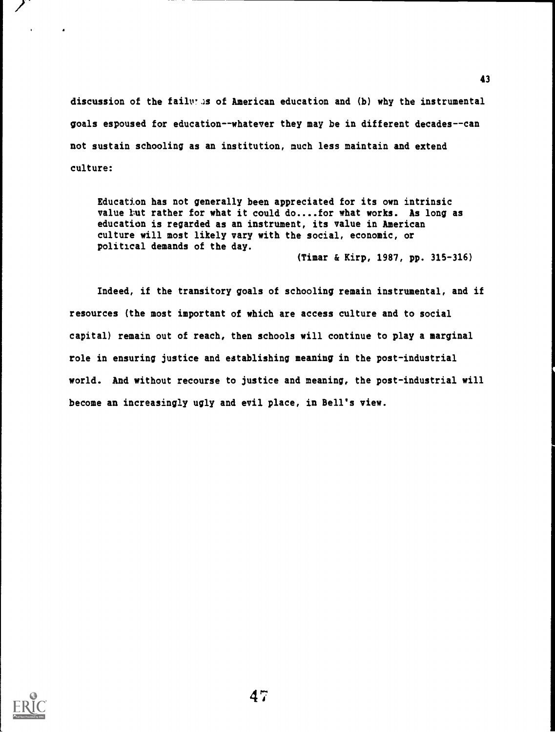discussion of the failures of American education and (b) why the instrumental goals espoused for education--whatever they may be in different decades--can not sustain schooling as an institution, much less maintain and extend culture:

> Education has not generally been appreciated for its own intrinsic value but rather for what it could do....for what works. As long as education is regarded as an instrument, its value in American culture will most likely vary with the social, economic, or political demands of the day.
>
> (Timar & Kirp, 1987, pp. 315-316)

Indeed, if the transitory goals of schooling remain instrumental, and if resources (the most important of which are access culture and to social capital) remain out of reach, then schools will continue to play a marginal role in ensuring justice and establishing meaning in the post-industrial world. And without recourse to justice and meaning, the post-industrial will become an increasingly ugly and evil place, in Bell's view.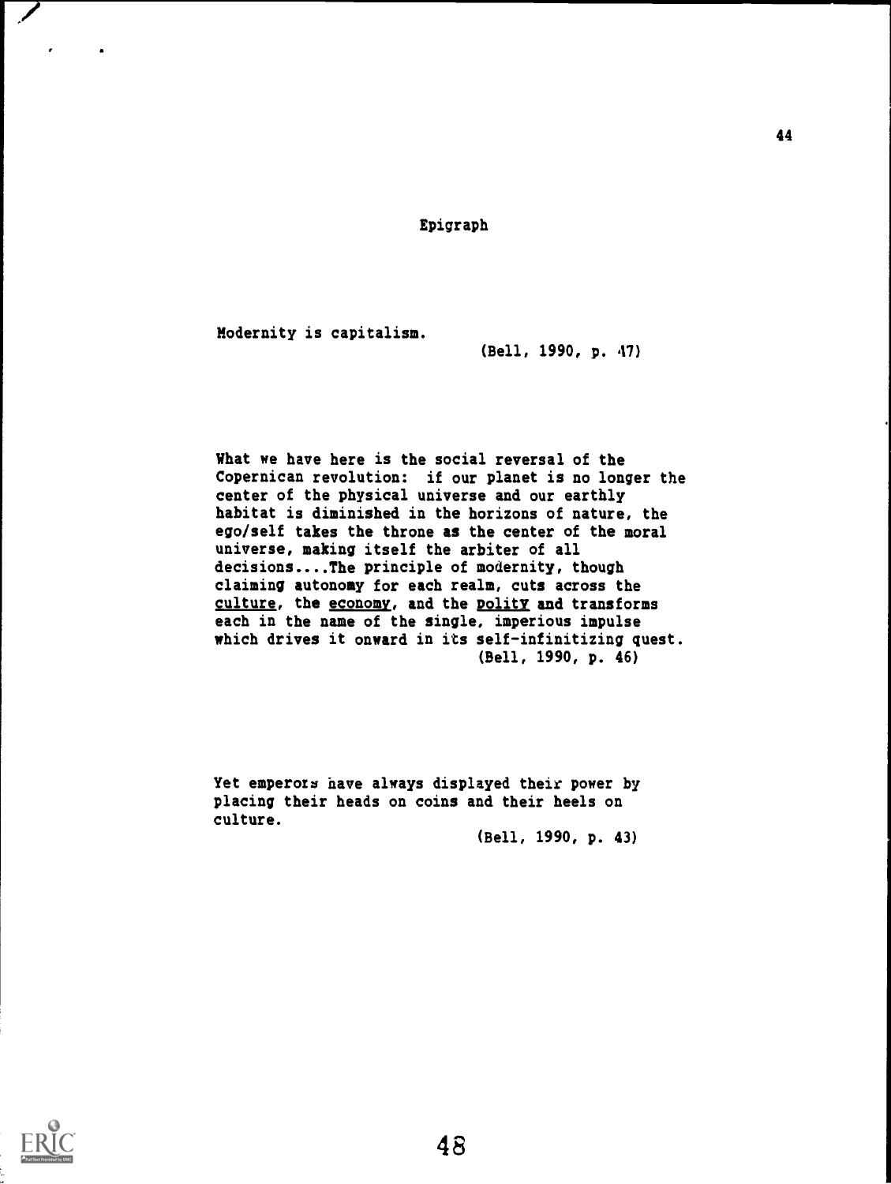## Epigraph

Modernity is capitalism.

(Bell, 1990, p. 47)

What we have here is the social reversal of the Copernican revolution: if our planet is no longer the center of the physical universe and our earthly habitat is diminished in the horizons of nature, the ego/self takes the throne as the center of the moral universe, making itself the arbiter of all decisions....The principle of modernity, though claiming autonomy for each realm, cuts across the <u>culture</u>, the <u>economy</u>, and the <u>polity</u> and transforms each in the name of the single, imperious impulse which drives it onward in its self-infinitizing quest.

(Bell, 1990, p. 46)

Yet emperors have always displayed their power by placing their heads on coins and their heels on culture.

(Bell, 1990, p. 43)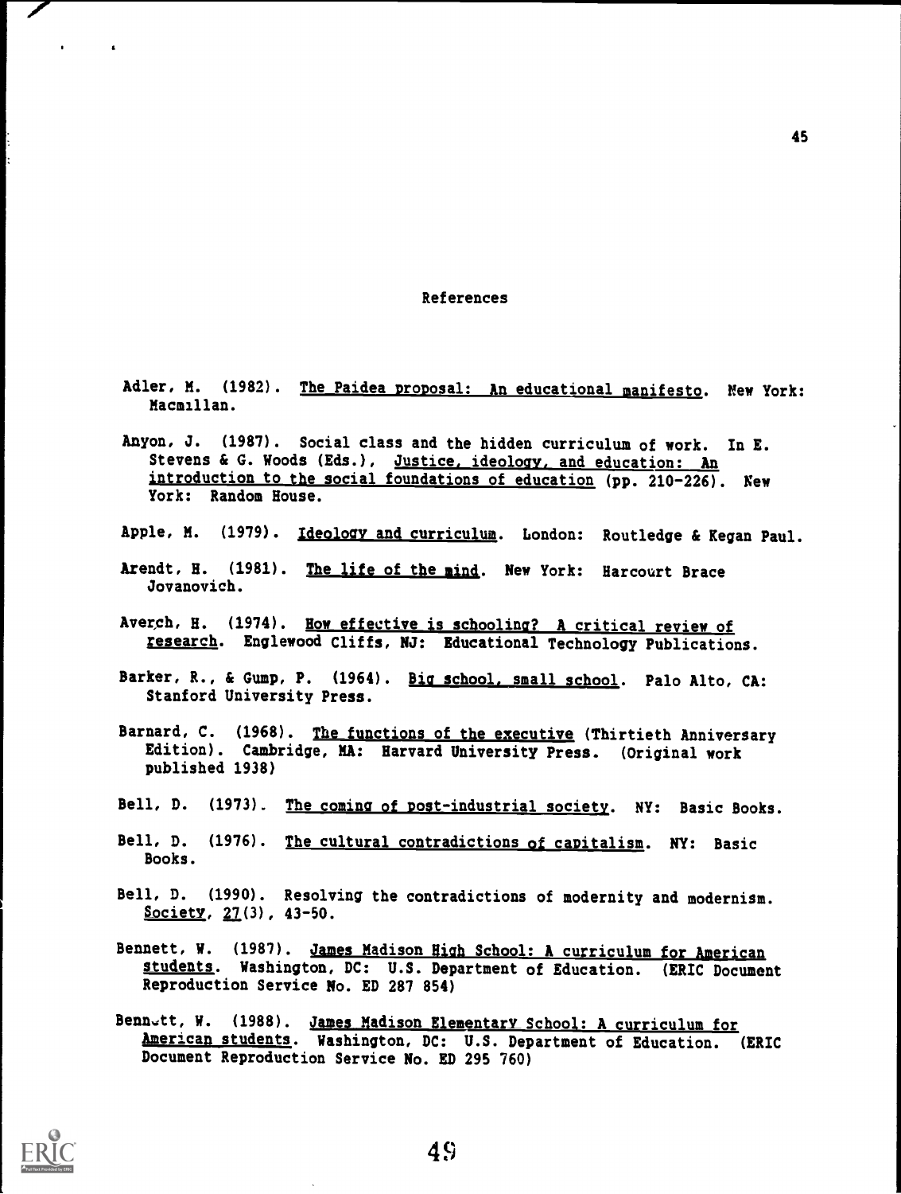# References

Adler, M. (1982). The Paidea proposal: An educational manifesto. New York: Macmillan.

Anyon, J. (1987). Social class and the hidden curriculum of work. In E. Stevens & G. Woods (Eds.), Justice, ideology, and education: An introduction to the social foundations of education (pp. 210-226). New York: Random House.

Apple, M. (1979). Ideology and curriculum. London: Routledge & Kegan Paul.

Arendt, H. (1981). The life of the mind. New York: Harcourt Brace Jovanovich.

Averch, H. (1974). How effective is schooling? A critical review of research. Englewood Cliffs, NJ: Educational Technology Publications.

Barker, R., & Gump, P. (1964). Big school, small school. Palo Alto, CA: Stanford University Press.

Barnard, C. (1968). The functions of the executive (Thirtieth Anniversary Edition). Cambridge, MA: Harvard University Press. (Original work published 1938)

Bell, D. (1973). The coming of post-industrial society. NY: Basic Books.

Bell, D. (1976). The cultural contradictions of capitalism. NY: Basic Books.

Bell, D. (1990). Resolving the contradictions of modernity and modernism. Society, 27(3), 43-50.

Bennett, W. (1987). James Madison High School: A curriculum for American students. Washington, DC: U.S. Department of Education. (ERIC Document Reproduction Service No. ED 287 854)

Bennett, W. (1988). James Madison Elementary School: A curriculum for American students. Washington, DC: U.S. Department of Education. (ERIC Document Reproduction Service No. ED 295 760)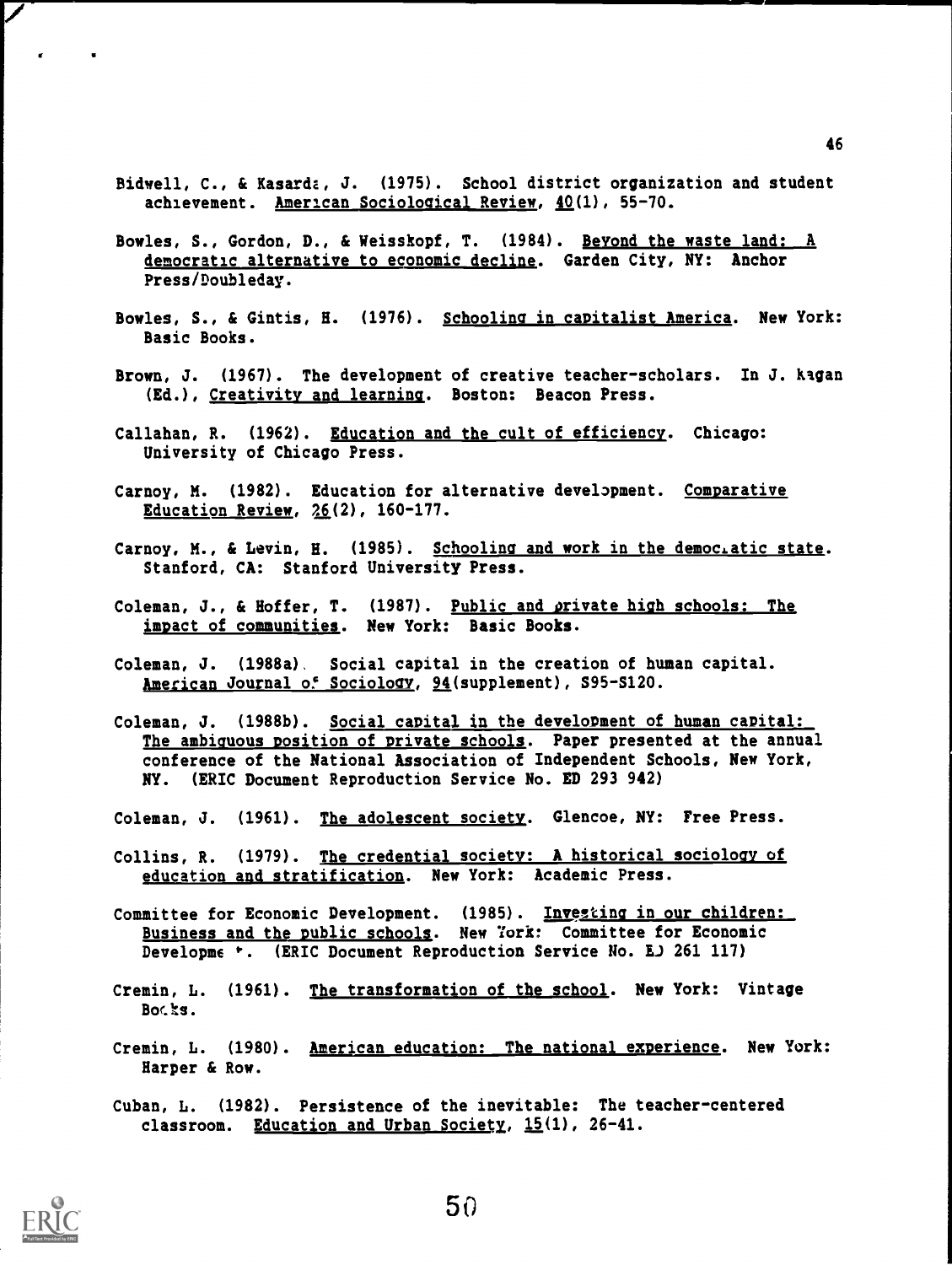Bidwell, C., & Kasarda, J. (1975). School district organization and student achievement. American Sociological Review, 40(1), 55-70.

Bowles, S., Gordon, D., & Weisskopf, T. (1984). Beyond the waste land: A democratic alternative to economic decline. Garden City, NY: Anchor Press/Doubleday.

Bowles, S., & Gintis, H. (1976). Schooling in capitalist America. New York: Basic Books.

Brown, J. (1967). The development of creative teacher-scholars. In J. Kagan (Ed.), Creativity and learning. Boston: Beacon Press.

Callahan, R. (1962). Education and the cult of efficiency. Chicago: University of Chicago Press.

Carnoy, M. (1982). Education for alternative development. Comparative Education Review, 26(2), 160-177.

Carnoy, M., & Levin, H. (1985). Schooling and work in the democratic state. Stanford, CA: Stanford University Press.

Coleman, J., & Hoffer, T. (1987). Public and private high schools: The impact of communities. New York: Basic Books.

Coleman, J. (1988a). Social capital in the creation of human capital. American Journal of Sociology, 94(supplement), S95-S120.

Coleman, J. (1988b). Social capital in the development of human capital: The ambiguous position of private schools. Paper presented at the annual conference of the National Association of Independent Schools, New York, NY. (ERIC Document Reproduction Service No. ED 293 942)

Coleman, J. (1961). The adolescent society. Glencoe, NY: Free Press.

Collins, R. (1979). The credential society: A historical sociology of education and stratification. New York: Academic Press.

Committee for Economic Development. (1985). Investing in our children: Business and the public schools. New York: Committee for Economic Development. (ERIC Document Reproduction Service No. ED 261 117)

Cremin, L. (1961). The transformation of the school. New York: Vintage Books.

Cremin, L. (1980). American education: The national experience. New York: Harper & Row.

Cuban, L. (1982). Persistence of the inevitable: The teacher-centered classroom. Education and Urban Society, 15(1), 26-41.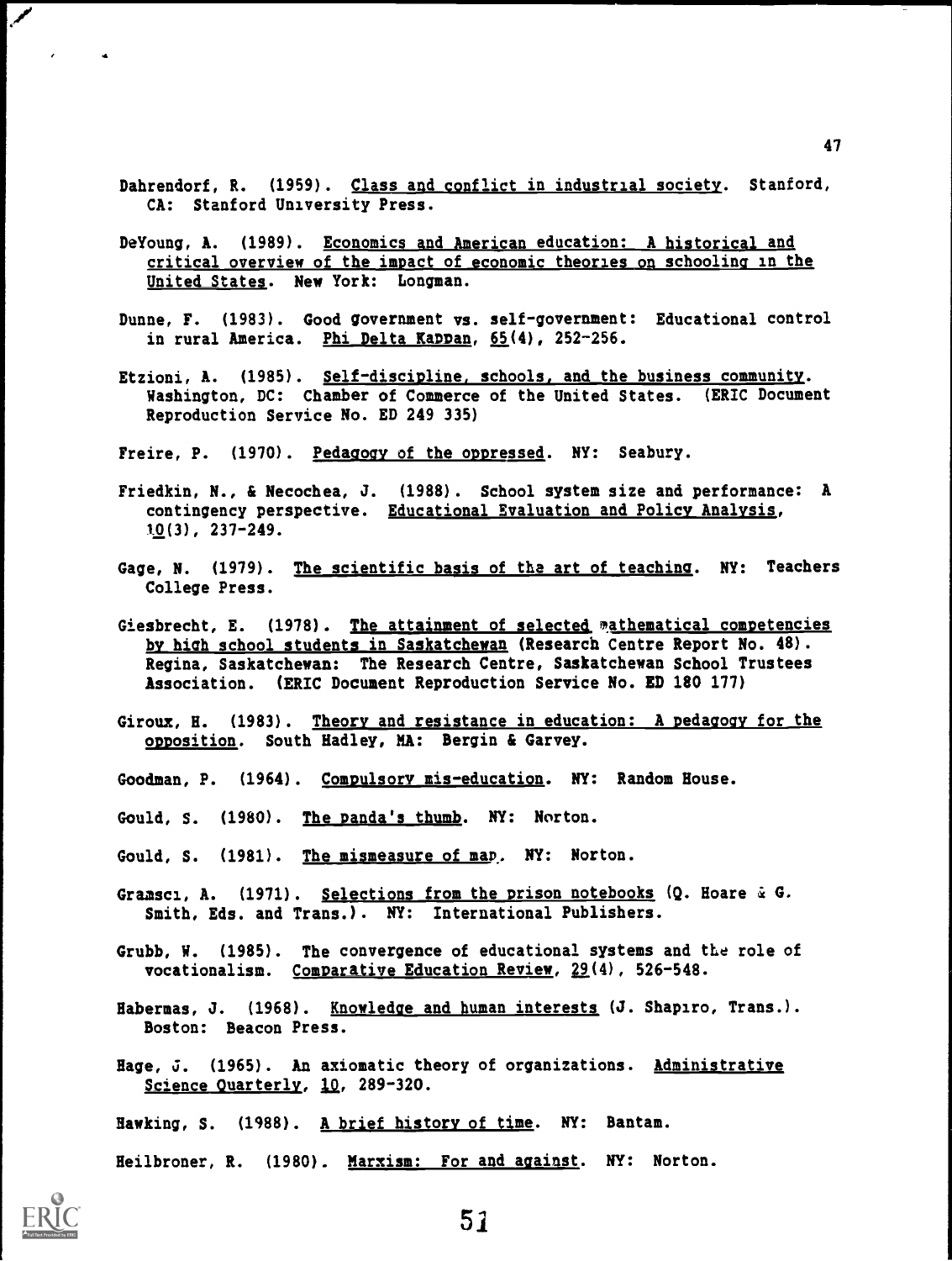Dahrendorf, R. (1959). Class and conflict in industrial society. Stanford, CA: Stanford University Press.

DeYoung, A. (1989). Economics and American education: A historical and critical overview of the impact of economic theories on schooling in the United States. New York: Longman.

Dunne, F. (1983). Good government vs. self-government: Educational control in rural America. Phi Delta Kappan, 65(4), 252-256.

Etzioni, A. (1985). Self-discipline, schools, and the business community. Washington, DC: Chamber of Commerce of the United States. (ERIC Document Reproduction Service No. ED 249 335)

Freire, P. (1970). Pedagogy of the oppressed. NY: Seabury.

Friedkin, N., & Necochea, J. (1988). School system size and performance: A contingency perspective. Educational Evaluation and Policy Analysis, 10(3), 237-249.

Gage, N. (1979). The scientific basis of the art of teaching. NY: Teachers College Press.

Giesbrecht, E. (1978). The attainment of selected mathematical competencies by high school students in Saskatchewan (Research Centre Report No. 48). Regina, Saskatchewan: The Research Centre, Saskatchewan School Trustees Association. (ERIC Document Reproduction Service No. ED 180 177)

Giroux, H. (1983). Theory and resistance in education: A pedagogy for the opposition. South Hadley, MA: Bergin & Garvey.

Goodman, P. (1964). Compulsory mis-education. NY: Random House.

Gould, S. (1980). The panda's thumb. NY: Norton.

Gould, S. (1981). The mismeasure of man. NY: Norton.

Gramsci, A. (1971). Selections from the prison notebooks (Q. Hoare & G. Smith, Eds. and Trans.). NY: International Publishers.

Grubb, W. (1985). The convergence of educational systems and the role of vocationalism. Comparative Education Review, 29(4), 526-548.

Habermas, J. (1968). Knowledge and human interests (J. Shapiro, Trans.). Boston: Beacon Press.

Hage, J. (1965). An axiomatic theory of organizations. Administrative Science Quarterly, 10, 289-320.

Hawking, S. (1988). A brief history of time. NY: Bantam.

Heilbroner, R. (1980). Marxism: For and against. NY: Norton.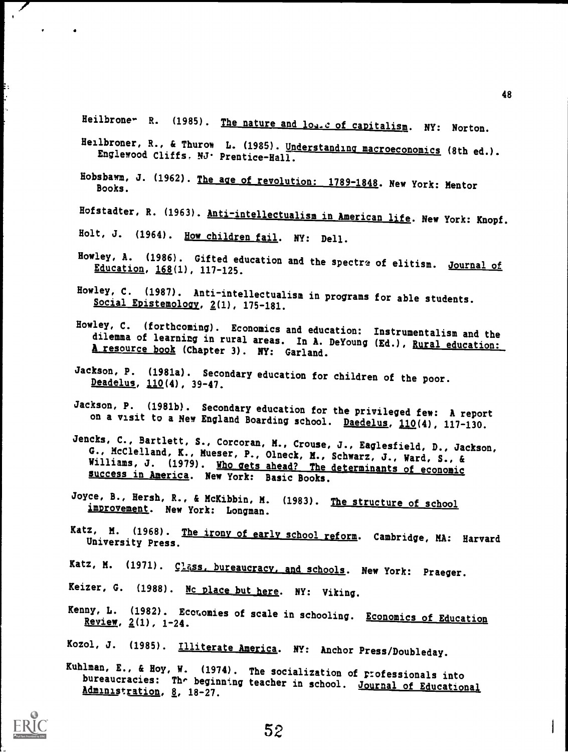Heilbroner R. (1985). The nature and logic of capitalism. NY: Norton.

Heilbroner, R., & Thurow L. (1985). Understanding macroeconomics (8th ed.). Englewood Cliffs, NJ: Prentice-Hall.

Hobsbawm, J. (1962). The age of revolution: 1789-1848. New York: Mentor Books.

Hofstadter, R. (1963). Anti-intellectualism in American life. New York: Knopf.

Holt, J. (1964). How children fail. NY: Dell.

Howley, A. (1986). Gifted education and the spectre of elitism. Journal of Education, 168(1), 117-125.

Howley, C. (1987). Anti-intellectualism in programs for able students. Social Epistemology, 2(1), 175-181.

Howley, C. (forthcoming). Economics and education: Instrumentalism and the dilemma of learning in rural areas. In A. DeYoung (Ed.), Rural education: A resource book (Chapter 3). NY: Garland.

Jackson, P. (1981a). Secondary education for children of the poor. Deadelus, 110(4), 39-47.

Jackson, P. (1981b). Secondary education for the privileged few: A report on a visit to a New England Boarding school. Daedelus, 110(4), 117-130.

Jencks, C., Bartlett, S., Corcoran, M., Crouse, J., Eaglesfield, D., Jackson, G., McClelland, K., Mueser, P., Olneck, M., Schwarz, J., Ward, S., & Williams, J. (1979). Who gets ahead? The determinants of economic success in America. New York: Basic Books.

Joyce, B., Hersh, R., & McKibbin, M. (1983). The structure of school improvement. New York: Longman.

Katz, M. (1968). The irony of early school reform. Cambridge, MA: Harvard University Press.

Katz, M. (1971). Class, bureaucracy, and schools. New York: Praeger.

Keizer, G. (1988). No place but here. NY: Viking.

Kenny, L. (1982). Economies of scale in schooling. Economics of Education Review, 2(1), 1-24.

Kozol, J. (1985). Illiterate America. NY: Anchor Press/Doubleday.

Kuhlman, E., & Hoy, W. (1974). The socialization of professionals into bureaucracies: The beginning teacher in school. Journal of Educational Administration, 8, 18-27.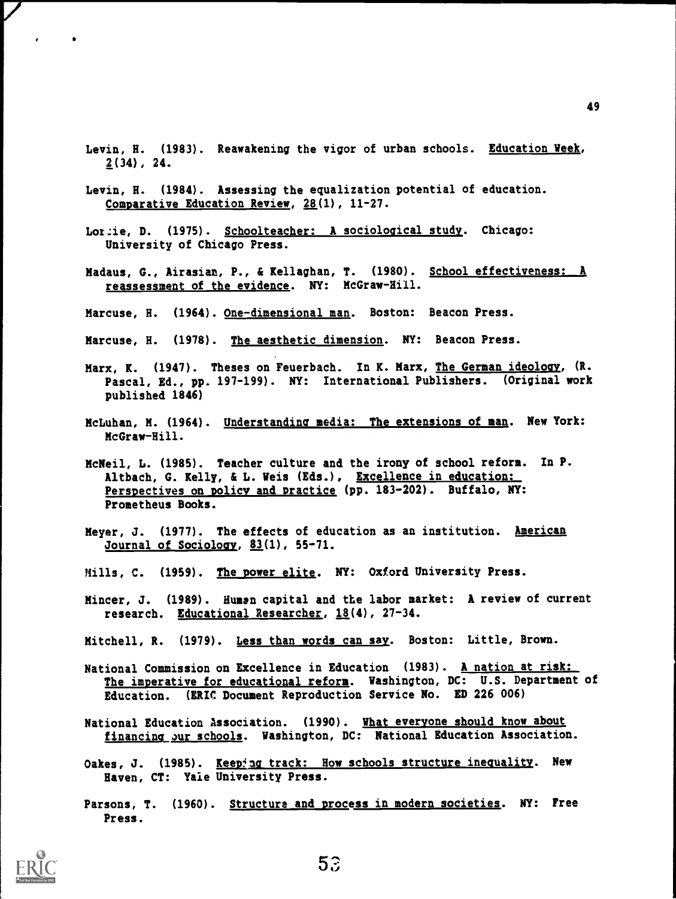Levin, H. (1983). Reawakening the vigor of urban schools. Education Week, 2(34), 24.

Levin, H. (1984). Assessing the equalization potential of education. Comparative Education Review, 28(1), 11-27.

Lortie, D. (1975). Schoolteacher: A sociological study. Chicago: University of Chicago Press.

Madaus, G., Airasian, P., & Kellaghan, T. (1980). School effectiveness: A reassessment of the evidence. NY: McGraw-Hill.

Marcuse, H. (1964). One-dimensional man. Boston: Beacon Press.

Marcuse, H. (1978). The aesthetic dimension. NY: Beacon Press.

Marx, K. (1947). Theses on Feuerbach. In K. Marx, The German ideology, (R. Pascal, Ed., pp. 197-199). NY: International Publishers. (Original work published 1846)

McLuhan, M. (1964). Understanding media: The extensions of man. New York: McGraw-Hill.

McNeil, L. (1985). Teacher culture and the irony of school reform. In P. Altbach, G. Kelly, & L. Weis (Eds.), Excellence in education: Perspectives on policy and practice (pp. 183-202). Buffalo, NY: Prometheus Books.

Meyer, J. (1977). The effects of education as an institution. American Journal of Sociology, 83(1), 55-71.

Mills, C. (1959). The power elite. NY: Oxford University Press.

Mincer, J. (1989). Human capital and the labor market: A review of current research. Educational Researcher, 18(4), 27-34.

Mitchell, R. (1979). Less than words can say. Boston: Little, Brown.

National Commission on Excellence in Education (1983). A nation at risk: The imperative for educational reform. Washington, DC: U.S. Department of Education. (ERIC Document Reproduction Service No. ED 226 006)

National Education Association. (1990). What everyone should know about financing our schools. Washington, DC: National Education Association.

Oakes, J. (1985). Keeping track: How schools structure inequality. New Haven, CT: Yale University Press.

Parsons, T. (1960). Structure and process in modern societies. NY: Free Press.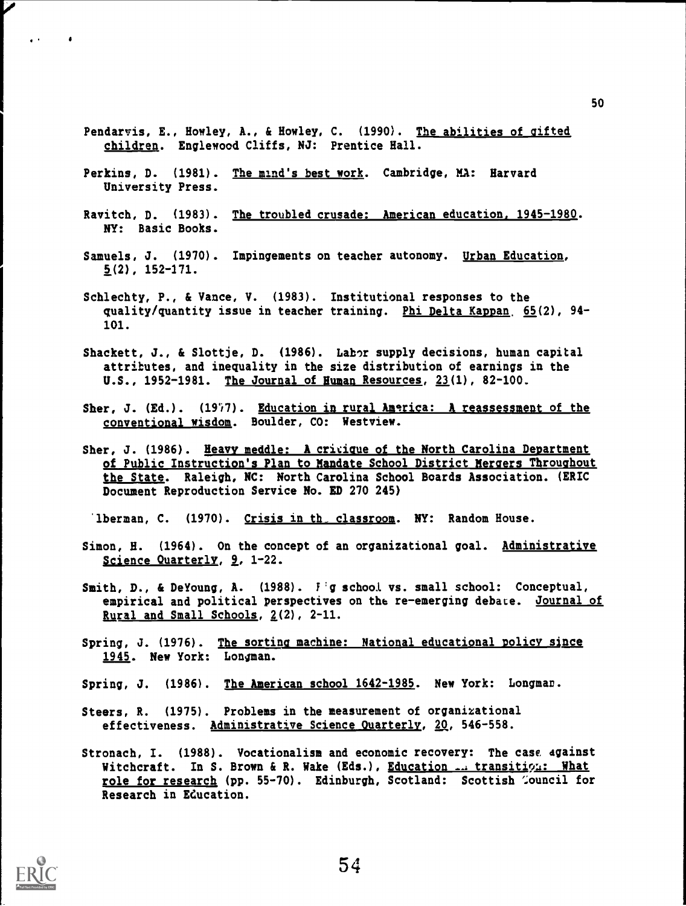Pendarvis, E., Howley, A., & Howley, C. (1990). The abilities of gifted children. Englewood Cliffs, NJ: Prentice Hall.

Perkins, D. (1981). The mind's best work. Cambridge, MA: Harvard University Press.

Ravitch, D. (1983). The troubled crusade: American education, 1945-1980. NY: Basic Books.

Samuels, J. (1970). Impingements on teacher autonomy. Urban Education, 5(2), 152-171.

Schlechty, P., & Vance, V. (1983). Institutional responses to the quality/quantity issue in teacher training. Phi Delta Kappan, 65(2), 94-101.

Shackett, J., & Slottje, D. (1986). Labor supply decisions, human capital attributes, and inequality in the size distribution of earnings in the U.S., 1952-1981. The Journal of Human Resources, 23(1), 82-100.

Sher, J. (Ed.). (1977). Education in rural America: A reassessment of the conventional wisdom. Boulder, CO: Westview.

Sher, J. (1986). Heavy meddle: A critique of the North Carolina Department of Public Instruction's Plan to Mandate School District Mergers Throughout the State. Raleigh, NC: North Carolina School Boards Association. (ERIC Document Reproduction Service No. ED 270 245)

lberman, C. (1970). Crisis in the classroom. NY: Random House.

Simon, H. (1964). On the concept of an organizational goal. Administrative Science Quarterly, 9, 1-22.

Smith, D., & DeYoung, A. (1988). Big school vs. small school: Conceptual, empirical and political perspectives on the re-emerging debate. Journal of Rural and Small Schools, 2(2), 2-11.

Spring, J. (1976). The sorting machine: National educational policy since 1945. New York: Longman.

Spring, J. (1986). The American school 1642-1985. New York: Longman.

Steers, R. (1975). Problems in the measurement of organizational effectiveness. Administrative Science Quarterly, 20, 546-558.

Stronach, I. (1988). Vocationalism and economic recovery: The case against Witchcraft. In S. Brown & R. Wake (Eds.), Education in transition: What role for research (pp. 55-70). Edinburgh, Scotland: Scottish Council for Research in Education.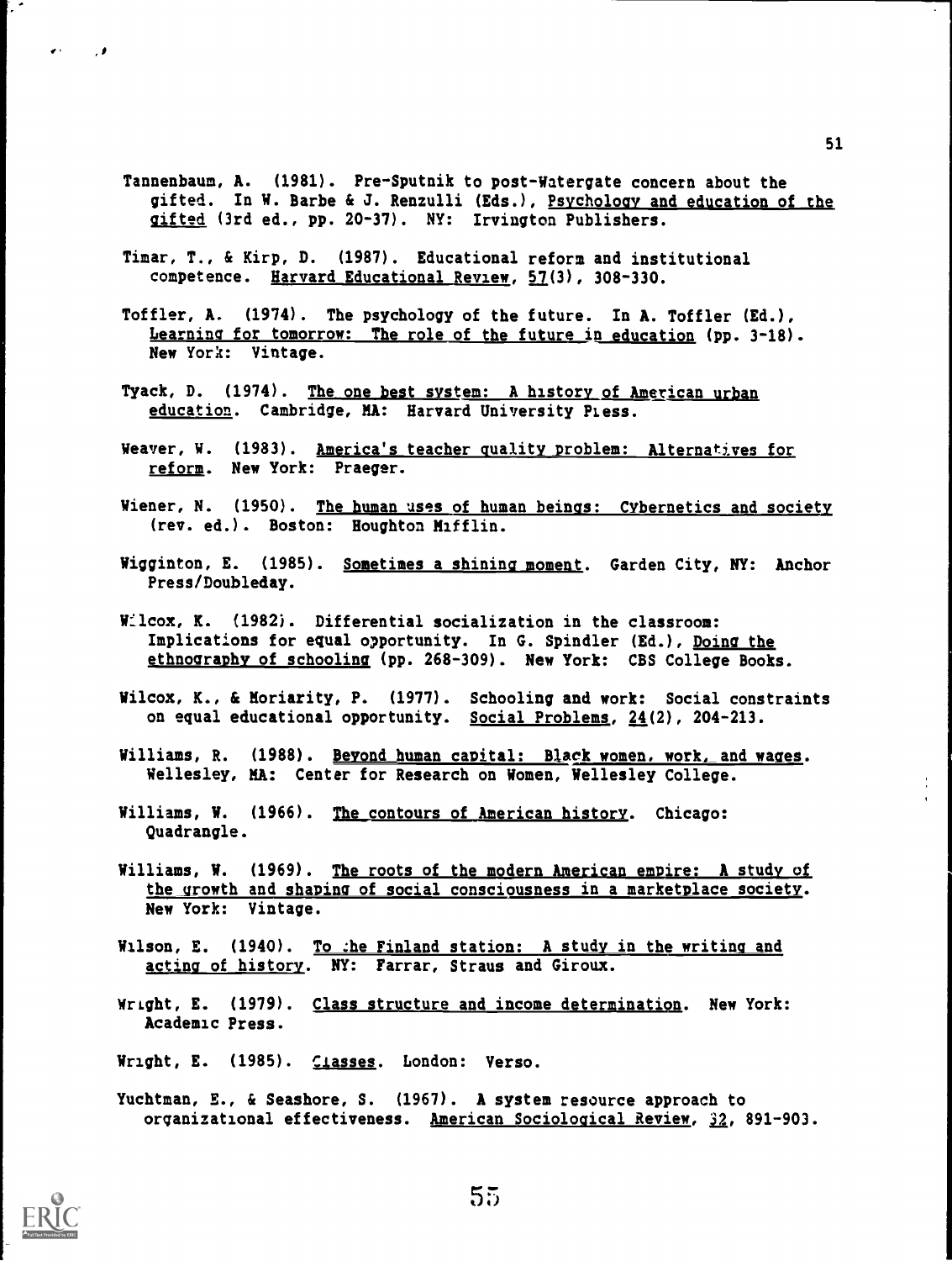Tannenbaum, A. (1981). Pre-Sputnik to post-Watergate concern about the gifted. In W. Barbe & J. Renzulli (Eds.), Psychology and education of the gifted (3rd ed., pp. 20-37). NY: Irvington Publishers.

Timar, T., & Kirp, D. (1987). Educational reform and institutional competence. Harvard Educational Review, 57(3), 308-330.

Toffler, A. (1974). The psychology of the future. In A. Toffler (Ed.), Learning for tomorrow: The role of the future in education (pp. 3-18). New York: Vintage.

Tyack, D. (1974). The one best system: A history of American urban education. Cambridge, MA: Harvard University Press.

Weaver, W. (1983). America's teacher quality problem: Alternatives for reform. New York: Praeger.

Wiener, N. (1950). The human uses of human beings: Cybernetics and society (rev. ed.). Boston: Houghton Mifflin.

Wigginton, E. (1985). Sometimes a shining moment. Garden City, NY: Anchor Press/Doubleday.

Wilcox, K. (1982). Differential socialization in the classroom: Implications for equal opportunity. In G. Spindler (Ed.), Doing the ethnography of schooling (pp. 268-309). New York: CBS College Books.

Wilcox, K., & Moriarity, P. (1977). Schooling and work: Social constraints on equal educational opportunity. Social Problems, 24(2), 204-213.

Williams, R. (1988). Beyond human capital: Black women, work, and wages. Wellesley, MA: Center for Research on Women, Wellesley College.

Williams, W. (1966). The contours of American history. Chicago: Quadrangle.

Williams, W. (1969). The roots of the modern American empire: A study of the growth and shaping of social consciousness in a marketplace society. New York: Vintage.

Wilson, E. (1940). To the Finland station: A study in the writing and acting of history. NY: Farrar, Straus and Giroux.

Wright, E. (1979). Class structure and income determination. New York: Academic Press.

Wright, E. (1985). Classes. London: Verso.

Yuchtman, E., & Seashore, S. (1967). A system resource approach to organizational effectiveness. American Sociological Review, 32, 891-903.